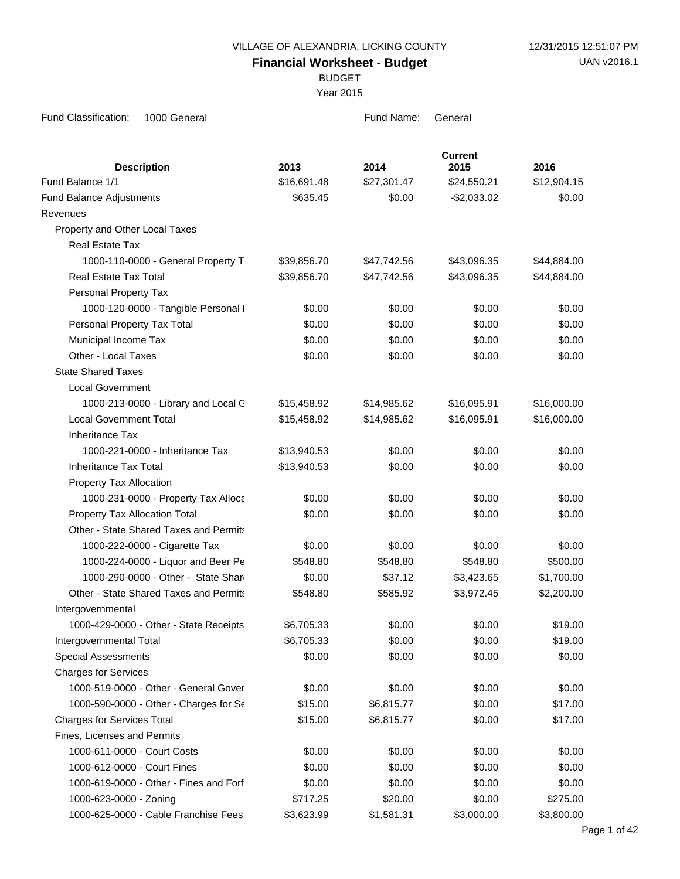VILLAGE OF ALEXANDRIA, LICKING COUNTY

12/31/2015 12:51:07 PM

# Financial Worksheet - Budget

UAN v2016.1

BUDGET

Year 2015

Fund Classification: 1000 General

Fund Name: General

| Description | 2013 | 2014 | Current 2015 | 2016 |
|---|---|---|---|---|
| Fund Balance 1/1 | $16,691.48 | $27,301.47 | $24,550.21 | $12,904.15 |
| Fund Balance Adjustments | $635.45 | $0.00 | -$2,033.02 | $0.00 |
| Revenues | | | | |
| Property and Other Local Taxes | | | | |
| Real Estate Tax | | | | |
| 1000-110-0000 - General Property T | $39,856.70 | $47,742.56 | $43,096.35 | $44,884.00 |
| Real Estate Tax Total | $39,856.70 | $47,742.56 | $43,096.35 | $44,884.00 |
| Personal Property Tax | | | | |
| 1000-120-0000 - Tangible Personal I | $0.00 | $0.00 | $0.00 | $0.00 |
| Personal Property Tax Total | $0.00 | $0.00 | $0.00 | $0.00 |
| Municipal Income Tax | $0.00 | $0.00 | $0.00 | $0.00 |
| Other - Local Taxes | $0.00 | $0.00 | $0.00 | $0.00 |
| State Shared Taxes | | | | |
| Local Government | | | | |
| 1000-213-0000 - Library and Local G | $15,458.92 | $14,985.62 | $16,095.91 | $16,000.00 |
| Local Government Total | $15,458.92 | $14,985.62 | $16,095.91 | $16,000.00 |
| Inheritance Tax | | | | |
| 1000-221-0000 - Inheritance Tax | $13,940.53 | $0.00 | $0.00 | $0.00 |
| Inheritance Tax Total | $13,940.53 | $0.00 | $0.00 | $0.00 |
| Property Tax Allocation | | | | |
| 1000-231-0000 - Property Tax Alloca | $0.00 | $0.00 | $0.00 | $0.00 |
| Property Tax Allocation Total | $0.00 | $0.00 | $0.00 | $0.00 |
| Other - State Shared Taxes and Permits | | | | |
| 1000-222-0000 - Cigarette Tax | $0.00 | $0.00 | $0.00 | $0.00 |
| 1000-224-0000 - Liquor and Beer Pe | $548.80 | $548.80 | $548.80 | $500.00 |
| 1000-290-0000 - Other - State Shar | $0.00 | $37.12 | $3,423.65 | $1,700.00 |
| Other - State Shared Taxes and Permits | $548.80 | $585.92 | $3,972.45 | $2,200.00 |
| Intergovernmental | | | | |
| 1000-429-0000 - Other - State Receipts | $6,705.33 | $0.00 | $0.00 | $19.00 |
| Intergovernmental Total | $6,705.33 | $0.00 | $0.00 | $19.00 |
| Special Assessments | $0.00 | $0.00 | $0.00 | $0.00 |
| Charges for Services | | | | |
| 1000-519-0000 - Other - General Gover | $0.00 | $0.00 | $0.00 | $0.00 |
| 1000-590-0000 - Other - Charges for Se | $15.00 | $6,815.77 | $0.00 | $17.00 |
| Charges for Services Total | $15.00 | $6,815.77 | $0.00 | $17.00 |
| Fines, Licenses and Permits | | | | |
| 1000-611-0000 - Court Costs | $0.00 | $0.00 | $0.00 | $0.00 |
| 1000-612-0000 - Court Fines | $0.00 | $0.00 | $0.00 | $0.00 |
| 1000-619-0000 - Other - Fines and Forf | $0.00 | $0.00 | $0.00 | $0.00 |
| 1000-623-0000 - Zoning | $717.25 | $20.00 | $0.00 | $275.00 |
| 1000-625-0000 - Cable Franchise Fees | $3,623.99 | $1,581.31 | $3,000.00 | $3,800.00 |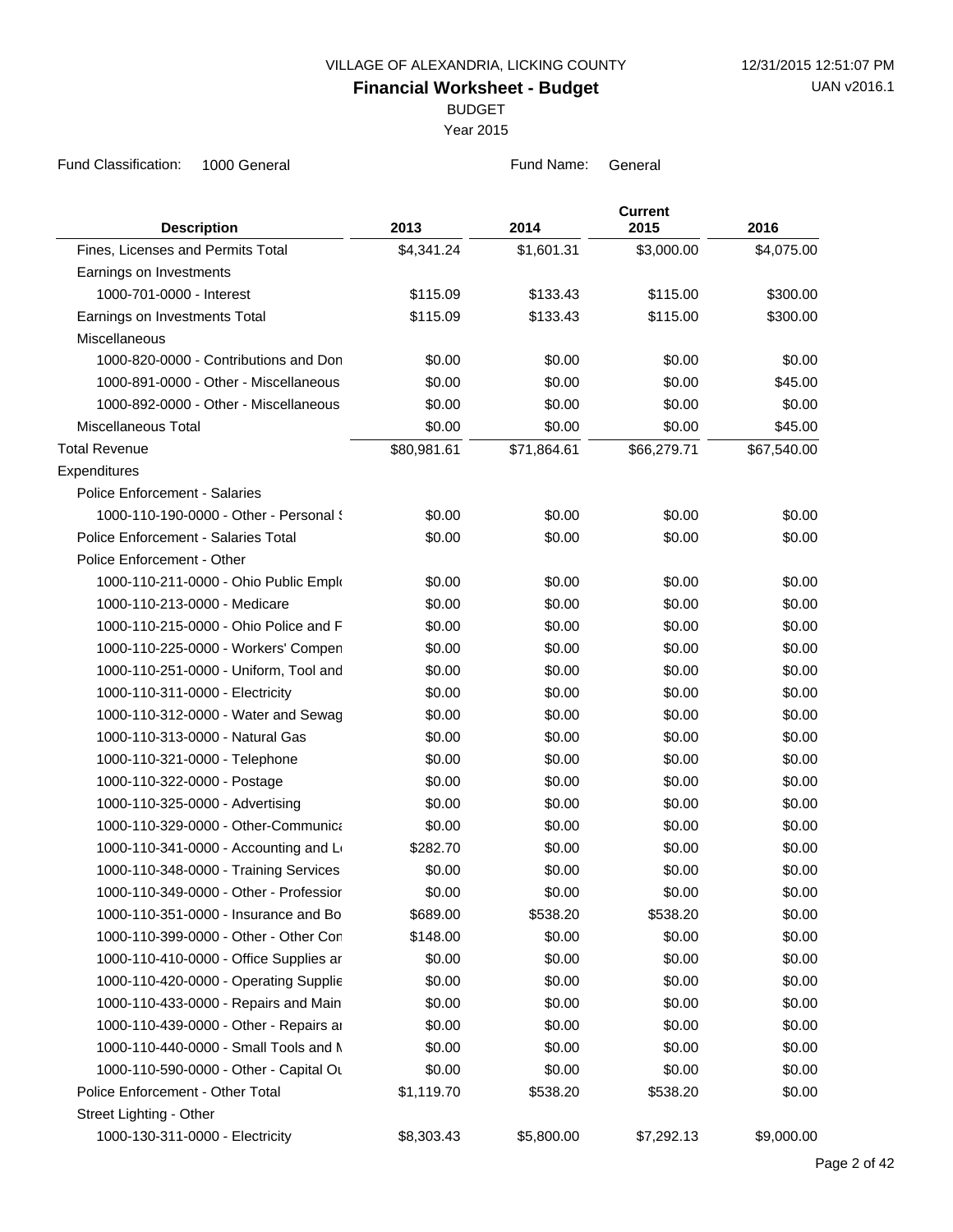VILLAGE OF ALEXANDRIA, LICKING COUNTY

# Financial Worksheet - Budget

BUDGET

Year 2015

Fund Classification: 1000 General

Fund Name: General

| Description | 2013 | 2014 | Current 2015 | 2016 |
|---|---|---|---|---|
| Fines, Licenses and Permits Total | $4,341.24 | $1,601.31 | $3,000.00 | $4,075.00 |
| Earnings on Investments | | | | |
| 1000-701-0000 - Interest | $115.09 | $133.43 | $115.00 | $300.00 |
| Earnings on Investments Total | $115.09 | $133.43 | $115.00 | $300.00 |
| Miscellaneous | | | | |
| 1000-820-0000 - Contributions and Don | $0.00 | $0.00 | $0.00 | $0.00 |
| 1000-891-0000 - Other - Miscellaneous | $0.00 | $0.00 | $0.00 | $45.00 |
| 1000-892-0000 - Other - Miscellaneous | $0.00 | $0.00 | $0.00 | $0.00 |
| Miscellaneous Total | $0.00 | $0.00 | $0.00 | $45.00 |
| Total Revenue | $80,981.61 | $71,864.61 | $66,279.71 | $67,540.00 |
| Expenditures | | | | |
| Police Enforcement - Salaries | | | | |
| 1000-110-190-0000 - Other - Personal S | $0.00 | $0.00 | $0.00 | $0.00 |
| Police Enforcement - Salaries Total | $0.00 | $0.00 | $0.00 | $0.00 |
| Police Enforcement - Other | | | | |
| 1000-110-211-0000 - Ohio Public Emplo | $0.00 | $0.00 | $0.00 | $0.00 |
| 1000-110-213-0000 - Medicare | $0.00 | $0.00 | $0.00 | $0.00 |
| 1000-110-215-0000 - Ohio Police and F | $0.00 | $0.00 | $0.00 | $0.00 |
| 1000-110-225-0000 - Workers' Compen | $0.00 | $0.00 | $0.00 | $0.00 |
| 1000-110-251-0000 - Uniform, Tool and | $0.00 | $0.00 | $0.00 | $0.00 |
| 1000-110-311-0000 - Electricity | $0.00 | $0.00 | $0.00 | $0.00 |
| 1000-110-312-0000 - Water and Sewag | $0.00 | $0.00 | $0.00 | $0.00 |
| 1000-110-313-0000 - Natural Gas | $0.00 | $0.00 | $0.00 | $0.00 |
| 1000-110-321-0000 - Telephone | $0.00 | $0.00 | $0.00 | $0.00 |
| 1000-110-322-0000 - Postage | $0.00 | $0.00 | $0.00 | $0.00 |
| 1000-110-325-0000 - Advertising | $0.00 | $0.00 | $0.00 | $0.00 |
| 1000-110-329-0000 - Other-Communica | $0.00 | $0.00 | $0.00 | $0.00 |
| 1000-110-341-0000 - Accounting and Le | $282.70 | $0.00 | $0.00 | $0.00 |
| 1000-110-348-0000 - Training Services | $0.00 | $0.00 | $0.00 | $0.00 |
| 1000-110-349-0000 - Other - Professior | $0.00 | $0.00 | $0.00 | $0.00 |
| 1000-110-351-0000 - Insurance and Bo | $689.00 | $538.20 | $538.20 | $0.00 |
| 1000-110-399-0000 - Other - Other Con | $148.00 | $0.00 | $0.00 | $0.00 |
| 1000-110-410-0000 - Office Supplies ar | $0.00 | $0.00 | $0.00 | $0.00 |
| 1000-110-420-0000 - Operating Supplie | $0.00 | $0.00 | $0.00 | $0.00 |
| 1000-110-433-0000 - Repairs and Main | $0.00 | $0.00 | $0.00 | $0.00 |
| 1000-110-439-0000 - Other - Repairs ar | $0.00 | $0.00 | $0.00 | $0.00 |
| 1000-110-440-0000 - Small Tools and M | $0.00 | $0.00 | $0.00 | $0.00 |
| 1000-110-590-0000 - Other - Capital Ou | $0.00 | $0.00 | $0.00 | $0.00 |
| Police Enforcement - Other Total | $1,119.70 | $538.20 | $538.20 | $0.00 |
| Street Lighting - Other | | | | |
| 1000-130-311-0000 - Electricity | $8,303.43 | $5,800.00 | $7,292.13 | $9,000.00 |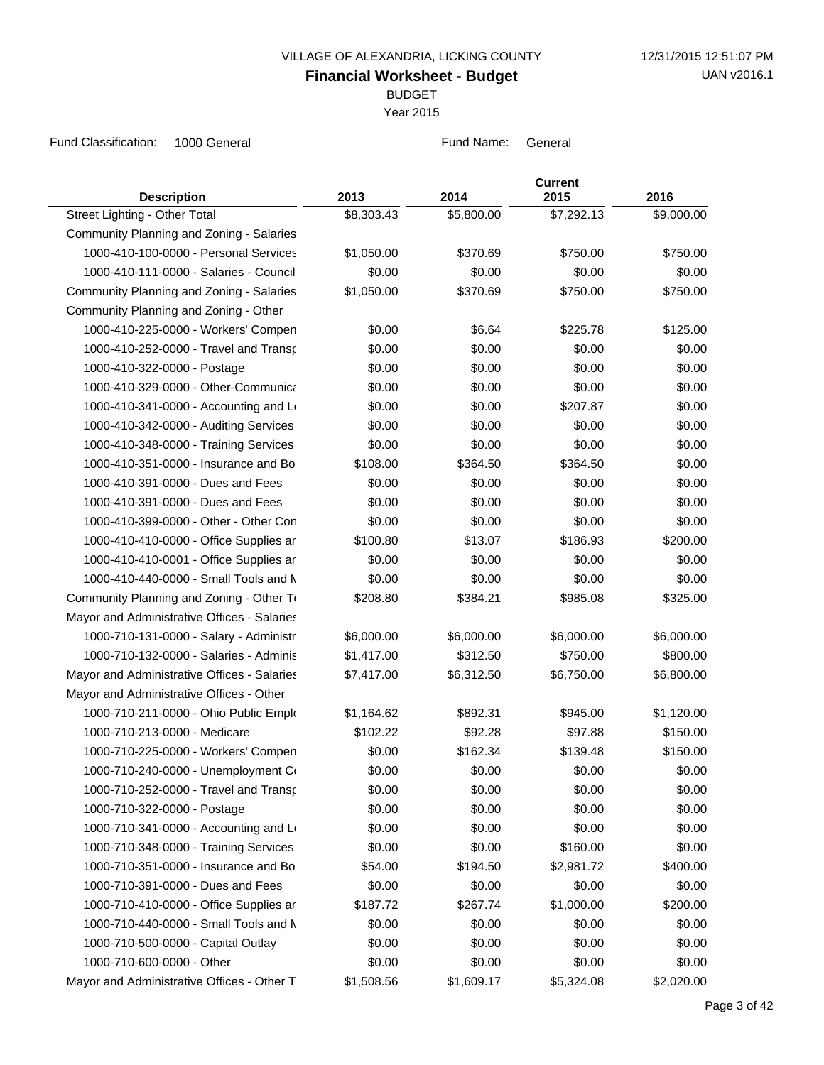VILLAGE OF ALEXANDRIA, LICKING COUNTY

# Financial Worksheet - Budget

BUDGET

Year 2015

Fund Classification: 1000 General

Fund Name: General

| Description | 2013 | 2014 | Current 2015 | 2016 |
|---|---|---|---|---|
| Street Lighting - Other Total | $8,303.43 | $5,800.00 | $7,292.13 | $9,000.00 |
| Community Planning and Zoning - Salaries | | | | |
| 1000-410-100-0000 - Personal Services | $1,050.00 | $370.69 | $750.00 | $750.00 |
| 1000-410-111-0000 - Salaries - Council | $0.00 | $0.00 | $0.00 | $0.00 |
| Community Planning and Zoning - Salaries | $1,050.00 | $370.69 | $750.00 | $750.00 |
| Community Planning and Zoning - Other | | | | |
| 1000-410-225-0000 - Workers' Compen | $0.00 | $6.64 | $225.78 | $125.00 |
| 1000-410-252-0000 - Travel and Transp | $0.00 | $0.00 | $0.00 | $0.00 |
| 1000-410-322-0000 - Postage | $0.00 | $0.00 | $0.00 | $0.00 |
| 1000-410-329-0000 - Other-Communica | $0.00 | $0.00 | $0.00 | $0.00 |
| 1000-410-341-0000 - Accounting and Le | $0.00 | $0.00 | $207.87 | $0.00 |
| 1000-410-342-0000 - Auditing Services | $0.00 | $0.00 | $0.00 | $0.00 |
| 1000-410-348-0000 - Training Services | $0.00 | $0.00 | $0.00 | $0.00 |
| 1000-410-351-0000 - Insurance and Bo | $108.00 | $364.50 | $364.50 | $0.00 |
| 1000-410-391-0000 - Dues and Fees | $0.00 | $0.00 | $0.00 | $0.00 |
| 1000-410-391-0000 - Dues and Fees | $0.00 | $0.00 | $0.00 | $0.00 |
| 1000-410-399-0000 - Other - Other Con | $0.00 | $0.00 | $0.00 | $0.00 |
| 1000-410-410-0000 - Office Supplies ar | $100.80 | $13.07 | $186.93 | $200.00 |
| 1000-410-410-0001 - Office Supplies ar | $0.00 | $0.00 | $0.00 | $0.00 |
| 1000-410-440-0000 - Small Tools and M | $0.00 | $0.00 | $0.00 | $0.00 |
| Community Planning and Zoning - Other To | $208.80 | $384.21 | $985.08 | $325.00 |
| Mayor and Administrative Offices - Salaries | | | | |
| 1000-710-131-0000 - Salary - Administr | $6,000.00 | $6,000.00 | $6,000.00 | $6,000.00 |
| 1000-710-132-0000 - Salaries - Adminis | $1,417.00 | $312.50 | $750.00 | $800.00 |
| Mayor and Administrative Offices - Salaries | $7,417.00 | $6,312.50 | $6,750.00 | $6,800.00 |
| Mayor and Administrative Offices - Other | | | | |
| 1000-710-211-0000 - Ohio Public Emplo | $1,164.62 | $892.31 | $945.00 | $1,120.00 |
| 1000-710-213-0000 - Medicare | $102.22 | $92.28 | $97.88 | $150.00 |
| 1000-710-225-0000 - Workers' Compen | $0.00 | $162.34 | $139.48 | $150.00 |
| 1000-710-240-0000 - Unemployment Co | $0.00 | $0.00 | $0.00 | $0.00 |
| 1000-710-252-0000 - Travel and Transp | $0.00 | $0.00 | $0.00 | $0.00 |
| 1000-710-322-0000 - Postage | $0.00 | $0.00 | $0.00 | $0.00 |
| 1000-710-341-0000 - Accounting and Le | $0.00 | $0.00 | $0.00 | $0.00 |
| 1000-710-348-0000 - Training Services | $0.00 | $0.00 | $160.00 | $0.00 |
| 1000-710-351-0000 - Insurance and Bo | $54.00 | $194.50 | $2,981.72 | $400.00 |
| 1000-710-391-0000 - Dues and Fees | $0.00 | $0.00 | $0.00 | $0.00 |
| 1000-710-410-0000 - Office Supplies ar | $187.72 | $267.74 | $1,000.00 | $200.00 |
| 1000-710-440-0000 - Small Tools and M | $0.00 | $0.00 | $0.00 | $0.00 |
| 1000-710-500-0000 - Capital Outlay | $0.00 | $0.00 | $0.00 | $0.00 |
| 1000-710-600-0000 - Other | $0.00 | $0.00 | $0.00 | $0.00 |
| Mayor and Administrative Offices - Other T | $1,508.56 | $1,609.17 | $5,324.08 | $2,020.00 |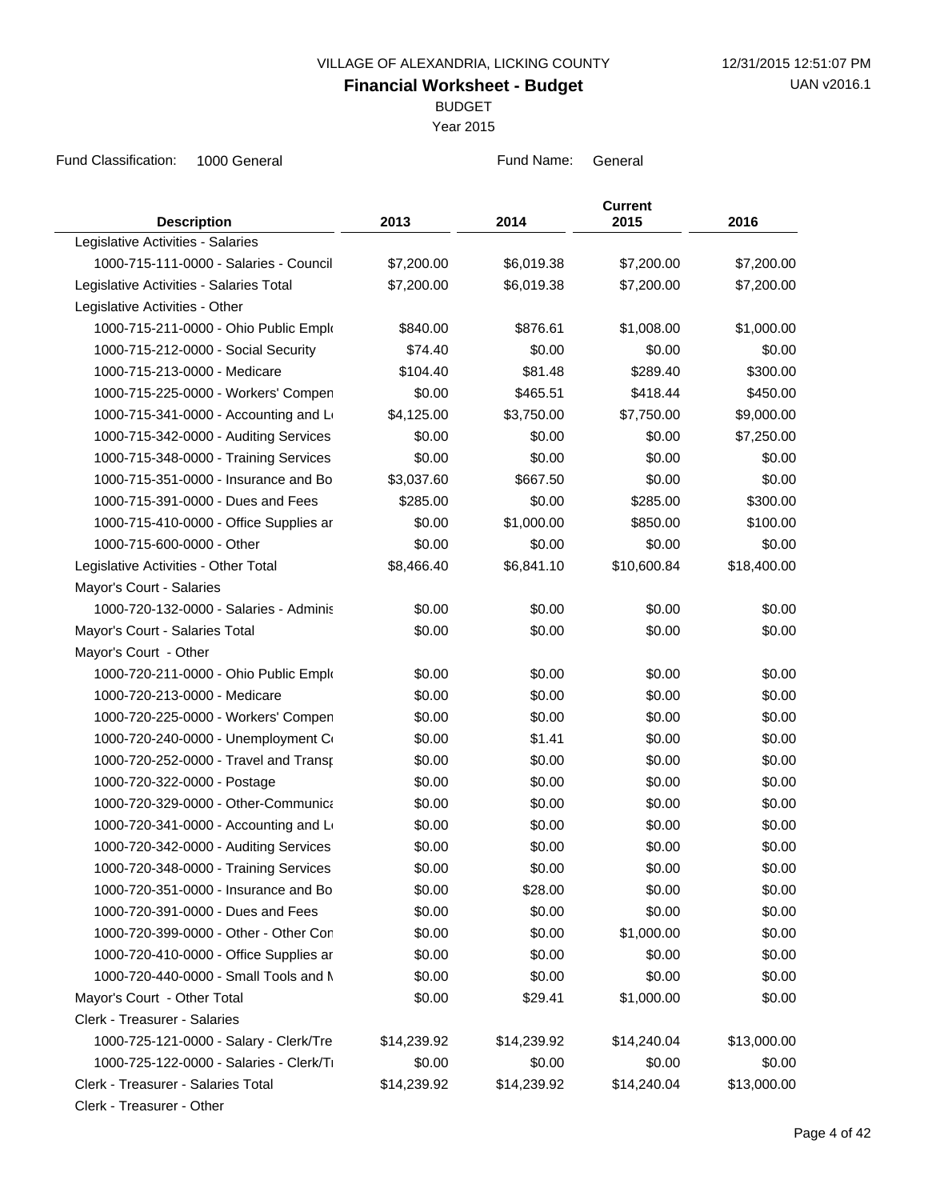VILLAGE OF ALEXANDRIA, LICKING COUNTY

# Financial Worksheet - Budget

BUDGET

Year 2015

Fund Classification: 1000 General

Fund Name: General

| Description | 2013 | 2014 | Current 2015 | 2016 |
|---|---|---|---|---|
| Legislative Activities - Salaries | | | | |
| 1000-715-111-0000 - Salaries - Council | $7,200.00 | $6,019.38 | $7,200.00 | $7,200.00 |
| Legislative Activities - Salaries Total | $7,200.00 | $6,019.38 | $7,200.00 | $7,200.00 |
| Legislative Activities - Other | | | | |
| 1000-715-211-0000 - Ohio Public Empl | $840.00 | $876.61 | $1,008.00 | $1,000.00 |
| 1000-715-212-0000 - Social Security | $74.40 | $0.00 | $0.00 | $0.00 |
| 1000-715-213-0000 - Medicare | $104.40 | $81.48 | $289.40 | $300.00 |
| 1000-715-225-0000 - Workers' Compen | $0.00 | $465.51 | $418.44 | $450.00 |
| 1000-715-341-0000 - Accounting and L | $4,125.00 | $3,750.00 | $7,750.00 | $9,000.00 |
| 1000-715-342-0000 - Auditing Services | $0.00 | $0.00 | $0.00 | $7,250.00 |
| 1000-715-348-0000 - Training Services | $0.00 | $0.00 | $0.00 | $0.00 |
| 1000-715-351-0000 - Insurance and Bo | $3,037.60 | $667.50 | $0.00 | $0.00 |
| 1000-715-391-0000 - Dues and Fees | $285.00 | $0.00 | $285.00 | $300.00 |
| 1000-715-410-0000 - Office Supplies ar | $0.00 | $1,000.00 | $850.00 | $100.00 |
| 1000-715-600-0000 - Other | $0.00 | $0.00 | $0.00 | $0.00 |
| Legislative Activities - Other Total | $8,466.40 | $6,841.10 | $10,600.84 | $18,400.00 |
| Mayor's Court - Salaries | | | | |
| 1000-720-132-0000 - Salaries - Adminis | $0.00 | $0.00 | $0.00 | $0.00 |
| Mayor's Court - Salaries Total | $0.00 | $0.00 | $0.00 | $0.00 |
| Mayor's Court - Other | | | | |
| 1000-720-211-0000 - Ohio Public Empl | $0.00 | $0.00 | $0.00 | $0.00 |
| 1000-720-213-0000 - Medicare | $0.00 | $0.00 | $0.00 | $0.00 |
| 1000-720-225-0000 - Workers' Compen | $0.00 | $0.00 | $0.00 | $0.00 |
| 1000-720-240-0000 - Unemployment C | $0.00 | $1.41 | $0.00 | $0.00 |
| 1000-720-252-0000 - Travel and Transp | $0.00 | $0.00 | $0.00 | $0.00 |
| 1000-720-322-0000 - Postage | $0.00 | $0.00 | $0.00 | $0.00 |
| 1000-720-329-0000 - Other-Communica | $0.00 | $0.00 | $0.00 | $0.00 |
| 1000-720-341-0000 - Accounting and L | $0.00 | $0.00 | $0.00 | $0.00 |
| 1000-720-342-0000 - Auditing Services | $0.00 | $0.00 | $0.00 | $0.00 |
| 1000-720-348-0000 - Training Services | $0.00 | $0.00 | $0.00 | $0.00 |
| 1000-720-351-0000 - Insurance and Bo | $0.00 | $28.00 | $0.00 | $0.00 |
| 1000-720-391-0000 - Dues and Fees | $0.00 | $0.00 | $0.00 | $0.00 |
| 1000-720-399-0000 - Other - Other Con | $0.00 | $0.00 | $1,000.00 | $0.00 |
| 1000-720-410-0000 - Office Supplies ar | $0.00 | $0.00 | $0.00 | $0.00 |
| 1000-720-440-0000 - Small Tools and M | $0.00 | $0.00 | $0.00 | $0.00 |
| Mayor's Court - Other Total | $0.00 | $29.41 | $1,000.00 | $0.00 |
| Clerk - Treasurer - Salaries | | | | |
| 1000-725-121-0000 - Salary - Clerk/Tre | $14,239.92 | $14,239.92 | $14,240.04 | $13,000.00 |
| 1000-725-122-0000 - Salaries - Clerk/T | $0.00 | $0.00 | $0.00 | $0.00 |
| Clerk - Treasurer - Salaries Total | $14,239.92 | $14,239.92 | $14,240.04 | $13,000.00 |
| Clerk - Treasurer - Other | | | | |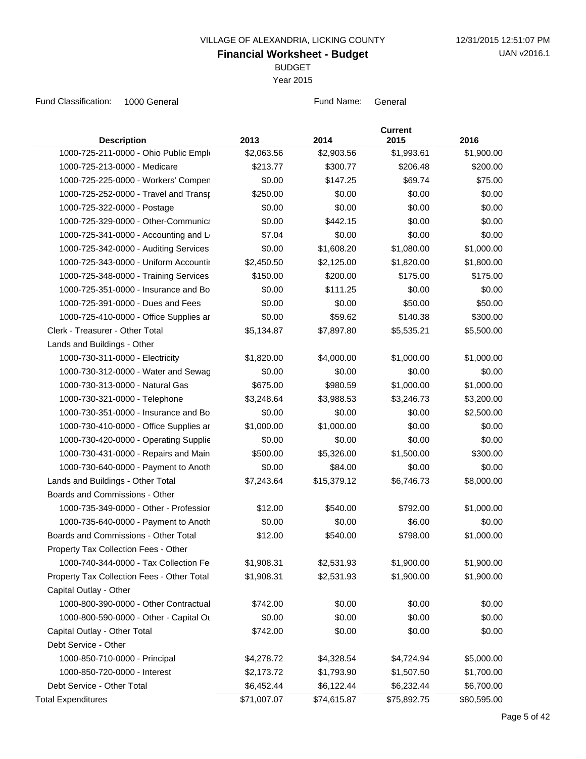VILLAGE OF ALEXANDRIA, LICKING COUNTY

**Financial Worksheet - Budget**

BUDGET

Year 2015

12/31/2015 12:51:07 PM

UAN v2016.1

Fund Classification: 1000 General

Fund Name: General

| Description | 2013 | 2014 | Current 2015 | 2016 |
|---|---|---|---|---|
| 1000-725-211-0000 - Ohio Public Empl | $2,063.56 | $2,903.56 | $1,993.61 | $1,900.00 |
| 1000-725-213-0000 - Medicare | $213.77 | $300.77 | $206.48 | $200.00 |
| 1000-725-225-0000 - Workers' Compen | $0.00 | $147.25 | $69.74 | $75.00 |
| 1000-725-252-0000 - Travel and Transp | $250.00 | $0.00 | $0.00 | $0.00 |
| 1000-725-322-0000 - Postage | $0.00 | $0.00 | $0.00 | $0.00 |
| 1000-725-329-0000 - Other-Communica | $0.00 | $442.15 | $0.00 | $0.00 |
| 1000-725-341-0000 - Accounting and L | $7.04 | $0.00 | $0.00 | $0.00 |
| 1000-725-342-0000 - Auditing Services | $0.00 | $1,608.20 | $1,080.00 | $1,000.00 |
| 1000-725-343-0000 - Uniform Accountir | $2,450.50 | $2,125.00 | $1,820.00 | $1,800.00 |
| 1000-725-348-0000 - Training Services | $150.00 | $200.00 | $175.00 | $175.00 |
| 1000-725-351-0000 - Insurance and Bo | $0.00 | $111.25 | $0.00 | $0.00 |
| 1000-725-391-0000 - Dues and Fees | $0.00 | $0.00 | $50.00 | $50.00 |
| 1000-725-410-0000 - Office Supplies ar | $0.00 | $59.62 | $140.38 | $300.00 |
| Clerk - Treasurer - Other Total | $5,134.87 | $7,897.80 | $5,535.21 | $5,500.00 |
| Lands and Buildings - Other | | | | |
| 1000-730-311-0000 - Electricity | $1,820.00 | $4,000.00 | $1,000.00 | $1,000.00 |
| 1000-730-312-0000 - Water and Sewag | $0.00 | $0.00 | $0.00 | $0.00 |
| 1000-730-313-0000 - Natural Gas | $675.00 | $980.59 | $1,000.00 | $1,000.00 |
| 1000-730-321-0000 - Telephone | $3,248.64 | $3,988.53 | $3,246.73 | $3,200.00 |
| 1000-730-351-0000 - Insurance and Bo | $0.00 | $0.00 | $0.00 | $2,500.00 |
| 1000-730-410-0000 - Office Supplies ar | $1,000.00 | $1,000.00 | $0.00 | $0.00 |
| 1000-730-420-0000 - Operating Supplie | $0.00 | $0.00 | $0.00 | $0.00 |
| 1000-730-431-0000 - Repairs and Main | $500.00 | $5,326.00 | $1,500.00 | $300.00 |
| 1000-730-640-0000 - Payment to Anoth | $0.00 | $84.00 | $0.00 | $0.00 |
| Lands and Buildings - Other Total | $7,243.64 | $15,379.12 | $6,746.73 | $8,000.00 |
| Boards and Commissions - Other | | | | |
| 1000-735-349-0000 - Other - Professior | $12.00 | $540.00 | $792.00 | $1,000.00 |
| 1000-735-640-0000 - Payment to Anoth | $0.00 | $0.00 | $6.00 | $0.00 |
| Boards and Commissions - Other Total | $12.00 | $540.00 | $798.00 | $1,000.00 |
| Property Tax Collection Fees - Other | | | | |
| 1000-740-344-0000 - Tax Collection Fe | $1,908.31 | $2,531.93 | $1,900.00 | $1,900.00 |
| Property Tax Collection Fees - Other Total | $1,908.31 | $2,531.93 | $1,900.00 | $1,900.00 |
| Capital Outlay - Other | | | | |
| 1000-800-390-0000 - Other Contractual | $742.00 | $0.00 | $0.00 | $0.00 |
| 1000-800-590-0000 - Other - Capital Ou | $0.00 | $0.00 | $0.00 | $0.00 |
| Capital Outlay - Other Total | $742.00 | $0.00 | $0.00 | $0.00 |
| Debt Service - Other | | | | |
| 1000-850-710-0000 - Principal | $4,278.72 | $4,328.54 | $4,724.94 | $5,000.00 |
| 1000-850-720-0000 - Interest | $2,173.72 | $1,793.90 | $1,507.50 | $1,700.00 |
| Debt Service - Other Total | $6,452.44 | $6,122.44 | $6,232.44 | $6,700.00 |
| Total Expenditures | $71,007.07 | $74,615.87 | $75,892.75 | $80,595.00 |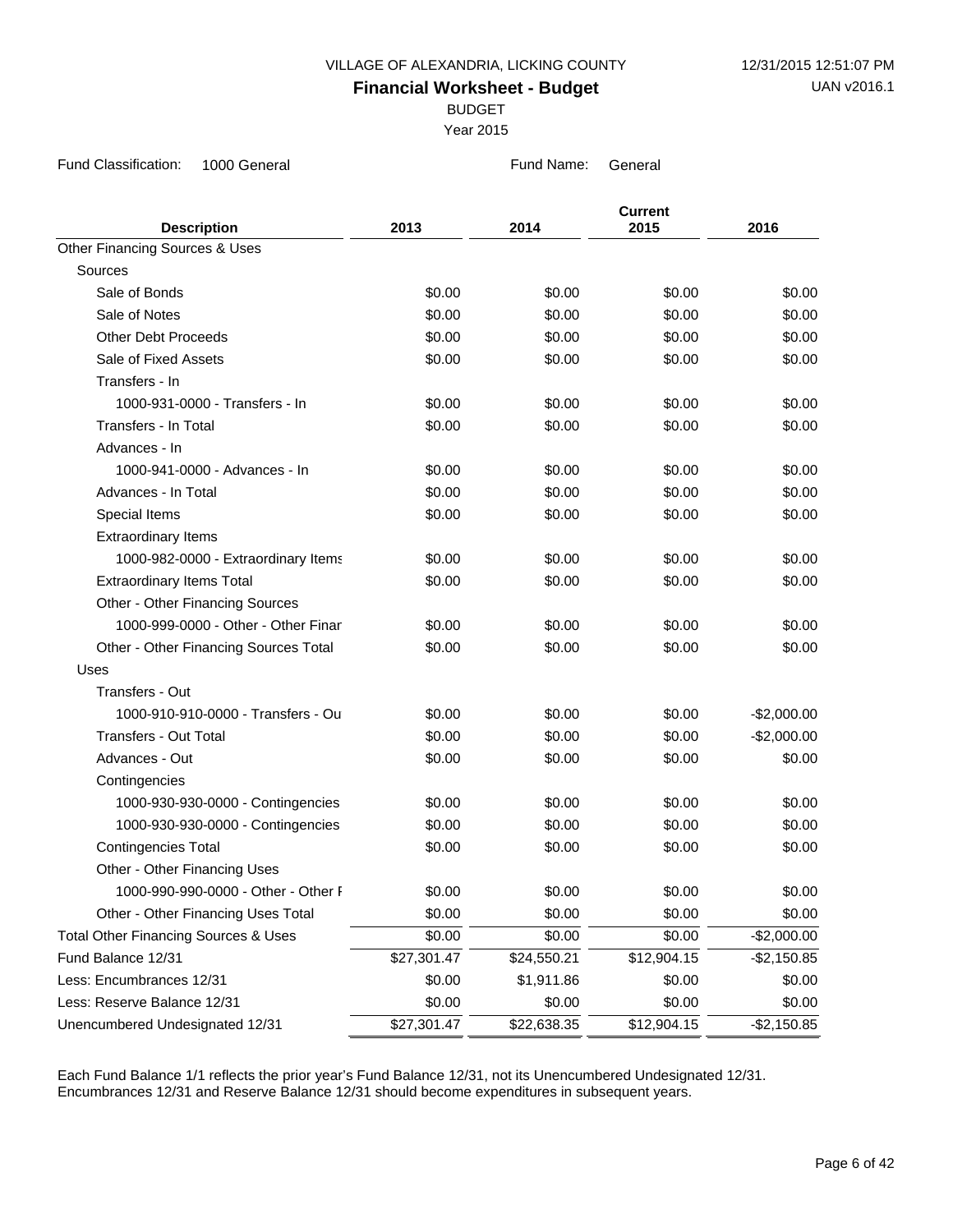VILLAGE OF ALEXANDRIA, LICKING COUNTY

12/31/2015 12:51:07 PM

**Financial Worksheet - Budget**

UAN v2016.1

BUDGET

Year 2015

Fund Classification: 1000 General

Fund Name: General

| Description | 2013 | 2014 | Current 2015 | 2016 |
|---|---|---|---|---|
| Other Financing Sources & Uses | | | | |
| Sources | | | | |
| Sale of Bonds | $0.00 | $0.00 | $0.00 | $0.00 |
| Sale of Notes | $0.00 | $0.00 | $0.00 | $0.00 |
| Other Debt Proceeds | $0.00 | $0.00 | $0.00 | $0.00 |
| Sale of Fixed Assets | $0.00 | $0.00 | $0.00 | $0.00 |
| Transfers - In | | | | |
| 1000-931-0000 - Transfers - In | $0.00 | $0.00 | $0.00 | $0.00 |
| Transfers - In Total | $0.00 | $0.00 | $0.00 | $0.00 |
| Advances - In | | | | |
| 1000-941-0000 - Advances - In | $0.00 | $0.00 | $0.00 | $0.00 |
| Advances - In Total | $0.00 | $0.00 | $0.00 | $0.00 |
| Special Items | $0.00 | $0.00 | $0.00 | $0.00 |
| Extraordinary Items | | | | |
| 1000-982-0000 - Extraordinary Items | $0.00 | $0.00 | $0.00 | $0.00 |
| Extraordinary Items Total | $0.00 | $0.00 | $0.00 | $0.00 |
| Other - Other Financing Sources | | | | |
| 1000-999-0000 - Other - Other Finar | $0.00 | $0.00 | $0.00 | $0.00 |
| Other - Other Financing Sources Total | $0.00 | $0.00 | $0.00 | $0.00 |
| Uses | | | | |
| Transfers - Out | | | | |
| 1000-910-910-0000 - Transfers - Ou | $0.00 | $0.00 | $0.00 | -$2,000.00 |
| Transfers - Out Total | $0.00 | $0.00 | $0.00 | -$2,000.00 |
| Advances - Out | $0.00 | $0.00 | $0.00 | $0.00 |
| Contingencies | | | | |
| 1000-930-930-0000 - Contingencies | $0.00 | $0.00 | $0.00 | $0.00 |
| 1000-930-930-0000 - Contingencies | $0.00 | $0.00 | $0.00 | $0.00 |
| Contingencies Total | $0.00 | $0.00 | $0.00 | $0.00 |
| Other - Other Financing Uses | | | | |
| 1000-990-990-0000 - Other - Other F | $0.00 | $0.00 | $0.00 | $0.00 |
| Other - Other Financing Uses Total | $0.00 | $0.00 | $0.00 | $0.00 |
| Total Other Financing Sources & Uses | $0.00 | $0.00 | $0.00 | -$2,000.00 |
| Fund Balance 12/31 | $27,301.47 | $24,550.21 | $12,904.15 | -$2,150.85 |
| Less: Encumbrances 12/31 | $0.00 | $1,911.86 | $0.00 | $0.00 |
| Less: Reserve Balance 12/31 | $0.00 | $0.00 | $0.00 | $0.00 |
| Unencumbered Undesignated 12/31 | $27,301.47 | $22,638.35 | $12,904.15 | -$2,150.85 |

Each Fund Balance 1/1 reflects the prior year's Fund Balance 12/31, not its Unencumbered Undesignated 12/31.
Encumbrances 12/31 and Reserve Balance 12/31 should become expenditures in subsequent years.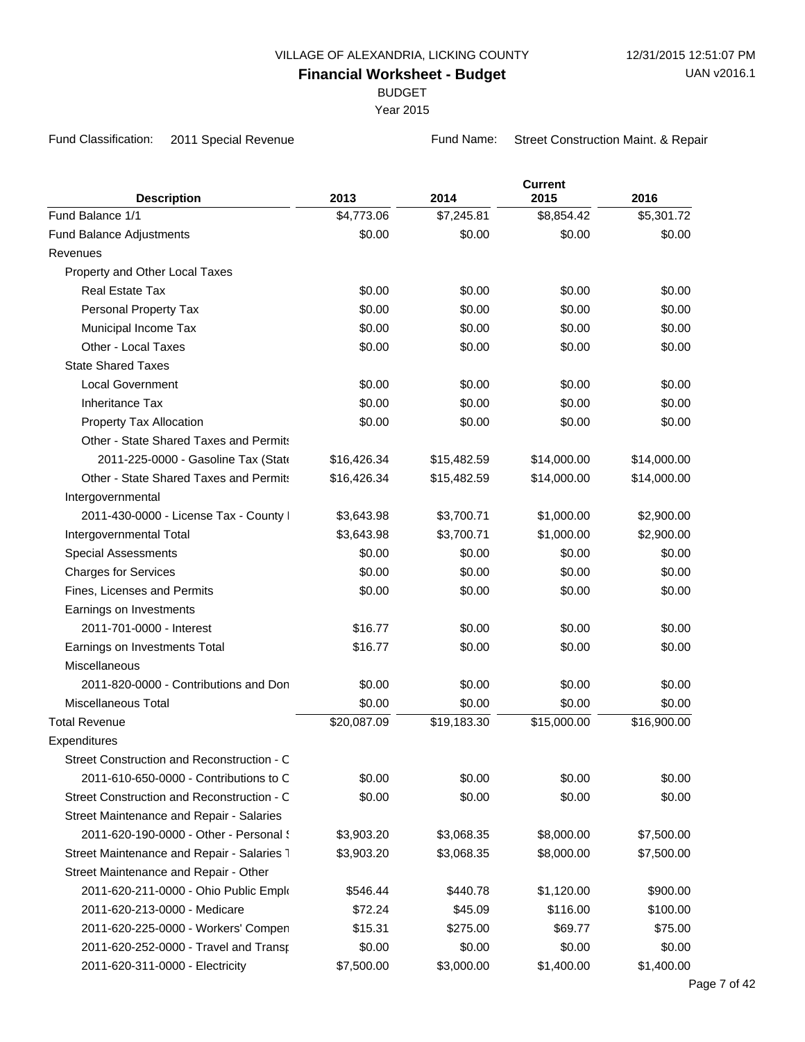VILLAGE OF ALEXANDRIA, LICKING COUNTY

12/31/2015 12:51:07 PM

**Financial Worksheet - Budget**

UAN v2016.1

BUDGET

Year 2015

Fund Classification: 2011 Special Revenue

Fund Name: Street Construction Maint. & Repair

| Description | 2013 | 2014 | Current 2015 | 2016 |
|---|---|---|---|---|
| Fund Balance 1/1 | $4,773.06 | $7,245.81 | $8,854.42 | $5,301.72 |
| Fund Balance Adjustments | $0.00 | $0.00 | $0.00 | $0.00 |
| Revenues | | | | |
| Property and Other Local Taxes | | | | |
| Real Estate Tax | $0.00 | $0.00 | $0.00 | $0.00 |
| Personal Property Tax | $0.00 | $0.00 | $0.00 | $0.00 |
| Municipal Income Tax | $0.00 | $0.00 | $0.00 | $0.00 |
| Other - Local Taxes | $0.00 | $0.00 | $0.00 | $0.00 |
| State Shared Taxes | | | | |
| Local Government | $0.00 | $0.00 | $0.00 | $0.00 |
| Inheritance Tax | $0.00 | $0.00 | $0.00 | $0.00 |
| Property Tax Allocation | $0.00 | $0.00 | $0.00 | $0.00 |
| Other - State Shared Taxes and Permits | | | | |
| 2011-225-0000 - Gasoline Tax (State | $16,426.34 | $15,482.59 | $14,000.00 | $14,000.00 |
| Other - State Shared Taxes and Permits | $16,426.34 | $15,482.59 | $14,000.00 | $14,000.00 |
| Intergovernmental | | | | |
| 2011-430-0000 - License Tax - County I | $3,643.98 | $3,700.71 | $1,000.00 | $2,900.00 |
| Intergovernmental Total | $3,643.98 | $3,700.71 | $1,000.00 | $2,900.00 |
| Special Assessments | $0.00 | $0.00 | $0.00 | $0.00 |
| Charges for Services | $0.00 | $0.00 | $0.00 | $0.00 |
| Fines, Licenses and Permits | $0.00 | $0.00 | $0.00 | $0.00 |
| Earnings on Investments | | | | |
| 2011-701-0000 - Interest | $16.77 | $0.00 | $0.00 | $0.00 |
| Earnings on Investments Total | $16.77 | $0.00 | $0.00 | $0.00 |
| Miscellaneous | | | | |
| 2011-820-0000 - Contributions and Don | $0.00 | $0.00 | $0.00 | $0.00 |
| Miscellaneous Total | $0.00 | $0.00 | $0.00 | $0.00 |
| Total Revenue | $20,087.09 | $19,183.30 | $15,000.00 | $16,900.00 |
| Expenditures | | | | |
| Street Construction and Reconstruction - C | | | | |
| 2011-610-650-0000 - Contributions to C | $0.00 | $0.00 | $0.00 | $0.00 |
| Street Construction and Reconstruction - C | $0.00 | $0.00 | $0.00 | $0.00 |
| Street Maintenance and Repair - Salaries | | | | |
| 2011-620-190-0000 - Other - Personal S | $3,903.20 | $3,068.35 | $8,000.00 | $7,500.00 |
| Street Maintenance and Repair - Salaries T | $3,903.20 | $3,068.35 | $8,000.00 | $7,500.00 |
| Street Maintenance and Repair - Other | | | | |
| 2011-620-211-0000 - Ohio Public Emplo | $546.44 | $440.78 | $1,120.00 | $900.00 |
| 2011-620-213-0000 - Medicare | $72.24 | $45.09 | $116.00 | $100.00 |
| 2011-620-225-0000 - Workers' Compen | $15.31 | $275.00 | $69.77 | $75.00 |
| 2011-620-252-0000 - Travel and Transp | $0.00 | $0.00 | $0.00 | $0.00 |
| 2011-620-311-0000 - Electricity | $7,500.00 | $3,000.00 | $1,400.00 | $1,400.00 |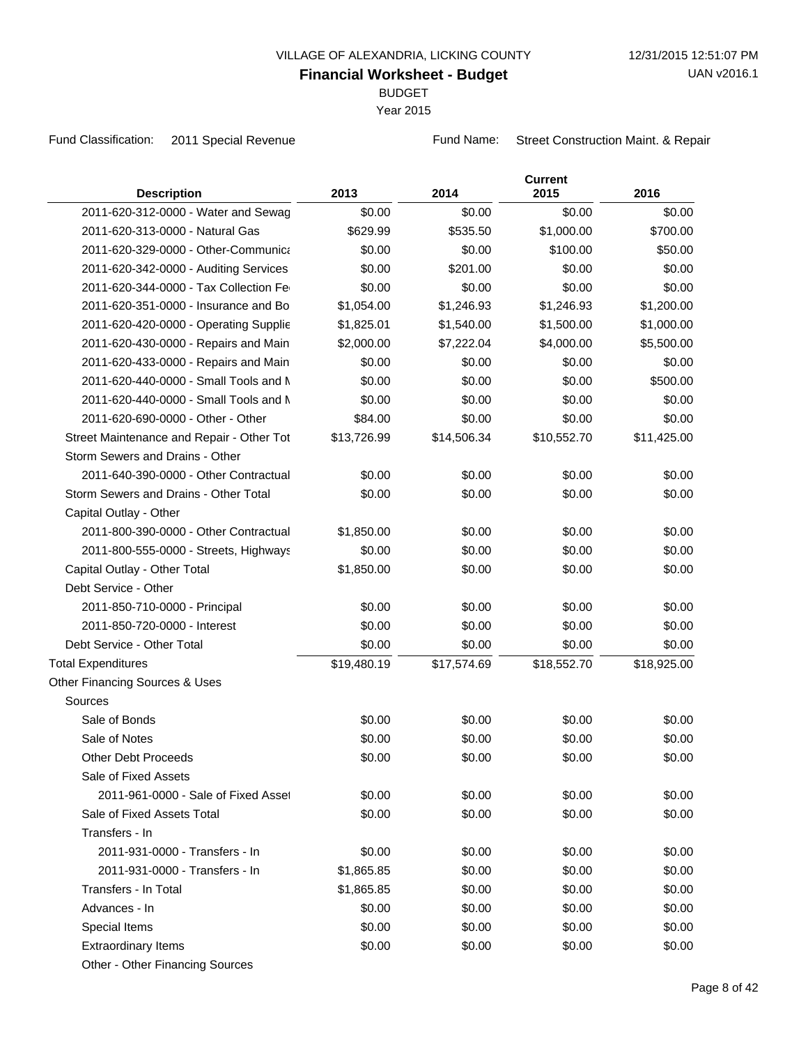VILLAGE OF ALEXANDRIA, LICKING COUNTY

12/31/2015 12:51:07 PM

UAN v2016.1

# Financial Worksheet - Budget

BUDGET

Year 2015

Fund Classification: 2011 Special Revenue

Fund Name: Street Construction Maint. & Repair

| Description | 2013 | 2014 | Current 2015 | 2016 |
|---|---|---|---|---|
| 2011-620-312-0000 - Water and Sewag | $0.00 | $0.00 | $0.00 | $0.00 |
| 2011-620-313-0000 - Natural Gas | $629.99 | $535.50 | $1,000.00 | $700.00 |
| 2011-620-329-0000 - Other-Communica | $0.00 | $0.00 | $100.00 | $50.00 |
| 2011-620-342-0000 - Auditing Services | $0.00 | $201.00 | $0.00 | $0.00 |
| 2011-620-344-0000 - Tax Collection Fe | $0.00 | $0.00 | $0.00 | $0.00 |
| 2011-620-351-0000 - Insurance and Bo | $1,054.00 | $1,246.93 | $1,246.93 | $1,200.00 |
| 2011-620-420-0000 - Operating Supplie | $1,825.01 | $1,540.00 | $1,500.00 | $1,000.00 |
| 2011-620-430-0000 - Repairs and Main | $2,000.00 | $7,222.04 | $4,000.00 | $5,500.00 |
| 2011-620-433-0000 - Repairs and Main | $0.00 | $0.00 | $0.00 | $0.00 |
| 2011-620-440-0000 - Small Tools and M | $0.00 | $0.00 | $0.00 | $500.00 |
| 2011-620-440-0000 - Small Tools and M | $0.00 | $0.00 | $0.00 | $0.00 |
| 2011-620-690-0000 - Other - Other | $84.00 | $0.00 | $0.00 | $0.00 |
| Street Maintenance and Repair - Other Tot | $13,726.99 | $14,506.34 | $10,552.70 | $11,425.00 |
| Storm Sewers and Drains - Other | | | | |
| 2011-640-390-0000 - Other Contractual | $0.00 | $0.00 | $0.00 | $0.00 |
| Storm Sewers and Drains - Other Total | $0.00 | $0.00 | $0.00 | $0.00 |
| Capital Outlay - Other | | | | |
| 2011-800-390-0000 - Other Contractual | $1,850.00 | $0.00 | $0.00 | $0.00 |
| 2011-800-555-0000 - Streets, Highways | $0.00 | $0.00 | $0.00 | $0.00 |
| Capital Outlay - Other Total | $1,850.00 | $0.00 | $0.00 | $0.00 |
| Debt Service - Other | | | | |
| 2011-850-710-0000 - Principal | $0.00 | $0.00 | $0.00 | $0.00 |
| 2011-850-720-0000 - Interest | $0.00 | $0.00 | $0.00 | $0.00 |
| Debt Service - Other Total | $0.00 | $0.00 | $0.00 | $0.00 |
| Total Expenditures | $19,480.19 | $17,574.69 | $18,552.70 | $18,925.00 |
| Other Financing Sources & Uses | | | | |
| Sources | | | | |
| Sale of Bonds | $0.00 | $0.00 | $0.00 | $0.00 |
| Sale of Notes | $0.00 | $0.00 | $0.00 | $0.00 |
| Other Debt Proceeds | $0.00 | $0.00 | $0.00 | $0.00 |
| Sale of Fixed Assets | | | | |
| 2011-961-0000 - Sale of Fixed Asset | $0.00 | $0.00 | $0.00 | $0.00 |
| Sale of Fixed Assets Total | $0.00 | $0.00 | $0.00 | $0.00 |
| Transfers - In | | | | |
| 2011-931-0000 - Transfers - In | $0.00 | $0.00 | $0.00 | $0.00 |
| 2011-931-0000 - Transfers - In | $1,865.85 | $0.00 | $0.00 | $0.00 |
| Transfers - In Total | $1,865.85 | $0.00 | $0.00 | $0.00 |
| Advances - In | $0.00 | $0.00 | $0.00 | $0.00 |
| Special Items | $0.00 | $0.00 | $0.00 | $0.00 |
| Extraordinary Items | $0.00 | $0.00 | $0.00 | $0.00 |
| Other - Other Financing Sources | | | | |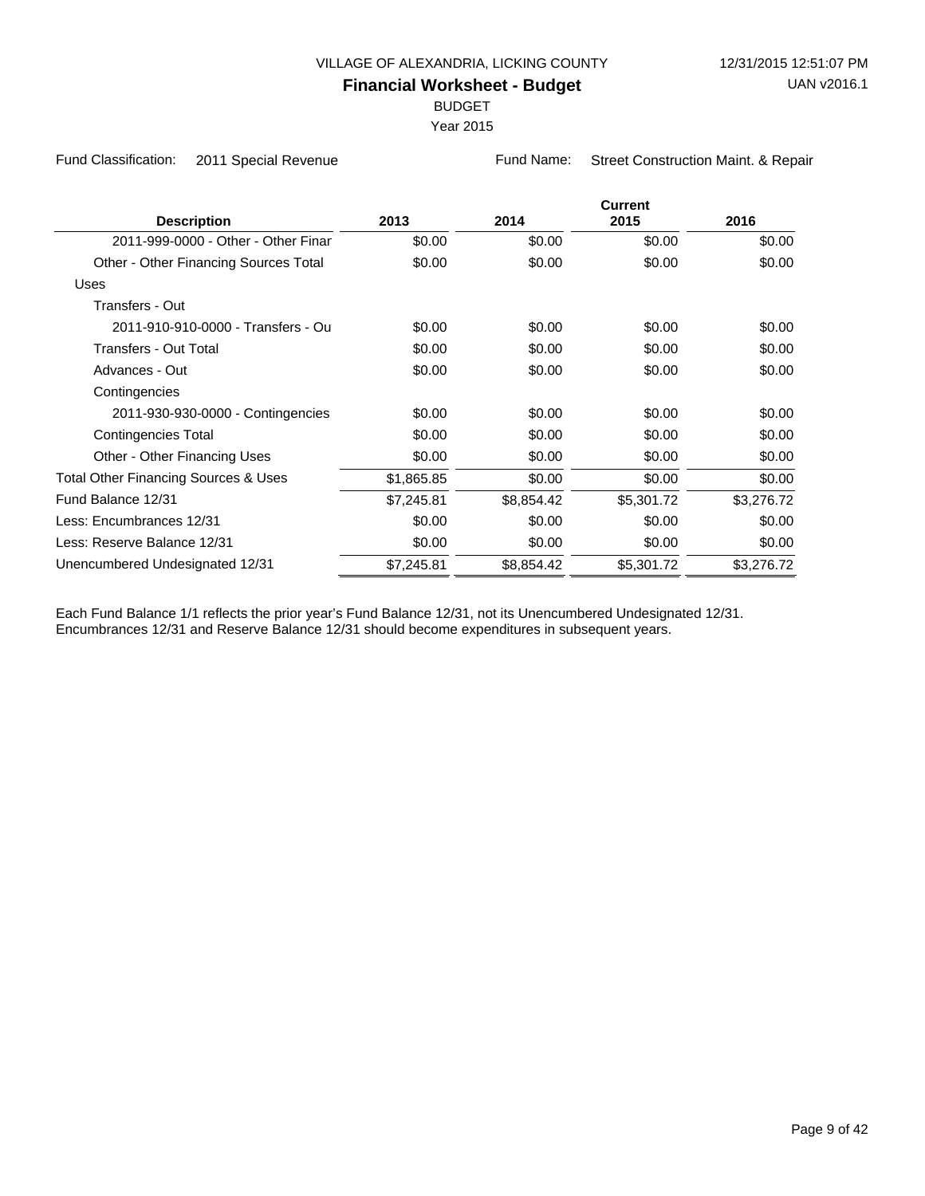VILLAGE OF ALEXANDRIA, LICKING COUNTY

12/31/2015 12:51:07 PM

UAN v2016.1

# Financial Worksheet - Budget

BUDGET

Year 2015

Fund Classification: 2011 Special Revenue

Fund Name: Street Construction Maint. & Repair

| Description | 2013 | 2014 | Current 2015 | 2016 |
|---|---|---|---|---|
| 2011-999-0000 - Other - Other Finar | $0.00 | $0.00 | $0.00 | $0.00 |
| Other - Other Financing Sources Total | $0.00 | $0.00 | $0.00 | $0.00 |
| Uses | | | | |
| Transfers - Out | | | | |
| 2011-910-910-0000 - Transfers - Ou | $0.00 | $0.00 | $0.00 | $0.00 |
| Transfers - Out Total | $0.00 | $0.00 | $0.00 | $0.00 |
| Advances - Out | $0.00 | $0.00 | $0.00 | $0.00 |
| Contingencies | | | | |
| 2011-930-930-0000 - Contingencies | $0.00 | $0.00 | $0.00 | $0.00 |
| Contingencies Total | $0.00 | $0.00 | $0.00 | $0.00 |
| Other - Other Financing Uses | $0.00 | $0.00 | $0.00 | $0.00 |
| Total Other Financing Sources & Uses | $1,865.85 | $0.00 | $0.00 | $0.00 |
| Fund Balance 12/31 | $7,245.81 | $8,854.42 | $5,301.72 | $3,276.72 |
| Less: Encumbrances 12/31 | $0.00 | $0.00 | $0.00 | $0.00 |
| Less: Reserve Balance 12/31 | $0.00 | $0.00 | $0.00 | $0.00 |
| Unencumbered Undesignated 12/31 | $7,245.81 | $8,854.42 | $5,301.72 | $3,276.72 |

Each Fund Balance 1/1 reflects the prior year's Fund Balance 12/31, not its Unencumbered Undesignated 12/31.
Encumbrances 12/31 and Reserve Balance 12/31 should become expenditures in subsequent years.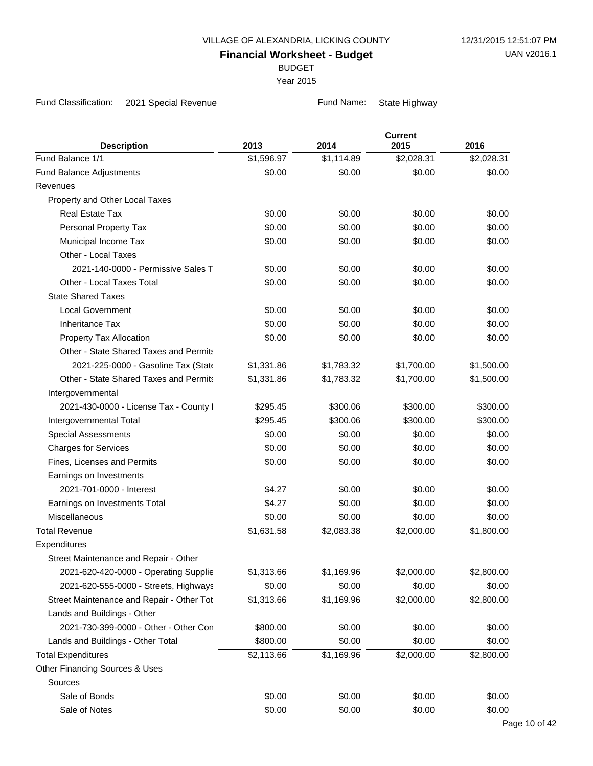VILLAGE OF ALEXANDRIA, LICKING COUNTY

# Financial Worksheet - Budget

BUDGET

Year 2015

Fund Classification: 2021 Special Revenue    Fund Name: State Highway

| Description | 2013 | 2014 | Current 2015 | 2016 |
|---|---|---|---|---|
| Fund Balance 1/1 | $1,596.97 | $1,114.89 | $2,028.31 | $2,028.31 |
| Fund Balance Adjustments | $0.00 | $0.00 | $0.00 | $0.00 |
| Revenues | | | | |
| Property and Other Local Taxes | | | | |
| Real Estate Tax | $0.00 | $0.00 | $0.00 | $0.00 |
| Personal Property Tax | $0.00 | $0.00 | $0.00 | $0.00 |
| Municipal Income Tax | $0.00 | $0.00 | $0.00 | $0.00 |
| Other - Local Taxes | | | | |
| 2021-140-0000 - Permissive Sales T | $0.00 | $0.00 | $0.00 | $0.00 |
| Other - Local Taxes Total | $0.00 | $0.00 | $0.00 | $0.00 |
| State Shared Taxes | | | | |
| Local Government | $0.00 | $0.00 | $0.00 | $0.00 |
| Inheritance Tax | $0.00 | $0.00 | $0.00 | $0.00 |
| Property Tax Allocation | $0.00 | $0.00 | $0.00 | $0.00 |
| Other - State Shared Taxes and Permits | | | | |
| 2021-225-0000 - Gasoline Tax (State | $1,331.86 | $1,783.32 | $1,700.00 | $1,500.00 |
| Other - State Shared Taxes and Permits | $1,331.86 | $1,783.32 | $1,700.00 | $1,500.00 |
| Intergovernmental | | | | |
| 2021-430-0000 - License Tax - County I | $295.45 | $300.06 | $300.00 | $300.00 |
| Intergovernmental Total | $295.45 | $300.06 | $300.00 | $300.00 |
| Special Assessments | $0.00 | $0.00 | $0.00 | $0.00 |
| Charges for Services | $0.00 | $0.00 | $0.00 | $0.00 |
| Fines, Licenses and Permits | $0.00 | $0.00 | $0.00 | $0.00 |
| Earnings on Investments | | | | |
| 2021-701-0000 - Interest | $4.27 | $0.00 | $0.00 | $0.00 |
| Earnings on Investments Total | $4.27 | $0.00 | $0.00 | $0.00 |
| Miscellaneous | $0.00 | $0.00 | $0.00 | $0.00 |
| Total Revenue | $1,631.58 | $2,083.38 | $2,000.00 | $1,800.00 |
| Expenditures | | | | |
| Street Maintenance and Repair - Other | | | | |
| 2021-620-420-0000 - Operating Supplie | $1,313.66 | $1,169.96 | $2,000.00 | $2,800.00 |
| 2021-620-555-0000 - Streets, Highways | $0.00 | $0.00 | $0.00 | $0.00 |
| Street Maintenance and Repair - Other Tot | $1,313.66 | $1,169.96 | $2,000.00 | $2,800.00 |
| Lands and Buildings - Other | | | | |
| 2021-730-399-0000 - Other - Other Con | $800.00 | $0.00 | $0.00 | $0.00 |
| Lands and Buildings - Other Total | $800.00 | $0.00 | $0.00 | $0.00 |
| Total Expenditures | $2,113.66 | $1,169.96 | $2,000.00 | $2,800.00 |
| Other Financing Sources & Uses | | | | |
| Sources | | | | |
| Sale of Bonds | $0.00 | $0.00 | $0.00 | $0.00 |
| Sale of Notes | $0.00 | $0.00 | $0.00 | $0.00 |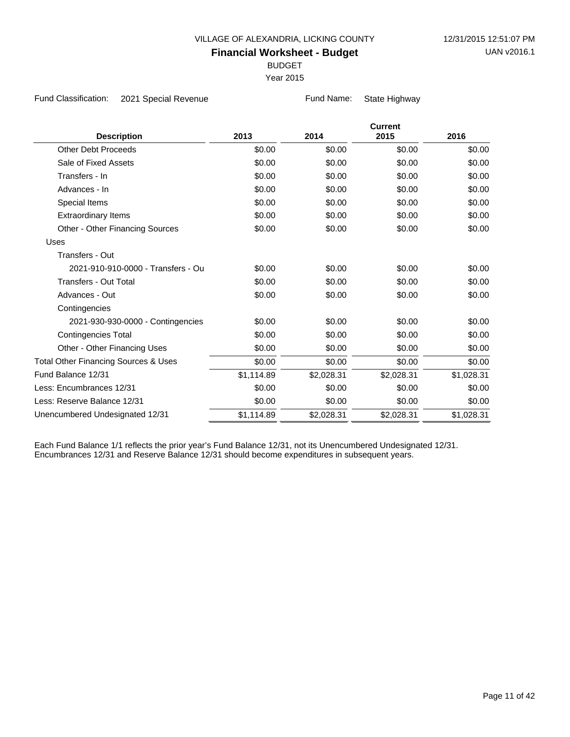VILLAGE OF ALEXANDRIA, LICKING COUNTY

**Financial Worksheet - Budget**

BUDGET

Year 2015

Fund Classification: 2021 Special Revenue

Fund Name: State Highway

| Description | 2013 | 2014 | Current 2015 | 2016 |
|---|---|---|---|---|
| Other Debt Proceeds | $0.00 | $0.00 | $0.00 | $0.00 |
| Sale of Fixed Assets | $0.00 | $0.00 | $0.00 | $0.00 |
| Transfers - In | $0.00 | $0.00 | $0.00 | $0.00 |
| Advances - In | $0.00 | $0.00 | $0.00 | $0.00 |
| Special Items | $0.00 | $0.00 | $0.00 | $0.00 |
| Extraordinary Items | $0.00 | $0.00 | $0.00 | $0.00 |
| Other - Other Financing Sources | $0.00 | $0.00 | $0.00 | $0.00 |
| Uses | | | | |
| Transfers - Out | | | | |
| 2021-910-910-0000 - Transfers - Ou | $0.00 | $0.00 | $0.00 | $0.00 |
| Transfers - Out Total | $0.00 | $0.00 | $0.00 | $0.00 |
| Advances - Out | $0.00 | $0.00 | $0.00 | $0.00 |
| Contingencies | | | | |
| 2021-930-930-0000 - Contingencies | $0.00 | $0.00 | $0.00 | $0.00 |
| Contingencies Total | $0.00 | $0.00 | $0.00 | $0.00 |
| Other - Other Financing Uses | $0.00 | $0.00 | $0.00 | $0.00 |
| Total Other Financing Sources & Uses | $0.00 | $0.00 | $0.00 | $0.00 |
| Fund Balance 12/31 | $1,114.89 | $2,028.31 | $2,028.31 | $1,028.31 |
| Less: Encumbrances 12/31 | $0.00 | $0.00 | $0.00 | $0.00 |
| Less: Reserve Balance 12/31 | $0.00 | $0.00 | $0.00 | $0.00 |
| Unencumbered Undesignated 12/31 | $1,114.89 | $2,028.31 | $2,028.31 | $1,028.31 |

Each Fund Balance 1/1 reflects the prior year's Fund Balance 12/31, not its Unencumbered Undesignated 12/31.
Encumbrances 12/31 and Reserve Balance 12/31 should become expenditures in subsequent years.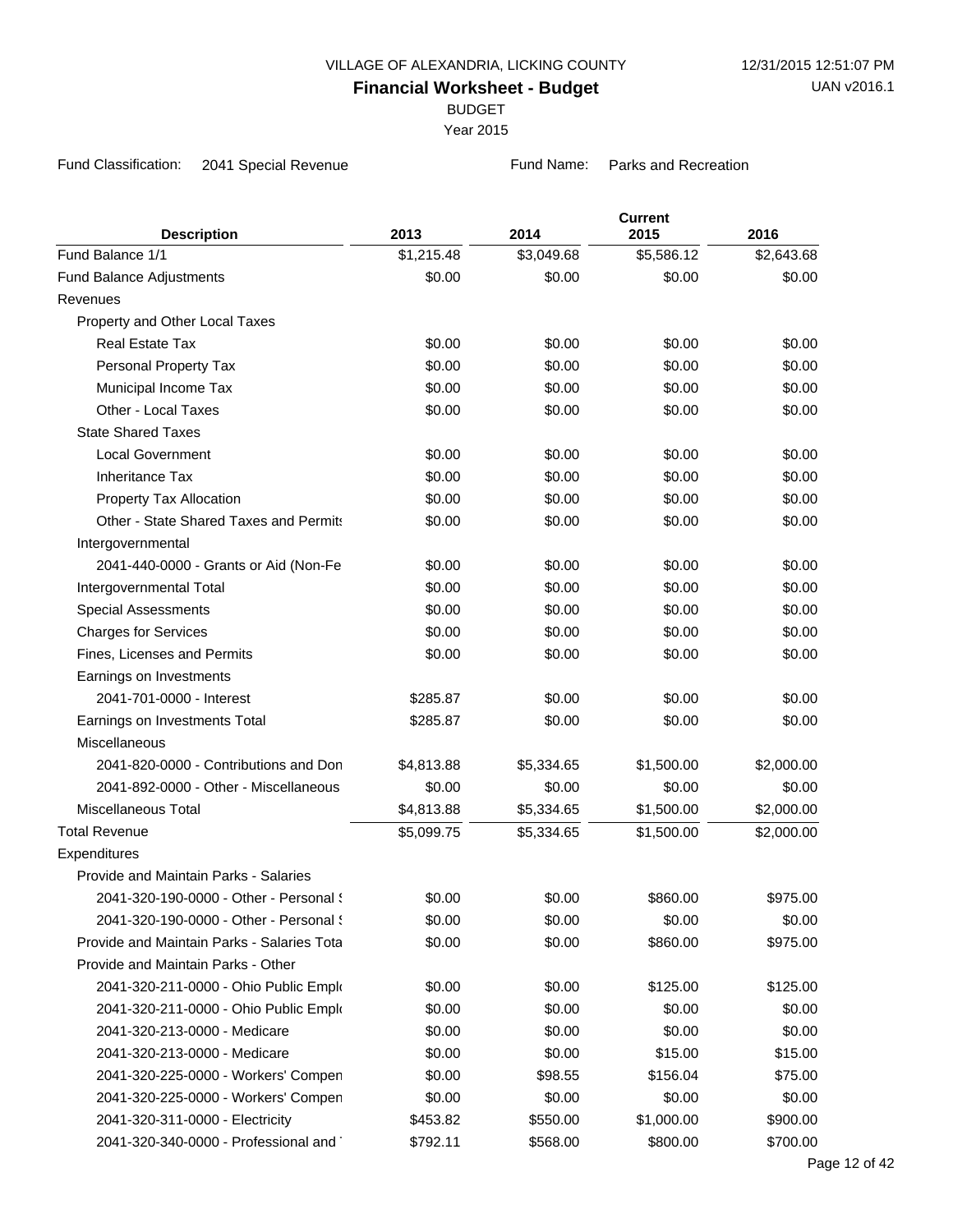VILLAGE OF ALEXANDRIA, LICKING COUNTY

12/31/2015 12:51:07 PM

UAN v2016.1

# Financial Worksheet - Budget

BUDGET

Year 2015

Fund Classification: 2041 Special Revenue

Fund Name: Parks and Recreation

| Description | 2013 | 2014 | Current 2015 | 2016 |
|---|---|---|---|---|
| Fund Balance 1/1 | $1,215.48 | $3,049.68 | $5,586.12 | $2,643.68 |
| Fund Balance Adjustments | $0.00 | $0.00 | $0.00 | $0.00 |
| Revenues | | | | |
| Property and Other Local Taxes | | | | |
| Real Estate Tax | $0.00 | $0.00 | $0.00 | $0.00 |
| Personal Property Tax | $0.00 | $0.00 | $0.00 | $0.00 |
| Municipal Income Tax | $0.00 | $0.00 | $0.00 | $0.00 |
| Other - Local Taxes | $0.00 | $0.00 | $0.00 | $0.00 |
| State Shared Taxes | | | | |
| Local Government | $0.00 | $0.00 | $0.00 | $0.00 |
| Inheritance Tax | $0.00 | $0.00 | $0.00 | $0.00 |
| Property Tax Allocation | $0.00 | $0.00 | $0.00 | $0.00 |
| Other - State Shared Taxes and Permits | $0.00 | $0.00 | $0.00 | $0.00 |
| Intergovernmental | | | | |
| 2041-440-0000 - Grants or Aid (Non-Fe | $0.00 | $0.00 | $0.00 | $0.00 |
| Intergovernmental Total | $0.00 | $0.00 | $0.00 | $0.00 |
| Special Assessments | $0.00 | $0.00 | $0.00 | $0.00 |
| Charges for Services | $0.00 | $0.00 | $0.00 | $0.00 |
| Fines, Licenses and Permits | $0.00 | $0.00 | $0.00 | $0.00 |
| Earnings on Investments | | | | |
| 2041-701-0000 - Interest | $285.87 | $0.00 | $0.00 | $0.00 |
| Earnings on Investments Total | $285.87 | $0.00 | $0.00 | $0.00 |
| Miscellaneous | | | | |
| 2041-820-0000 - Contributions and Don | $4,813.88 | $5,334.65 | $1,500.00 | $2,000.00 |
| 2041-892-0000 - Other - Miscellaneous | $0.00 | $0.00 | $0.00 | $0.00 |
| Miscellaneous Total | $4,813.88 | $5,334.65 | $1,500.00 | $2,000.00 |
| Total Revenue | $5,099.75 | $5,334.65 | $1,500.00 | $2,000.00 |
| Expenditures | | | | |
| Provide and Maintain Parks - Salaries | | | | |
| 2041-320-190-0000 - Other - Personal S | $0.00 | $0.00 | $860.00 | $975.00 |
| 2041-320-190-0000 - Other - Personal S | $0.00 | $0.00 | $0.00 | $0.00 |
| Provide and Maintain Parks - Salaries Tota | $0.00 | $0.00 | $860.00 | $975.00 |
| Provide and Maintain Parks - Other | | | | |
| 2041-320-211-0000 - Ohio Public Emplo | $0.00 | $0.00 | $125.00 | $125.00 |
| 2041-320-211-0000 - Ohio Public Emplo | $0.00 | $0.00 | $0.00 | $0.00 |
| 2041-320-213-0000 - Medicare | $0.00 | $0.00 | $0.00 | $0.00 |
| 2041-320-213-0000 - Medicare | $0.00 | $0.00 | $15.00 | $15.00 |
| 2041-320-225-0000 - Workers' Compen | $0.00 | $98.55 | $156.04 | $75.00 |
| 2041-320-225-0000 - Workers' Compen | $0.00 | $0.00 | $0.00 | $0.00 |
| 2041-320-311-0000 - Electricity | $453.82 | $550.00 | $1,000.00 | $900.00 |
| 2041-320-340-0000 - Professional and | $792.11 | $568.00 | $800.00 | $700.00 |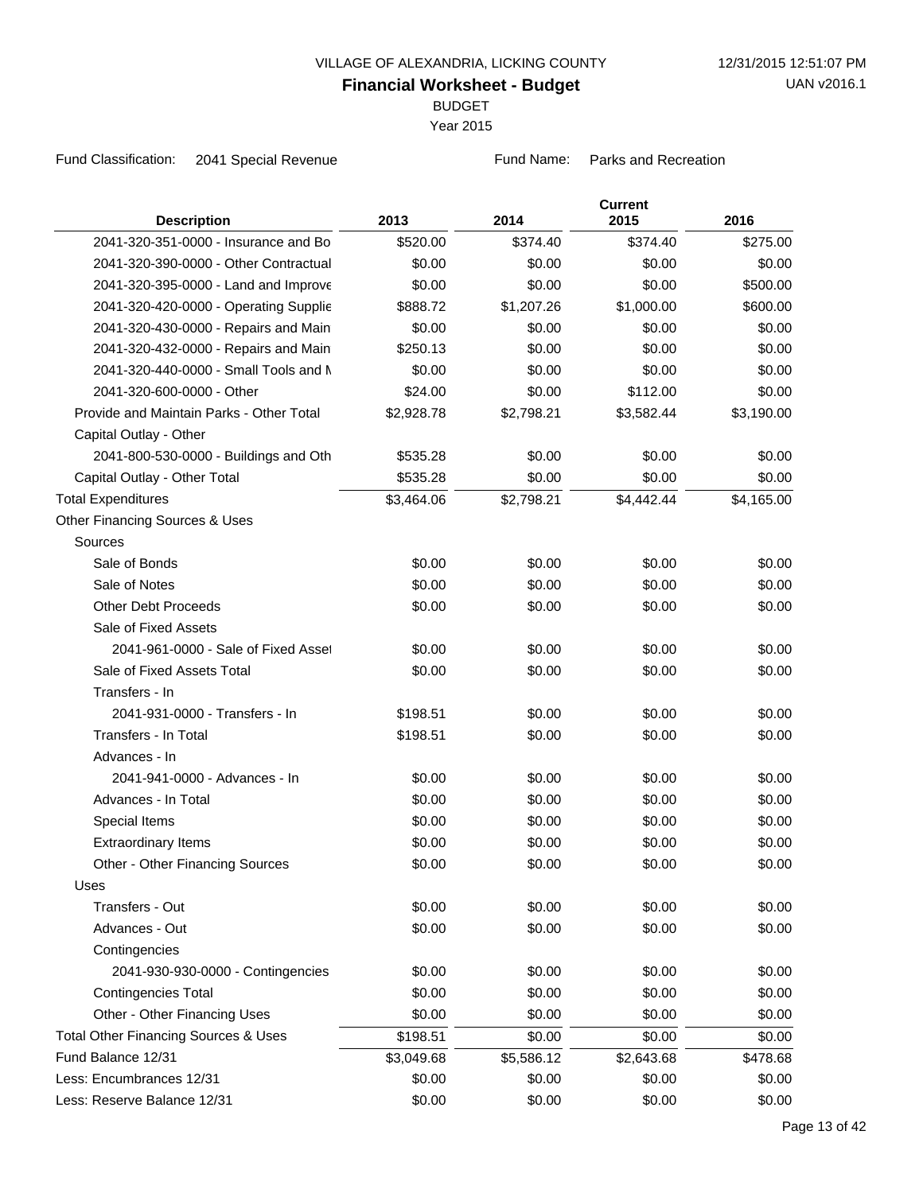VILLAGE OF ALEXANDRIA, LICKING COUNTY

12/31/2015 12:51:07 PM

UAN v2016.1

# Financial Worksheet - Budget

BUDGET

Year 2015

Fund Classification: 2041 Special Revenue

Fund Name: Parks and Recreation

| Description | 2013 | 2014 | Current 2015 | 2016 |
|---|---|---|---|---|
| 2041-320-351-0000 - Insurance and Bo | $520.00 | $374.40 | $374.40 | $275.00 |
| 2041-320-390-0000 - Other Contractual | $0.00 | $0.00 | $0.00 | $0.00 |
| 2041-320-395-0000 - Land and Improve | $0.00 | $0.00 | $0.00 | $500.00 |
| 2041-320-420-0000 - Operating Supplie | $888.72 | $1,207.26 | $1,000.00 | $600.00 |
| 2041-320-430-0000 - Repairs and Main | $0.00 | $0.00 | $0.00 | $0.00 |
| 2041-320-432-0000 - Repairs and Main | $250.13 | $0.00 | $0.00 | $0.00 |
| 2041-320-440-0000 - Small Tools and M | $0.00 | $0.00 | $0.00 | $0.00 |
| 2041-320-600-0000 - Other | $24.00 | $0.00 | $112.00 | $0.00 |
| Provide and Maintain Parks - Other Total | $2,928.78 | $2,798.21 | $3,582.44 | $3,190.00 |
| Capital Outlay - Other | | | | |
| 2041-800-530-0000 - Buildings and Oth | $535.28 | $0.00 | $0.00 | $0.00 |
| Capital Outlay - Other Total | $535.28 | $0.00 | $0.00 | $0.00 |
| Total Expenditures | $3,464.06 | $2,798.21 | $4,442.44 | $4,165.00 |
| Other Financing Sources & Uses | | | | |
| Sources | | | | |
| Sale of Bonds | $0.00 | $0.00 | $0.00 | $0.00 |
| Sale of Notes | $0.00 | $0.00 | $0.00 | $0.00 |
| Other Debt Proceeds | $0.00 | $0.00 | $0.00 | $0.00 |
| Sale of Fixed Assets | | | | |
| 2041-961-0000 - Sale of Fixed Asset | $0.00 | $0.00 | $0.00 | $0.00 |
| Sale of Fixed Assets Total | $0.00 | $0.00 | $0.00 | $0.00 |
| Transfers - In | | | | |
| 2041-931-0000 - Transfers - In | $198.51 | $0.00 | $0.00 | $0.00 |
| Transfers - In Total | $198.51 | $0.00 | $0.00 | $0.00 |
| Advances - In | | | | |
| 2041-941-0000 - Advances - In | $0.00 | $0.00 | $0.00 | $0.00 |
| Advances - In Total | $0.00 | $0.00 | $0.00 | $0.00 |
| Special Items | $0.00 | $0.00 | $0.00 | $0.00 |
| Extraordinary Items | $0.00 | $0.00 | $0.00 | $0.00 |
| Other - Other Financing Sources | $0.00 | $0.00 | $0.00 | $0.00 |
| Uses | | | | |
| Transfers - Out | $0.00 | $0.00 | $0.00 | $0.00 |
| Advances - Out | $0.00 | $0.00 | $0.00 | $0.00 |
| Contingencies | | | | |
| 2041-930-930-0000 - Contingencies | $0.00 | $0.00 | $0.00 | $0.00 |
| Contingencies Total | $0.00 | $0.00 | $0.00 | $0.00 |
| Other - Other Financing Uses | $0.00 | $0.00 | $0.00 | $0.00 |
| Total Other Financing Sources & Uses | $198.51 | $0.00 | $0.00 | $0.00 |
| Fund Balance 12/31 | $3,049.68 | $5,586.12 | $2,643.68 | $478.68 |
| Less: Encumbrances 12/31 | $0.00 | $0.00 | $0.00 | $0.00 |
| Less: Reserve Balance 12/31 | $0.00 | $0.00 | $0.00 | $0.00 |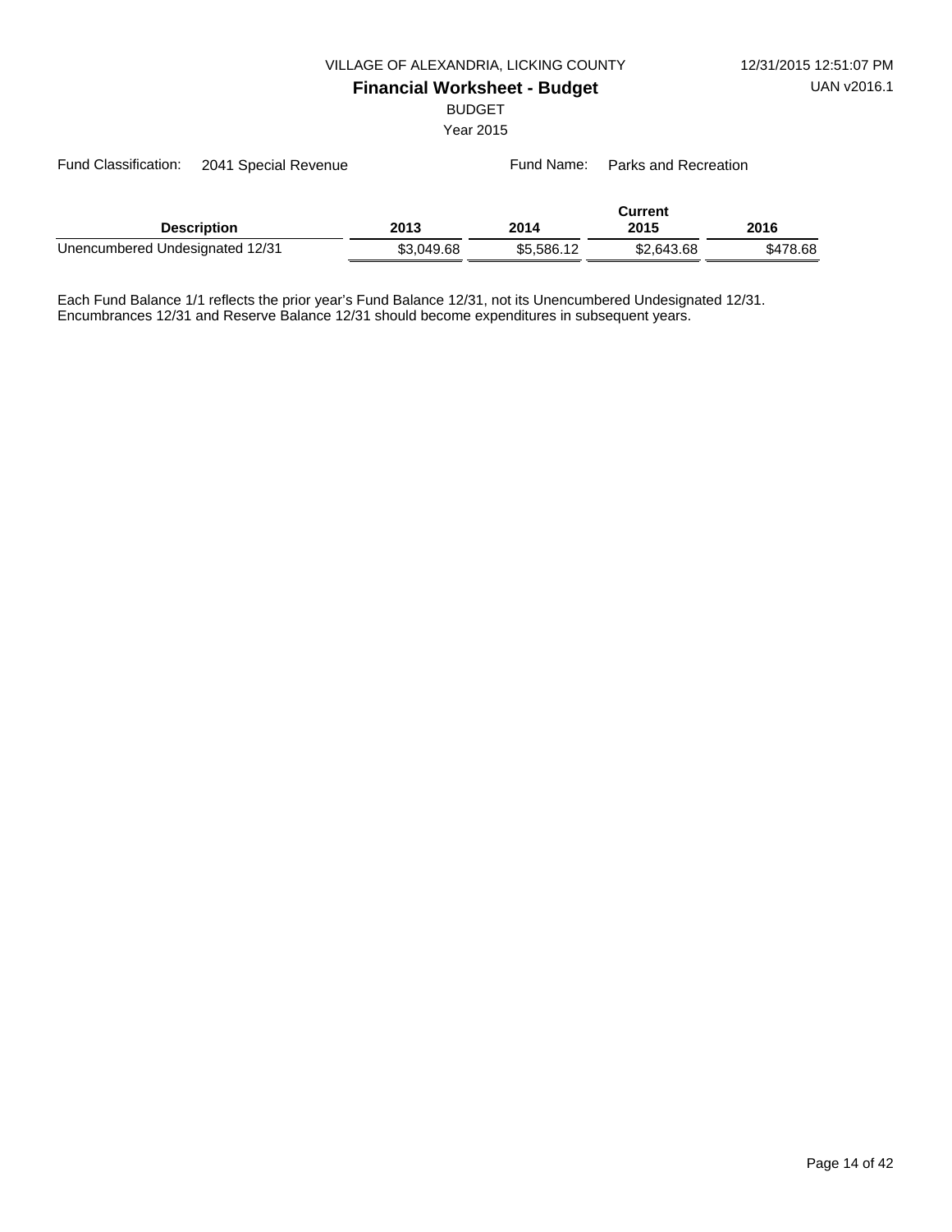VILLAGE OF ALEXANDRIA, LICKING COUNTY

12/31/2015 12:51:07 PM

UAN v2016.1

# Financial Worksheet - Budget

BUDGET

Year 2015

Fund Classification: 2041 Special Revenue

Fund Name: Parks and Recreation

| Description | 2013 | 2014 | Current 2015 | 2016 |
|---|---|---|---|---|
| Unencumbered Undesignated 12/31 | $3,049.68 | $5,586.12 | $2,643.68 | $478.68 |

Each Fund Balance 1/1 reflects the prior year's Fund Balance 12/31, not its Unencumbered Undesignated 12/31.
Encumbrances 12/31 and Reserve Balance 12/31 should become expenditures in subsequent years.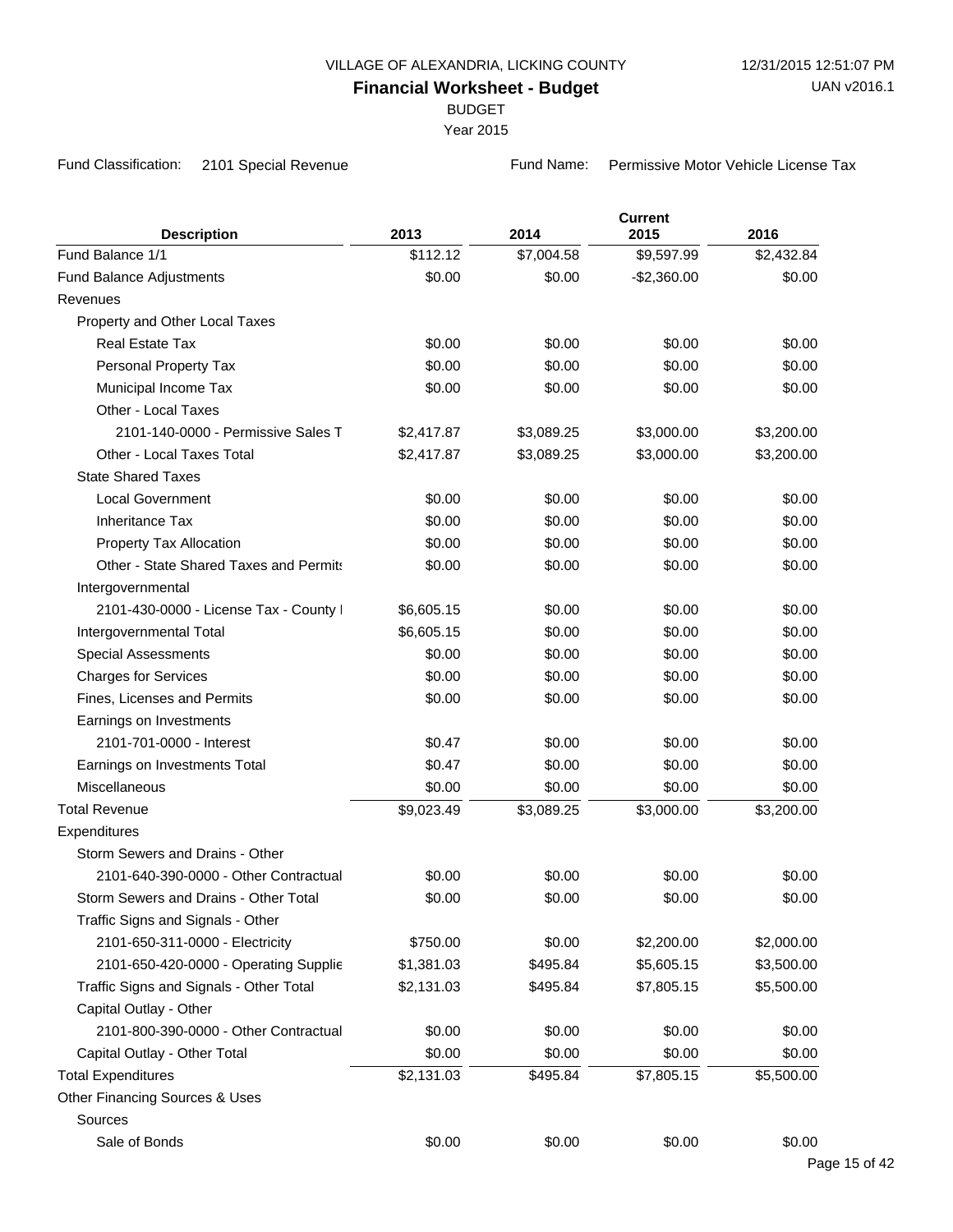VILLAGE OF ALEXANDRIA, LICKING COUNTY

12/31/2015 12:51:07 PM

UAN v2016.1

# Financial Worksheet - Budget

BUDGET

Year 2015

Fund Classification: 2101 Special Revenue

Fund Name: Permissive Motor Vehicle License Tax

| Description | 2013 | 2014 | Current 2015 | 2016 |
|---|---|---|---|---|
| Fund Balance 1/1 | $112.12 | $7,004.58 | $9,597.99 | $2,432.84 |
| Fund Balance Adjustments | $0.00 | $0.00 | -$2,360.00 | $0.00 |
| Revenues | | | | |
| Property and Other Local Taxes | | | | |
| Real Estate Tax | $0.00 | $0.00 | $0.00 | $0.00 |
| Personal Property Tax | $0.00 | $0.00 | $0.00 | $0.00 |
| Municipal Income Tax | $0.00 | $0.00 | $0.00 | $0.00 |
| Other - Local Taxes | | | | |
| 2101-140-0000 - Permissive Sales T | $2,417.87 | $3,089.25 | $3,000.00 | $3,200.00 |
| Other - Local Taxes Total | $2,417.87 | $3,089.25 | $3,000.00 | $3,200.00 |
| State Shared Taxes | | | | |
| Local Government | $0.00 | $0.00 | $0.00 | $0.00 |
| Inheritance Tax | $0.00 | $0.00 | $0.00 | $0.00 |
| Property Tax Allocation | $0.00 | $0.00 | $0.00 | $0.00 |
| Other - State Shared Taxes and Permits | $0.00 | $0.00 | $0.00 | $0.00 |
| Intergovernmental | | | | |
| 2101-430-0000 - License Tax - County I | $6,605.15 | $0.00 | $0.00 | $0.00 |
| Intergovernmental Total | $6,605.15 | $0.00 | $0.00 | $0.00 |
| Special Assessments | $0.00 | $0.00 | $0.00 | $0.00 |
| Charges for Services | $0.00 | $0.00 | $0.00 | $0.00 |
| Fines, Licenses and Permits | $0.00 | $0.00 | $0.00 | $0.00 |
| Earnings on Investments | | | | |
| 2101-701-0000 - Interest | $0.47 | $0.00 | $0.00 | $0.00 |
| Earnings on Investments Total | $0.47 | $0.00 | $0.00 | $0.00 |
| Miscellaneous | $0.00 | $0.00 | $0.00 | $0.00 |
| Total Revenue | $9,023.49 | $3,089.25 | $3,000.00 | $3,200.00 |
| Expenditures | | | | |
| Storm Sewers and Drains - Other | | | | |
| 2101-640-390-0000 - Other Contractual | $0.00 | $0.00 | $0.00 | $0.00 |
| Storm Sewers and Drains - Other Total | $0.00 | $0.00 | $0.00 | $0.00 |
| Traffic Signs and Signals - Other | | | | |
| 2101-650-311-0000 - Electricity | $750.00 | $0.00 | $2,200.00 | $2,000.00 |
| 2101-650-420-0000 - Operating Supplie | $1,381.03 | $495.84 | $5,605.15 | $3,500.00 |
| Traffic Signs and Signals - Other Total | $2,131.03 | $495.84 | $7,805.15 | $5,500.00 |
| Capital Outlay - Other | | | | |
| 2101-800-390-0000 - Other Contractual | $0.00 | $0.00 | $0.00 | $0.00 |
| Capital Outlay - Other Total | $0.00 | $0.00 | $0.00 | $0.00 |
| Total Expenditures | $2,131.03 | $495.84 | $7,805.15 | $5,500.00 |
| Other Financing Sources & Uses | | | | |
| Sources | | | | |
| Sale of Bonds | $0.00 | $0.00 | $0.00 | $0.00 |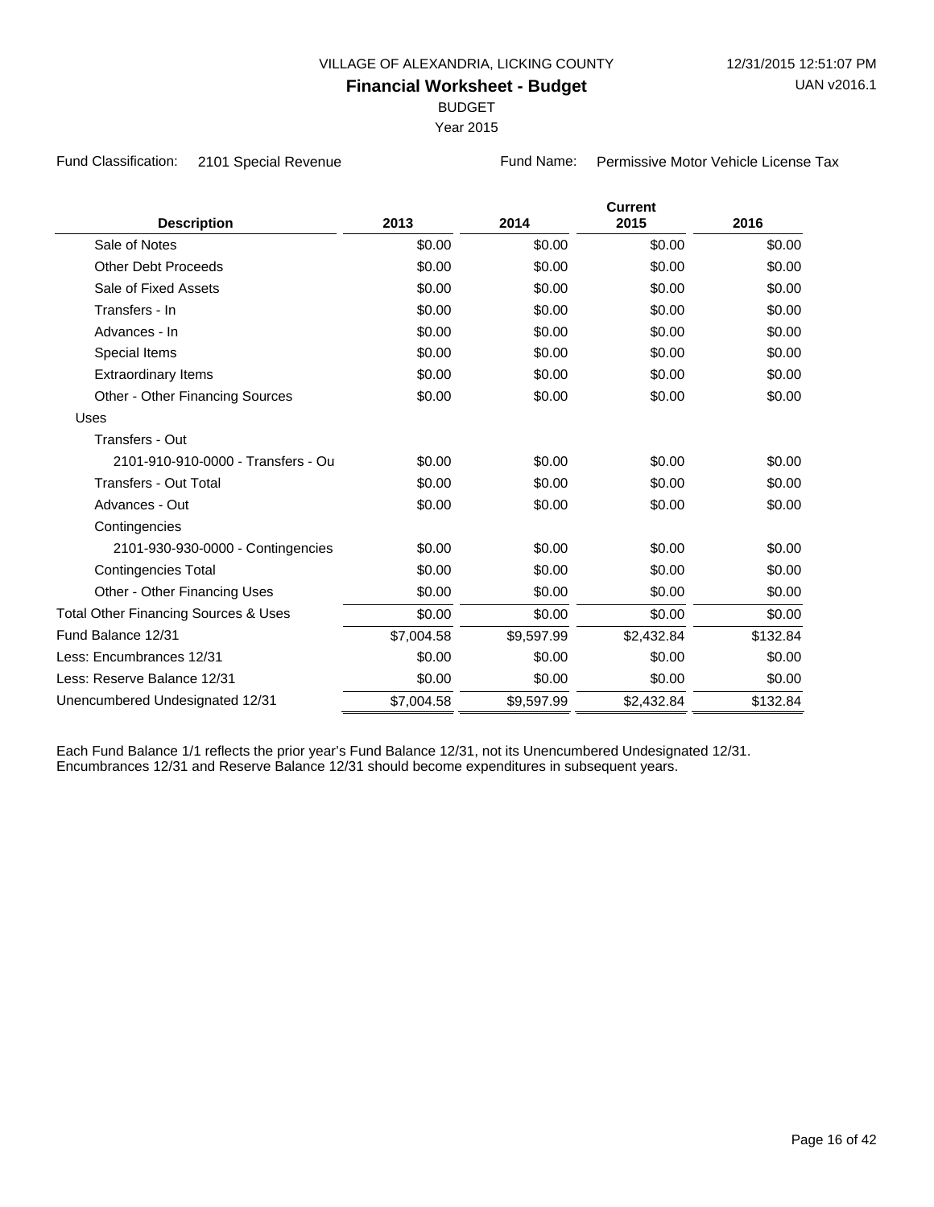VILLAGE OF ALEXANDRIA, LICKING COUNTY

12/31/2015 12:51:07 PM

UAN v2016.1

# Financial Worksheet - Budget

BUDGET

Year 2015

Fund Classification: 2101 Special Revenue

Fund Name: Permissive Motor Vehicle License Tax

| Description | 2013 | 2014 | Current 2015 | 2016 |
|---|---|---|---|---|
| Sale of Notes | $0.00 | $0.00 | $0.00 | $0.00 |
| Other Debt Proceeds | $0.00 | $0.00 | $0.00 | $0.00 |
| Sale of Fixed Assets | $0.00 | $0.00 | $0.00 | $0.00 |
| Transfers - In | $0.00 | $0.00 | $0.00 | $0.00 |
| Advances - In | $0.00 | $0.00 | $0.00 | $0.00 |
| Special Items | $0.00 | $0.00 | $0.00 | $0.00 |
| Extraordinary Items | $0.00 | $0.00 | $0.00 | $0.00 |
| Other - Other Financing Sources | $0.00 | $0.00 | $0.00 | $0.00 |
| Uses | | | | |
| Transfers - Out | | | | |
| 2101-910-910-0000 - Transfers - Ou | $0.00 | $0.00 | $0.00 | $0.00 |
| Transfers - Out Total | $0.00 | $0.00 | $0.00 | $0.00 |
| Advances - Out | $0.00 | $0.00 | $0.00 | $0.00 |
| Contingencies | | | | |
| 2101-930-930-0000 - Contingencies | $0.00 | $0.00 | $0.00 | $0.00 |
| Contingencies Total | $0.00 | $0.00 | $0.00 | $0.00 |
| Other - Other Financing Uses | $0.00 | $0.00 | $0.00 | $0.00 |
| Total Other Financing Sources & Uses | $0.00 | $0.00 | $0.00 | $0.00 |
| Fund Balance 12/31 | $7,004.58 | $9,597.99 | $2,432.84 | $132.84 |
| Less: Encumbrances 12/31 | $0.00 | $0.00 | $0.00 | $0.00 |
| Less: Reserve Balance 12/31 | $0.00 | $0.00 | $0.00 | $0.00 |
| Unencumbered Undesignated 12/31 | $7,004.58 | $9,597.99 | $2,432.84 | $132.84 |

Each Fund Balance 1/1 reflects the prior year's Fund Balance 12/31, not its Unencumbered Undesignated 12/31.
Encumbrances 12/31 and Reserve Balance 12/31 should become expenditures in subsequent years.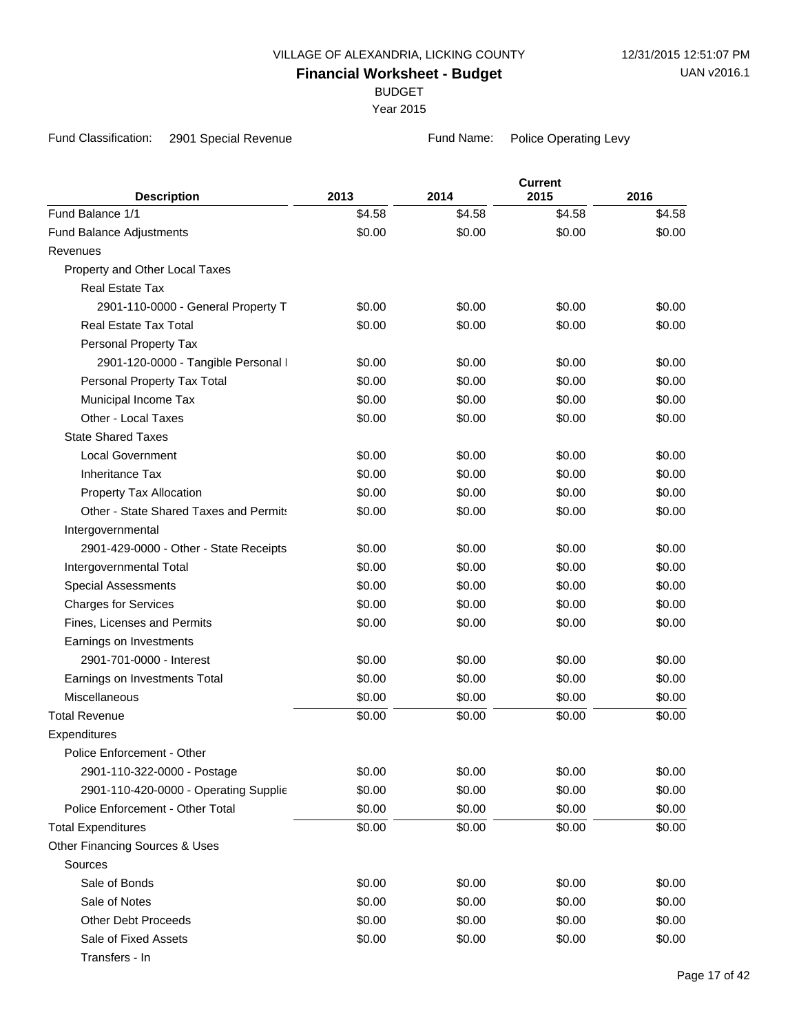VILLAGE OF ALEXANDRIA, LICKING COUNTY

12/31/2015 12:51:07 PM

# Financial Worksheet - Budget

UAN v2016.1

BUDGET

Year 2015

Fund Classification: 2901 Special Revenue

Fund Name: Police Operating Levy

| Description | 2013 | 2014 | Current 2015 | 2016 |
|---|---|---|---|---|
| Fund Balance 1/1 | $4.58 | $4.58 | $4.58 | $4.58 |
| Fund Balance Adjustments | $0.00 | $0.00 | $0.00 | $0.00 |
| Revenues | | | | |
| Property and Other Local Taxes | | | | |
| Real Estate Tax | | | | |
| 2901-110-0000 - General Property T | $0.00 | $0.00 | $0.00 | $0.00 |
| Real Estate Tax Total | $0.00 | $0.00 | $0.00 | $0.00 |
| Personal Property Tax | | | | |
| 2901-120-0000 - Tangible Personal I | $0.00 | $0.00 | $0.00 | $0.00 |
| Personal Property Tax Total | $0.00 | $0.00 | $0.00 | $0.00 |
| Municipal Income Tax | $0.00 | $0.00 | $0.00 | $0.00 |
| Other - Local Taxes | $0.00 | $0.00 | $0.00 | $0.00 |
| State Shared Taxes | | | | |
| Local Government | $0.00 | $0.00 | $0.00 | $0.00 |
| Inheritance Tax | $0.00 | $0.00 | $0.00 | $0.00 |
| Property Tax Allocation | $0.00 | $0.00 | $0.00 | $0.00 |
| Other - State Shared Taxes and Permits | $0.00 | $0.00 | $0.00 | $0.00 |
| Intergovernmental | | | | |
| 2901-429-0000 - Other - State Receipts | $0.00 | $0.00 | $0.00 | $0.00 |
| Intergovernmental Total | $0.00 | $0.00 | $0.00 | $0.00 |
| Special Assessments | $0.00 | $0.00 | $0.00 | $0.00 |
| Charges for Services | $0.00 | $0.00 | $0.00 | $0.00 |
| Fines, Licenses and Permits | $0.00 | $0.00 | $0.00 | $0.00 |
| Earnings on Investments | | | | |
| 2901-701-0000 - Interest | $0.00 | $0.00 | $0.00 | $0.00 |
| Earnings on Investments Total | $0.00 | $0.00 | $0.00 | $0.00 |
| Miscellaneous | $0.00 | $0.00 | $0.00 | $0.00 |
| Total Revenue | $0.00 | $0.00 | $0.00 | $0.00 |
| Expenditures | | | | |
| Police Enforcement - Other | | | | |
| 2901-110-322-0000 - Postage | $0.00 | $0.00 | $0.00 | $0.00 |
| 2901-110-420-0000 - Operating Supplie | $0.00 | $0.00 | $0.00 | $0.00 |
| Police Enforcement - Other Total | $0.00 | $0.00 | $0.00 | $0.00 |
| Total Expenditures | $0.00 | $0.00 | $0.00 | $0.00 |
| Other Financing Sources & Uses | | | | |
| Sources | | | | |
| Sale of Bonds | $0.00 | $0.00 | $0.00 | $0.00 |
| Sale of Notes | $0.00 | $0.00 | $0.00 | $0.00 |
| Other Debt Proceeds | $0.00 | $0.00 | $0.00 | $0.00 |
| Sale of Fixed Assets | $0.00 | $0.00 | $0.00 | $0.00 |
| Transfers - In | | | | |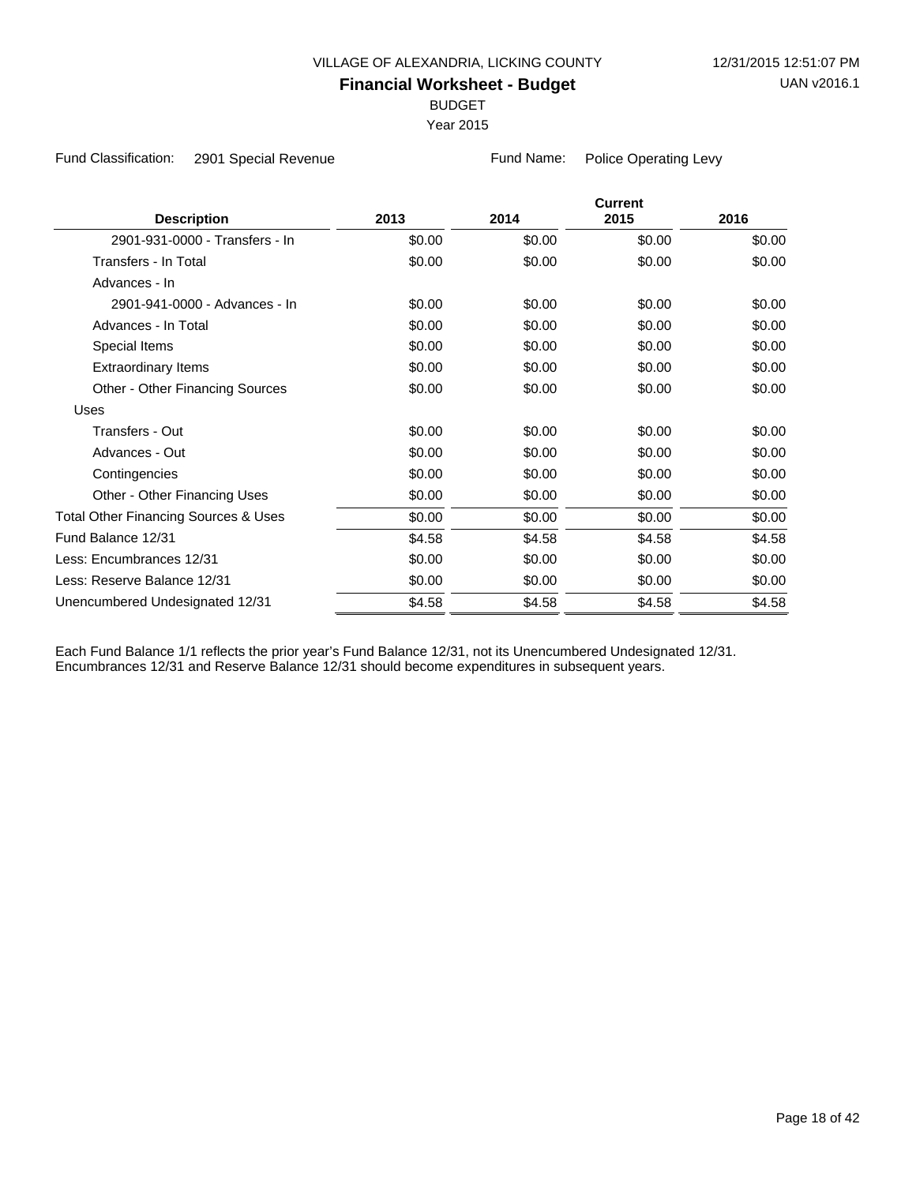VILLAGE OF ALEXANDRIA, LICKING COUNTY

12/31/2015 12:51:07 PM

**Financial Worksheet - Budget**

UAN v2016.1

BUDGET

Year 2015

Fund Classification: 2901 Special Revenue

Fund Name: Police Operating Levy

| Description | 2013 | 2014 | Current 2015 | 2016 |
|---|---|---|---|---|
| 2901-931-0000 - Transfers - In | $0.00 | $0.00 | $0.00 | $0.00 |
| Transfers - In Total | $0.00 | $0.00 | $0.00 | $0.00 |
| Advances - In | | | | |
| 2901-941-0000 - Advances - In | $0.00 | $0.00 | $0.00 | $0.00 |
| Advances - In Total | $0.00 | $0.00 | $0.00 | $0.00 |
| Special Items | $0.00 | $0.00 | $0.00 | $0.00 |
| Extraordinary Items | $0.00 | $0.00 | $0.00 | $0.00 |
| Other - Other Financing Sources | $0.00 | $0.00 | $0.00 | $0.00 |
| Uses | | | | |
| Transfers - Out | $0.00 | $0.00 | $0.00 | $0.00 |
| Advances - Out | $0.00 | $0.00 | $0.00 | $0.00 |
| Contingencies | $0.00 | $0.00 | $0.00 | $0.00 |
| Other - Other Financing Uses | $0.00 | $0.00 | $0.00 | $0.00 |
| Total Other Financing Sources & Uses | $0.00 | $0.00 | $0.00 | $0.00 |
| Fund Balance 12/31 | $4.58 | $4.58 | $4.58 | $4.58 |
| Less: Encumbrances 12/31 | $0.00 | $0.00 | $0.00 | $0.00 |
| Less: Reserve Balance 12/31 | $0.00 | $0.00 | $0.00 | $0.00 |
| Unencumbered Undesignated 12/31 | $4.58 | $4.58 | $4.58 | $4.58 |

Each Fund Balance 1/1 reflects the prior year's Fund Balance 12/31, not its Unencumbered Undesignated 12/31.
Encumbrances 12/31 and Reserve Balance 12/31 should become expenditures in subsequent years.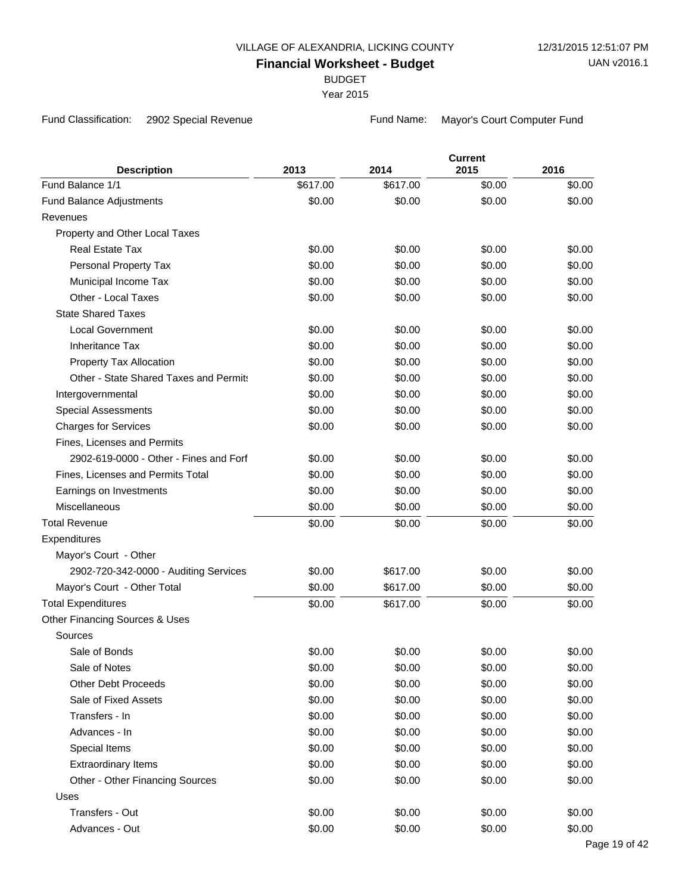VILLAGE OF ALEXANDRIA, LICKING COUNTY

12/31/2015 12:51:07 PM

# Financial Worksheet - Budget

UAN v2016.1

BUDGET

Year 2015

Fund Classification: 2902 Special Revenue

Fund Name: Mayor's Court Computer Fund

| Description | 2013 | 2014 | Current 2015 | 2016 |
|---|---|---|---|---|
| Fund Balance 1/1 | $617.00 | $617.00 | $0.00 | $0.00 |
| Fund Balance Adjustments | $0.00 | $0.00 | $0.00 | $0.00 |
| Revenues | | | | |
| Property and Other Local Taxes | | | | |
| Real Estate Tax | $0.00 | $0.00 | $0.00 | $0.00 |
| Personal Property Tax | $0.00 | $0.00 | $0.00 | $0.00 |
| Municipal Income Tax | $0.00 | $0.00 | $0.00 | $0.00 |
| Other - Local Taxes | $0.00 | $0.00 | $0.00 | $0.00 |
| State Shared Taxes | | | | |
| Local Government | $0.00 | $0.00 | $0.00 | $0.00 |
| Inheritance Tax | $0.00 | $0.00 | $0.00 | $0.00 |
| Property Tax Allocation | $0.00 | $0.00 | $0.00 | $0.00 |
| Other - State Shared Taxes and Permits | $0.00 | $0.00 | $0.00 | $0.00 |
| Intergovernmental | $0.00 | $0.00 | $0.00 | $0.00 |
| Special Assessments | $0.00 | $0.00 | $0.00 | $0.00 |
| Charges for Services | $0.00 | $0.00 | $0.00 | $0.00 |
| Fines, Licenses and Permits | | | | |
| 2902-619-0000 - Other - Fines and Forf | $0.00 | $0.00 | $0.00 | $0.00 |
| Fines, Licenses and Permits Total | $0.00 | $0.00 | $0.00 | $0.00 |
| Earnings on Investments | $0.00 | $0.00 | $0.00 | $0.00 |
| Miscellaneous | $0.00 | $0.00 | $0.00 | $0.00 |
| Total Revenue | $0.00 | $0.00 | $0.00 | $0.00 |
| Expenditures | | | | |
| Mayor's Court - Other | | | | |
| 2902-720-342-0000 - Auditing Services | $0.00 | $617.00 | $0.00 | $0.00 |
| Mayor's Court - Other Total | $0.00 | $617.00 | $0.00 | $0.00 |
| Total Expenditures | $0.00 | $617.00 | $0.00 | $0.00 |
| Other Financing Sources & Uses | | | | |
| Sources | | | | |
| Sale of Bonds | $0.00 | $0.00 | $0.00 | $0.00 |
| Sale of Notes | $0.00 | $0.00 | $0.00 | $0.00 |
| Other Debt Proceeds | $0.00 | $0.00 | $0.00 | $0.00 |
| Sale of Fixed Assets | $0.00 | $0.00 | $0.00 | $0.00 |
| Transfers - In | $0.00 | $0.00 | $0.00 | $0.00 |
| Advances - In | $0.00 | $0.00 | $0.00 | $0.00 |
| Special Items | $0.00 | $0.00 | $0.00 | $0.00 |
| Extraordinary Items | $0.00 | $0.00 | $0.00 | $0.00 |
| Other - Other Financing Sources | $0.00 | $0.00 | $0.00 | $0.00 |
| Uses | | | | |
| Transfers - Out | $0.00 | $0.00 | $0.00 | $0.00 |
| Advances - Out | $0.00 | $0.00 | $0.00 | $0.00 |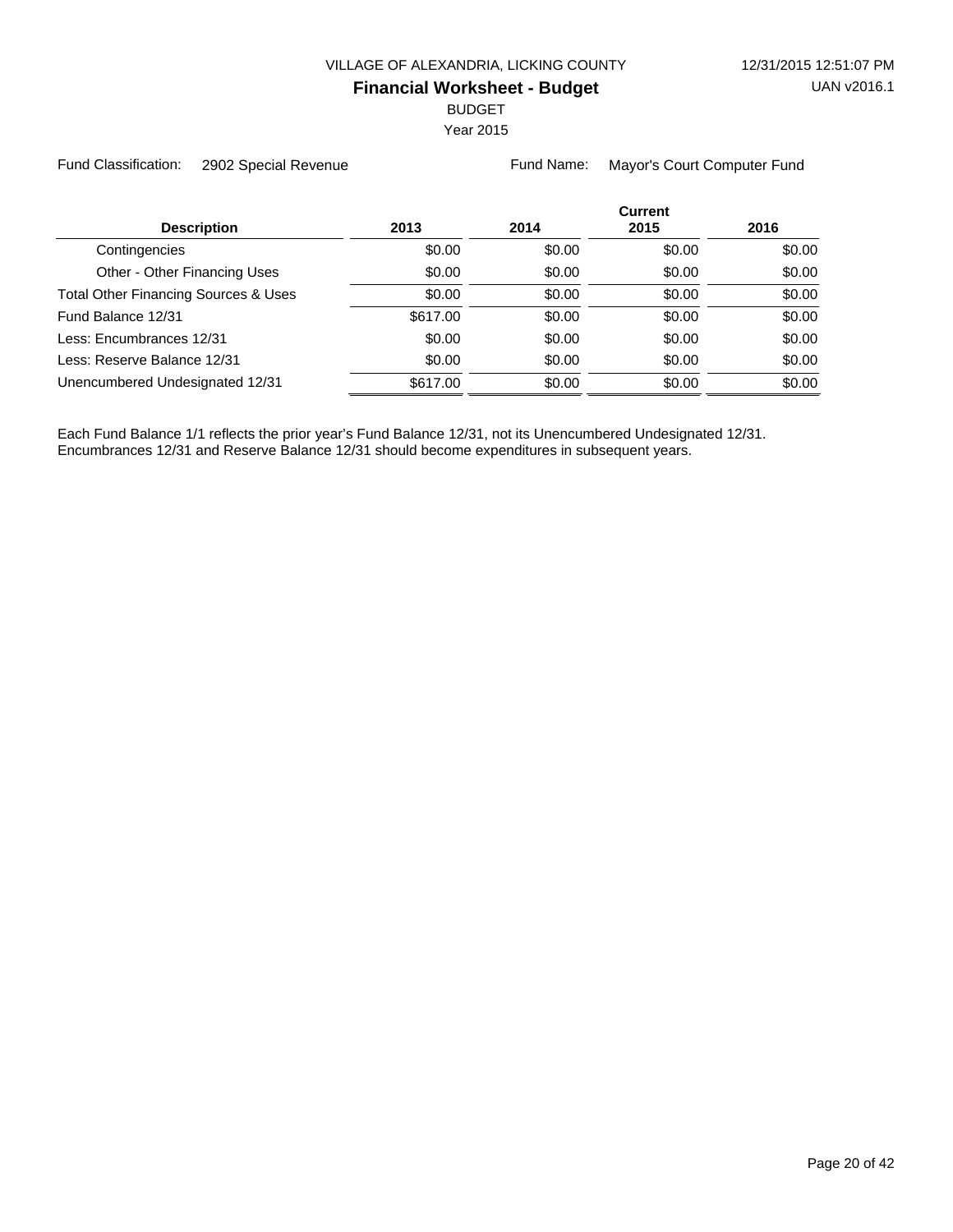VILLAGE OF ALEXANDRIA, LICKING COUNTY

**Financial Worksheet - Budget**

BUDGET

Year 2015

Fund Classification: 2902 Special Revenue

Fund Name: Mayor's Court Computer Fund

| Description | 2013 | 2014 | Current 2015 | 2016 |
|---|---|---|---|---|
| Contingencies | $0.00 | $0.00 | $0.00 | $0.00 |
| Other - Other Financing Uses | $0.00 | $0.00 | $0.00 | $0.00 |
| Total Other Financing Sources & Uses | $0.00 | $0.00 | $0.00 | $0.00 |
| Fund Balance 12/31 | $617.00 | $0.00 | $0.00 | $0.00 |
| Less: Encumbrances 12/31 | $0.00 | $0.00 | $0.00 | $0.00 |
| Less: Reserve Balance 12/31 | $0.00 | $0.00 | $0.00 | $0.00 |
| Unencumbered Undesignated 12/31 | $617.00 | $0.00 | $0.00 | $0.00 |

Each Fund Balance 1/1 reflects the prior year's Fund Balance 12/31, not its Unencumbered Undesignated 12/31.
Encumbrances 12/31 and Reserve Balance 12/31 should become expenditures in subsequent years.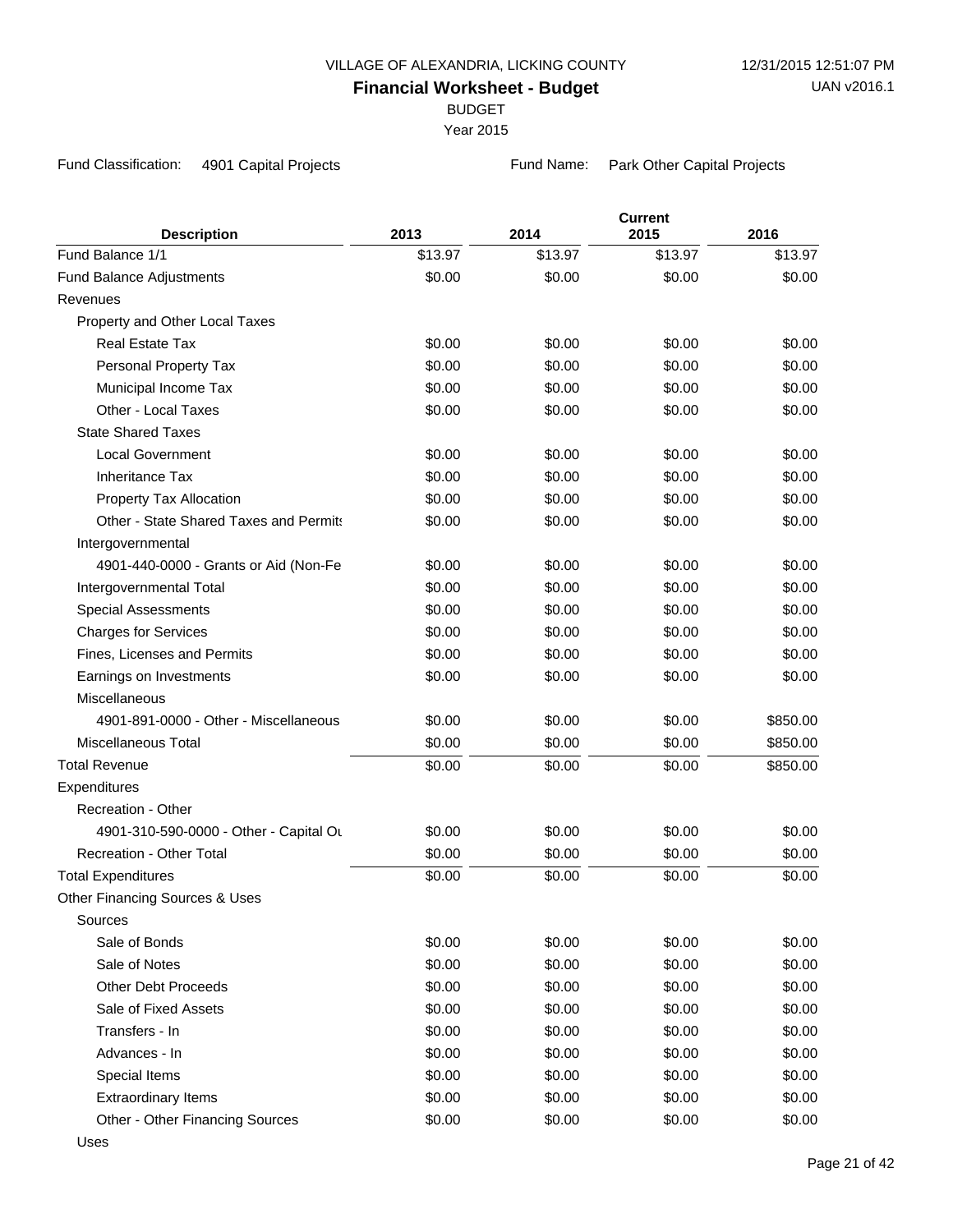VILLAGE OF ALEXANDRIA, LICKING COUNTY

12/31/2015 12:51:07 PM

UAN v2016.1

# Financial Worksheet - Budget

BUDGET

Year 2015

Fund Classification: 4901 Capital Projects

Fund Name: Park Other Capital Projects

| Description | 2013 | 2014 | Current 2015 | 2016 |
|---|---|---|---|---|
| Fund Balance 1/1 | $13.97 | $13.97 | $13.97 | $13.97 |
| Fund Balance Adjustments | $0.00 | $0.00 | $0.00 | $0.00 |
| Revenues | | | | |
| Property and Other Local Taxes | | | | |
| Real Estate Tax | $0.00 | $0.00 | $0.00 | $0.00 |
| Personal Property Tax | $0.00 | $0.00 | $0.00 | $0.00 |
| Municipal Income Tax | $0.00 | $0.00 | $0.00 | $0.00 |
| Other - Local Taxes | $0.00 | $0.00 | $0.00 | $0.00 |
| State Shared Taxes | | | | |
| Local Government | $0.00 | $0.00 | $0.00 | $0.00 |
| Inheritance Tax | $0.00 | $0.00 | $0.00 | $0.00 |
| Property Tax Allocation | $0.00 | $0.00 | $0.00 | $0.00 |
| Other - State Shared Taxes and Permits | $0.00 | $0.00 | $0.00 | $0.00 |
| Intergovernmental | | | | |
| 4901-440-0000 - Grants or Aid (Non-Fe | $0.00 | $0.00 | $0.00 | $0.00 |
| Intergovernmental Total | $0.00 | $0.00 | $0.00 | $0.00 |
| Special Assessments | $0.00 | $0.00 | $0.00 | $0.00 |
| Charges for Services | $0.00 | $0.00 | $0.00 | $0.00 |
| Fines, Licenses and Permits | $0.00 | $0.00 | $0.00 | $0.00 |
| Earnings on Investments | $0.00 | $0.00 | $0.00 | $0.00 |
| Miscellaneous | | | | |
| 4901-891-0000 - Other - Miscellaneous | $0.00 | $0.00 | $0.00 | $850.00 |
| Miscellaneous Total | $0.00 | $0.00 | $0.00 | $850.00 |
| Total Revenue | $0.00 | $0.00 | $0.00 | $850.00 |
| Expenditures | | | | |
| Recreation - Other | | | | |
| 4901-310-590-0000 - Other - Capital Ou | $0.00 | $0.00 | $0.00 | $0.00 |
| Recreation - Other Total | $0.00 | $0.00 | $0.00 | $0.00 |
| Total Expenditures | $0.00 | $0.00 | $0.00 | $0.00 |
| Other Financing Sources & Uses | | | | |
| Sources | | | | |
| Sale of Bonds | $0.00 | $0.00 | $0.00 | $0.00 |
| Sale of Notes | $0.00 | $0.00 | $0.00 | $0.00 |
| Other Debt Proceeds | $0.00 | $0.00 | $0.00 | $0.00 |
| Sale of Fixed Assets | $0.00 | $0.00 | $0.00 | $0.00 |
| Transfers - In | $0.00 | $0.00 | $0.00 | $0.00 |
| Advances - In | $0.00 | $0.00 | $0.00 | $0.00 |
| Special Items | $0.00 | $0.00 | $0.00 | $0.00 |
| Extraordinary Items | $0.00 | $0.00 | $0.00 | $0.00 |
| Other - Other Financing Sources | $0.00 | $0.00 | $0.00 | $0.00 |
| Uses | | | | |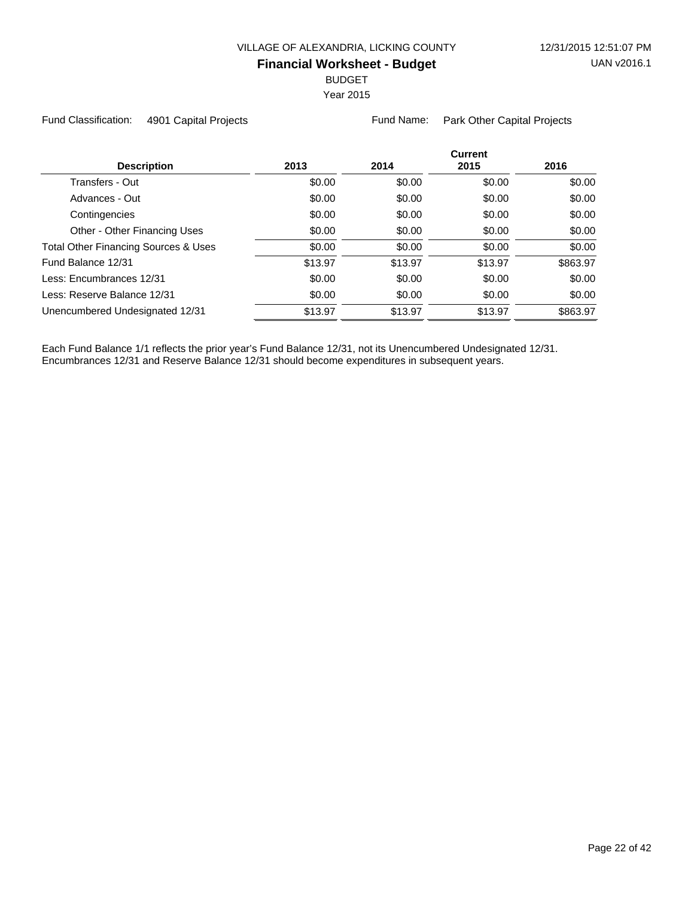VILLAGE OF ALEXANDRIA, LICKING COUNTY

## Financial Worksheet - Budget

BUDGET

Year 2015

Fund Classification: 4901 Capital Projects    Fund Name: Park Other Capital Projects

| Description | 2013 | 2014 | Current 2015 | 2016 |
|---|---|---|---|---|
| Transfers - Out | $0.00 | $0.00 | $0.00 | $0.00 |
| Advances - Out | $0.00 | $0.00 | $0.00 | $0.00 |
| Contingencies | $0.00 | $0.00 | $0.00 | $0.00 |
| Other - Other Financing Uses | $0.00 | $0.00 | $0.00 | $0.00 |
| Total Other Financing Sources & Uses | $0.00 | $0.00 | $0.00 | $0.00 |
| Fund Balance 12/31 | $13.97 | $13.97 | $13.97 | $863.97 |
| Less: Encumbrances 12/31 | $0.00 | $0.00 | $0.00 | $0.00 |
| Less: Reserve Balance 12/31 | $0.00 | $0.00 | $0.00 | $0.00 |
| Unencumbered Undesignated 12/31 | $13.97 | $13.97 | $13.97 | $863.97 |

Each Fund Balance 1/1 reflects the prior year's Fund Balance 12/31, not its Unencumbered Undesignated 12/31.
Encumbrances 12/31 and Reserve Balance 12/31 should become expenditures in subsequent years.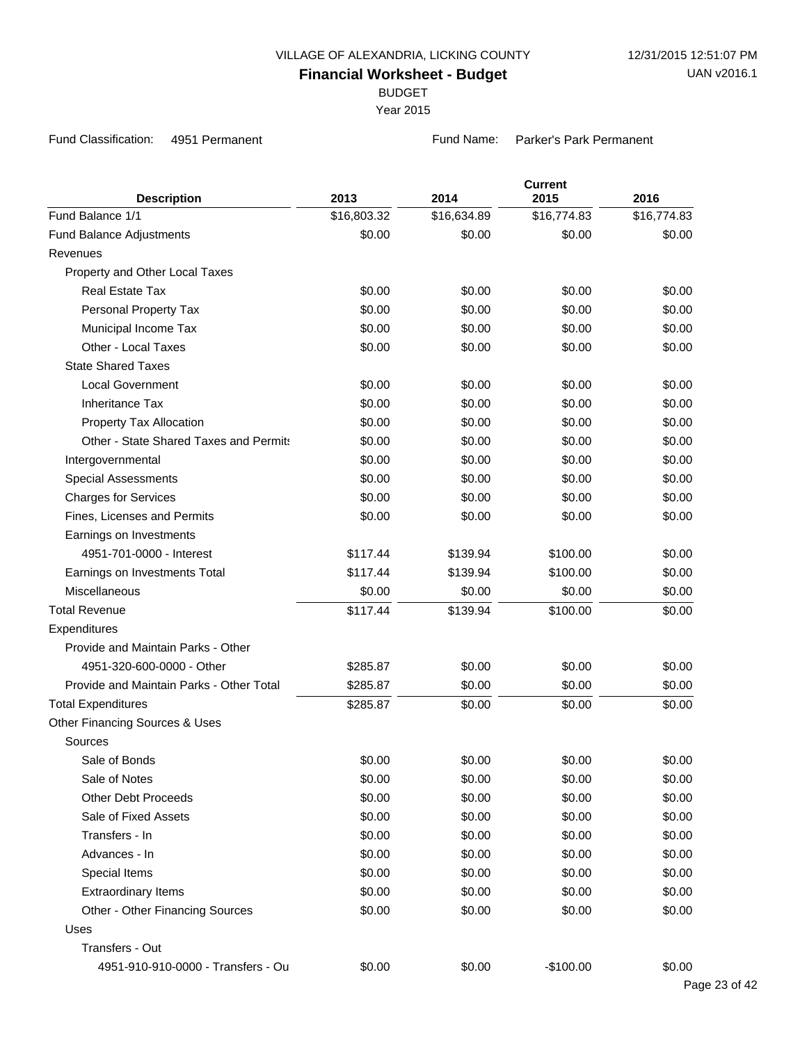VILLAGE OF ALEXANDRIA, LICKING COUNTY

12/31/2015 12:51:07 PM

# Financial Worksheet - Budget

UAN v2016.1

BUDGET

Year 2015

Fund Classification: 4951 Permanent

Fund Name: Parker's Park Permanent

| Description | 2013 | 2014 | Current 2015 | 2016 |
|---|---|---|---|---|
| Fund Balance 1/1 | $16,803.32 | $16,634.89 | $16,774.83 | $16,774.83 |
| Fund Balance Adjustments | $0.00 | $0.00 | $0.00 | $0.00 |
| Revenues | | | | |
| Property and Other Local Taxes | | | | |
| Real Estate Tax | $0.00 | $0.00 | $0.00 | $0.00 |
| Personal Property Tax | $0.00 | $0.00 | $0.00 | $0.00 |
| Municipal Income Tax | $0.00 | $0.00 | $0.00 | $0.00 |
| Other - Local Taxes | $0.00 | $0.00 | $0.00 | $0.00 |
| State Shared Taxes | | | | |
| Local Government | $0.00 | $0.00 | $0.00 | $0.00 |
| Inheritance Tax | $0.00 | $0.00 | $0.00 | $0.00 |
| Property Tax Allocation | $0.00 | $0.00 | $0.00 | $0.00 |
| Other - State Shared Taxes and Permits | $0.00 | $0.00 | $0.00 | $0.00 |
| Intergovernmental | $0.00 | $0.00 | $0.00 | $0.00 |
| Special Assessments | $0.00 | $0.00 | $0.00 | $0.00 |
| Charges for Services | $0.00 | $0.00 | $0.00 | $0.00 |
| Fines, Licenses and Permits | $0.00 | $0.00 | $0.00 | $0.00 |
| Earnings on Investments | | | | |
| 4951-701-0000 - Interest | $117.44 | $139.94 | $100.00 | $0.00 |
| Earnings on Investments Total | $117.44 | $139.94 | $100.00 | $0.00 |
| Miscellaneous | $0.00 | $0.00 | $0.00 | $0.00 |
| Total Revenue | $117.44 | $139.94 | $100.00 | $0.00 |
| Expenditures | | | | |
| Provide and Maintain Parks - Other | | | | |
| 4951-320-600-0000 - Other | $285.87 | $0.00 | $0.00 | $0.00 |
| Provide and Maintain Parks - Other Total | $285.87 | $0.00 | $0.00 | $0.00 |
| Total Expenditures | $285.87 | $0.00 | $0.00 | $0.00 |
| Other Financing Sources & Uses | | | | |
| Sources | | | | |
| Sale of Bonds | $0.00 | $0.00 | $0.00 | $0.00 |
| Sale of Notes | $0.00 | $0.00 | $0.00 | $0.00 |
| Other Debt Proceeds | $0.00 | $0.00 | $0.00 | $0.00 |
| Sale of Fixed Assets | $0.00 | $0.00 | $0.00 | $0.00 |
| Transfers - In | $0.00 | $0.00 | $0.00 | $0.00 |
| Advances - In | $0.00 | $0.00 | $0.00 | $0.00 |
| Special Items | $0.00 | $0.00 | $0.00 | $0.00 |
| Extraordinary Items | $0.00 | $0.00 | $0.00 | $0.00 |
| Other - Other Financing Sources | $0.00 | $0.00 | $0.00 | $0.00 |
| Uses | | | | |
| Transfers - Out | | | | |
| 4951-910-910-0000 - Transfers - Ou | $0.00 | $0.00 | -$100.00 | $0.00 |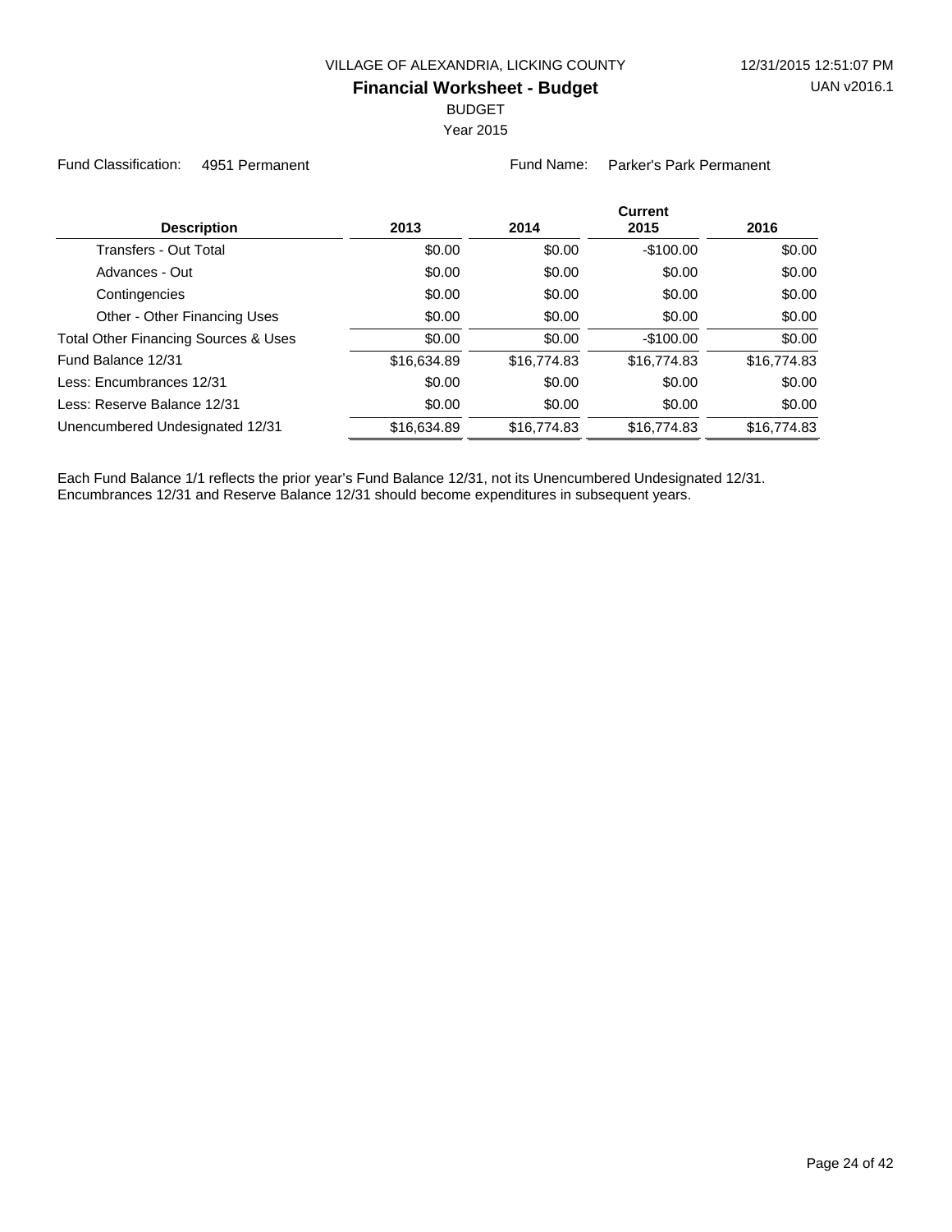VILLAGE OF ALEXANDRIA, LICKING COUNTY

**Financial Worksheet - Budget**

BUDGET

Year 2015

Fund Classification: 4951 Permanent

Fund Name: Parker's Park Permanent

| Description | 2013 | 2014 | Current 2015 | 2016 |
|---|---|---|---|---|
| Transfers - Out Total | $0.00 | $0.00 | -$100.00 | $0.00 |
| Advances - Out | $0.00 | $0.00 | $0.00 | $0.00 |
| Contingencies | $0.00 | $0.00 | $0.00 | $0.00 |
| Other - Other Financing Uses | $0.00 | $0.00 | $0.00 | $0.00 |
| Total Other Financing Sources & Uses | $0.00 | $0.00 | -$100.00 | $0.00 |
| Fund Balance 12/31 | $16,634.89 | $16,774.83 | $16,774.83 | $16,774.83 |
| Less: Encumbrances 12/31 | $0.00 | $0.00 | $0.00 | $0.00 |
| Less: Reserve Balance 12/31 | $0.00 | $0.00 | $0.00 | $0.00 |
| Unencumbered Undesignated 12/31 | $16,634.89 | $16,774.83 | $16,774.83 | $16,774.83 |

Each Fund Balance 1/1 reflects the prior year's Fund Balance 12/31, not its Unencumbered Undesignated 12/31. Encumbrances 12/31 and Reserve Balance 12/31 should become expenditures in subsequent years.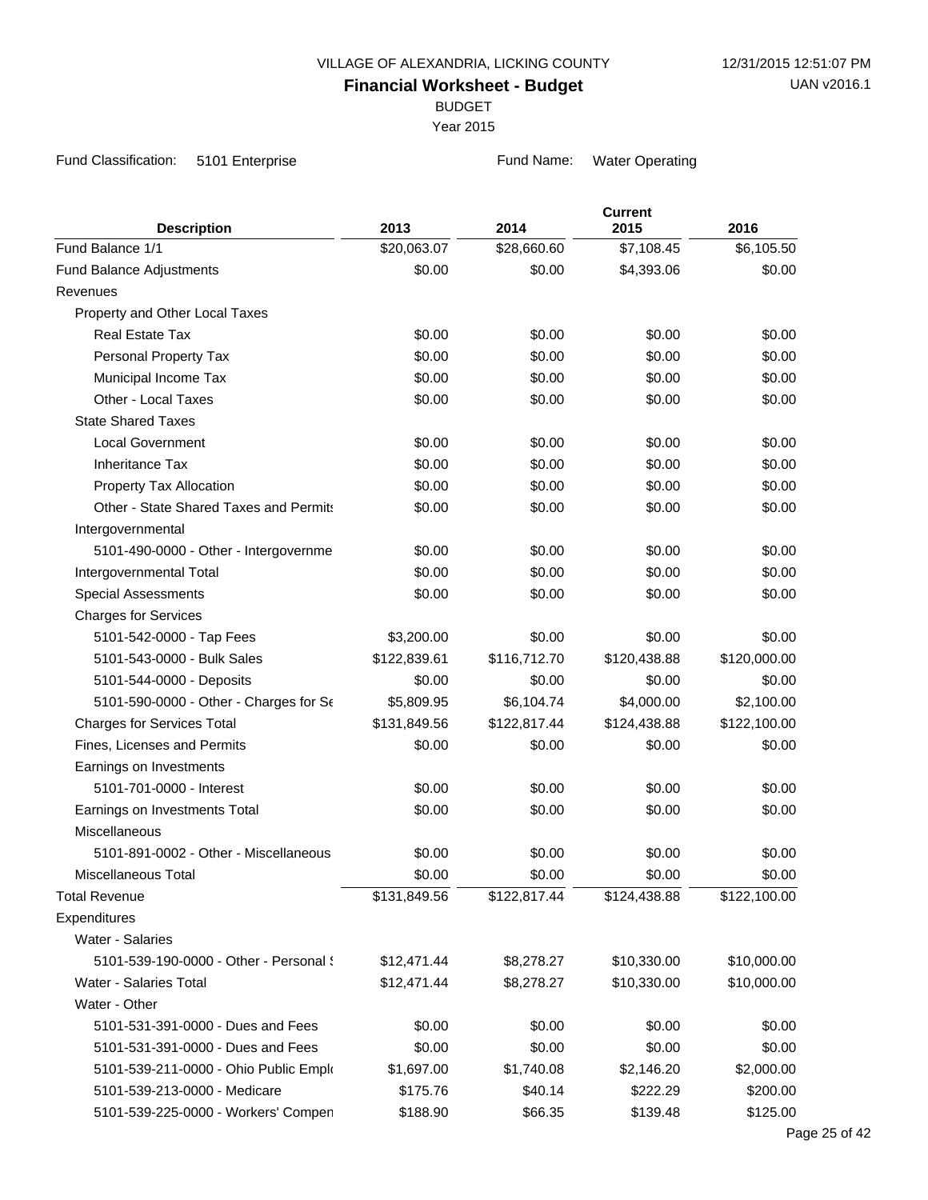VILLAGE OF ALEXANDRIA, LICKING COUNTY

12/31/2015 12:51:07 PM

UAN v2016.1

# Financial Worksheet - Budget

BUDGET

Year 2015

Fund Classification: 5101 Enterprise

Fund Name: Water Operating

| Description | 2013 | 2014 | Current 2015 | 2016 |
|---|---|---|---|---|
| Fund Balance 1/1 | $20,063.07 | $28,660.60 | $7,108.45 | $6,105.50 |
| Fund Balance Adjustments | $0.00 | $0.00 | $4,393.06 | $0.00 |
| Revenues | | | | |
| Property and Other Local Taxes | | | | |
| Real Estate Tax | $0.00 | $0.00 | $0.00 | $0.00 |
| Personal Property Tax | $0.00 | $0.00 | $0.00 | $0.00 |
| Municipal Income Tax | $0.00 | $0.00 | $0.00 | $0.00 |
| Other - Local Taxes | $0.00 | $0.00 | $0.00 | $0.00 |
| State Shared Taxes | | | | |
| Local Government | $0.00 | $0.00 | $0.00 | $0.00 |
| Inheritance Tax | $0.00 | $0.00 | $0.00 | $0.00 |
| Property Tax Allocation | $0.00 | $0.00 | $0.00 | $0.00 |
| Other - State Shared Taxes and Permits | $0.00 | $0.00 | $0.00 | $0.00 |
| Intergovernmental | | | | |
| 5101-490-0000 - Other - Intergovernme | $0.00 | $0.00 | $0.00 | $0.00 |
| Intergovernmental Total | $0.00 | $0.00 | $0.00 | $0.00 |
| Special Assessments | $0.00 | $0.00 | $0.00 | $0.00 |
| Charges for Services | | | | |
| 5101-542-0000 - Tap Fees | $3,200.00 | $0.00 | $0.00 | $0.00 |
| 5101-543-0000 - Bulk Sales | $122,839.61 | $116,712.70 | $120,438.88 | $120,000.00 |
| 5101-544-0000 - Deposits | $0.00 | $0.00 | $0.00 | $0.00 |
| 5101-590-0000 - Other - Charges for Se | $5,809.95 | $6,104.74 | $4,000.00 | $2,100.00 |
| Charges for Services Total | $131,849.56 | $122,817.44 | $124,438.88 | $122,100.00 |
| Fines, Licenses and Permits | $0.00 | $0.00 | $0.00 | $0.00 |
| Earnings on Investments | | | | |
| 5101-701-0000 - Interest | $0.00 | $0.00 | $0.00 | $0.00 |
| Earnings on Investments Total | $0.00 | $0.00 | $0.00 | $0.00 |
| Miscellaneous | | | | |
| 5101-891-0002 - Other - Miscellaneous | $0.00 | $0.00 | $0.00 | $0.00 |
| Miscellaneous Total | $0.00 | $0.00 | $0.00 | $0.00 |
| Total Revenue | $131,849.56 | $122,817.44 | $124,438.88 | $122,100.00 |
| Expenditures | | | | |
| Water - Salaries | | | | |
| 5101-539-190-0000 - Other - Personal S | $12,471.44 | $8,278.27 | $10,330.00 | $10,000.00 |
| Water - Salaries Total | $12,471.44 | $8,278.27 | $10,330.00 | $10,000.00 |
| Water - Other | | | | |
| 5101-531-391-0000 - Dues and Fees | $0.00 | $0.00 | $0.00 | $0.00 |
| 5101-531-391-0000 - Dues and Fees | $0.00 | $0.00 | $0.00 | $0.00 |
| 5101-539-211-0000 - Ohio Public Emplo | $1,697.00 | $1,740.08 | $2,146.20 | $2,000.00 |
| 5101-539-213-0000 - Medicare | $175.76 | $40.14 | $222.29 | $200.00 |
| 5101-539-225-0000 - Workers' Compen | $188.90 | $66.35 | $139.48 | $125.00 |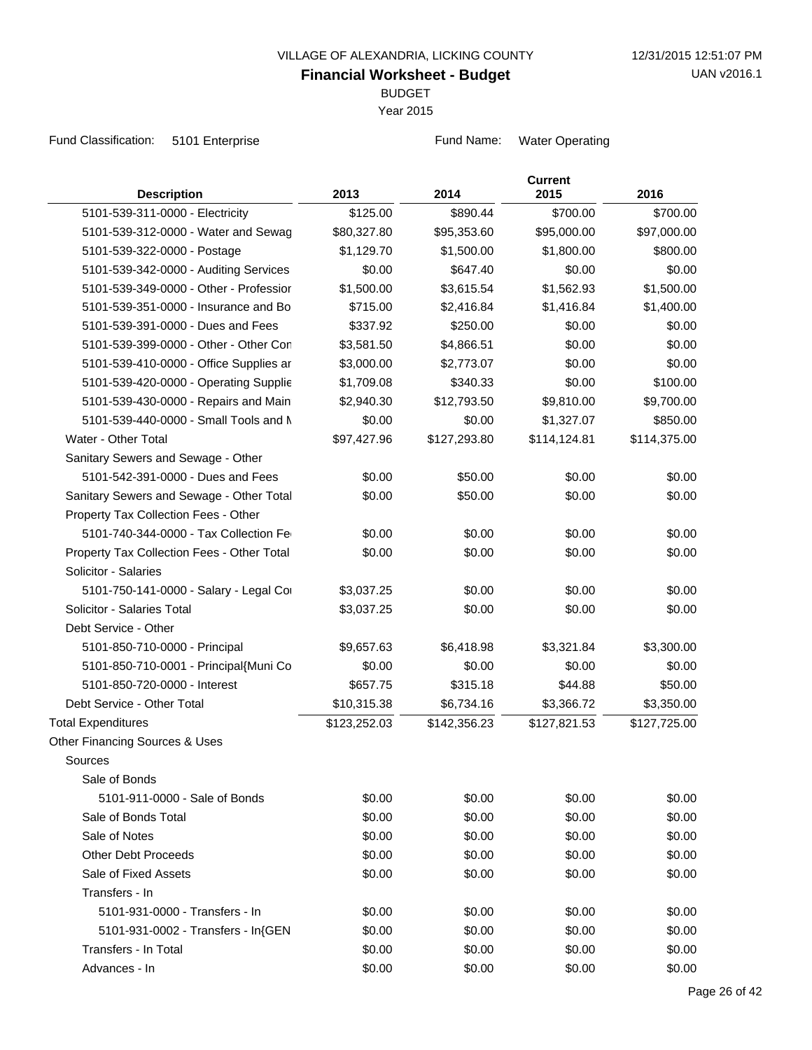VILLAGE OF ALEXANDRIA, LICKING COUNTY

# Financial Worksheet - Budget

BUDGET

Year 2015

Fund Classification: 5101 Enterprise

Fund Name: Water Operating

| Description | 2013 | 2014 | Current 2015 | 2016 |
|---|---|---|---|---|
| 5101-539-311-0000 - Electricity | $125.00 | $890.44 | $700.00 | $700.00 |
| 5101-539-312-0000 - Water and Sewag | $80,327.80 | $95,353.60 | $95,000.00 | $97,000.00 |
| 5101-539-322-0000 - Postage | $1,129.70 | $1,500.00 | $1,800.00 | $800.00 |
| 5101-539-342-0000 - Auditing Services | $0.00 | $647.40 | $0.00 | $0.00 |
| 5101-539-349-0000 - Other - Professior | $1,500.00 | $3,615.54 | $1,562.93 | $1,500.00 |
| 5101-539-351-0000 - Insurance and Bo | $715.00 | $2,416.84 | $1,416.84 | $1,400.00 |
| 5101-539-391-0000 - Dues and Fees | $337.92 | $250.00 | $0.00 | $0.00 |
| 5101-539-399-0000 - Other - Other Con | $3,581.50 | $4,866.51 | $0.00 | $0.00 |
| 5101-539-410-0000 - Office Supplies ar | $3,000.00 | $2,773.07 | $0.00 | $0.00 |
| 5101-539-420-0000 - Operating Supplie | $1,709.08 | $340.33 | $0.00 | $100.00 |
| 5101-539-430-0000 - Repairs and Main | $2,940.30 | $12,793.50 | $9,810.00 | $9,700.00 |
| 5101-539-440-0000 - Small Tools and M | $0.00 | $0.00 | $1,327.07 | $850.00 |
| Water - Other Total | $97,427.96 | $127,293.80 | $114,124.81 | $114,375.00 |
| Sanitary Sewers and Sewage - Other | | | | |
| 5101-542-391-0000 - Dues and Fees | $0.00 | $50.00 | $0.00 | $0.00 |
| Sanitary Sewers and Sewage - Other Total | $0.00 | $50.00 | $0.00 | $0.00 |
| Property Tax Collection Fees - Other | | | | |
| 5101-740-344-0000 - Tax Collection Fe | $0.00 | $0.00 | $0.00 | $0.00 |
| Property Tax Collection Fees - Other Total | $0.00 | $0.00 | $0.00 | $0.00 |
| Solicitor - Salaries | | | | |
| 5101-750-141-0000 - Salary - Legal Co | $3,037.25 | $0.00 | $0.00 | $0.00 |
| Solicitor - Salaries Total | $3,037.25 | $0.00 | $0.00 | $0.00 |
| Debt Service - Other | | | | |
| 5101-850-710-0000 - Principal | $9,657.63 | $6,418.98 | $3,321.84 | $3,300.00 |
| 5101-850-710-0001 - Principal{Muni Co | $0.00 | $0.00 | $0.00 | $0.00 |
| 5101-850-720-0000 - Interest | $657.75 | $315.18 | $44.88 | $50.00 |
| Debt Service - Other Total | $10,315.38 | $6,734.16 | $3,366.72 | $3,350.00 |
| Total Expenditures | $123,252.03 | $142,356.23 | $127,821.53 | $127,725.00 |
| Other Financing Sources & Uses | | | | |
| Sources | | | | |
| Sale of Bonds | | | | |
| 5101-911-0000 - Sale of Bonds | $0.00 | $0.00 | $0.00 | $0.00 |
| Sale of Bonds Total | $0.00 | $0.00 | $0.00 | $0.00 |
| Sale of Notes | $0.00 | $0.00 | $0.00 | $0.00 |
| Other Debt Proceeds | $0.00 | $0.00 | $0.00 | $0.00 |
| Sale of Fixed Assets | $0.00 | $0.00 | $0.00 | $0.00 |
| Transfers - In | | | | |
| 5101-931-0000 - Transfers - In | $0.00 | $0.00 | $0.00 | $0.00 |
| 5101-931-0002 - Transfers - In{GEN | $0.00 | $0.00 | $0.00 | $0.00 |
| Transfers - In Total | $0.00 | $0.00 | $0.00 | $0.00 |
| Advances - In | $0.00 | $0.00 | $0.00 | $0.00 |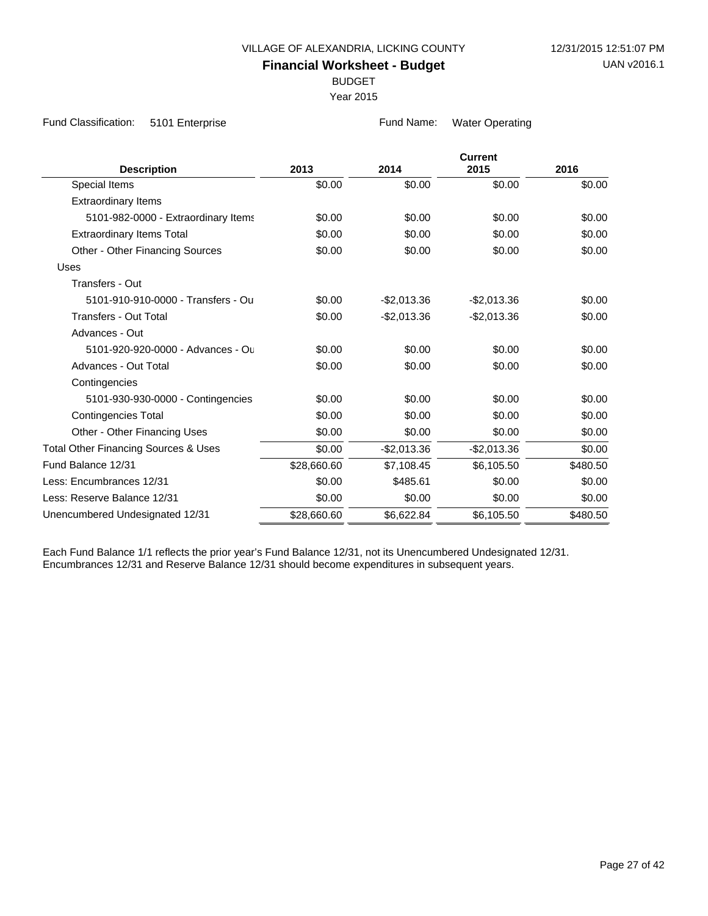VILLAGE OF ALEXANDRIA, LICKING COUNTY

12/31/2015 12:51:07 PM

# Financial Worksheet - Budget

UAN v2016.1

BUDGET

Year 2015

Fund Classification: 5101 Enterprise

Fund Name: Water Operating

| Description | 2013 | 2014 | Current 2015 | 2016 |
|---|---|---|---|---|
| Special Items | $0.00 | $0.00 | $0.00 | $0.00 |
| Extraordinary Items | | | | |
| 5101-982-0000 - Extraordinary Items | $0.00 | $0.00 | $0.00 | $0.00 |
| Extraordinary Items Total | $0.00 | $0.00 | $0.00 | $0.00 |
| Other - Other Financing Sources | $0.00 | $0.00 | $0.00 | $0.00 |
| Uses | | | | |
| Transfers - Out | | | | |
| 5101-910-910-0000 - Transfers - Ou | $0.00 | -$2,013.36 | -$2,013.36 | $0.00 |
| Transfers - Out Total | $0.00 | -$2,013.36 | -$2,013.36 | $0.00 |
| Advances - Out | | | | |
| 5101-920-920-0000 - Advances - Ou | $0.00 | $0.00 | $0.00 | $0.00 |
| Advances - Out Total | $0.00 | $0.00 | $0.00 | $0.00 |
| Contingencies | | | | |
| 5101-930-930-0000 - Contingencies | $0.00 | $0.00 | $0.00 | $0.00 |
| Contingencies Total | $0.00 | $0.00 | $0.00 | $0.00 |
| Other - Other Financing Uses | $0.00 | $0.00 | $0.00 | $0.00 |
| Total Other Financing Sources & Uses | $0.00 | -$2,013.36 | -$2,013.36 | $0.00 |
| Fund Balance 12/31 | $28,660.60 | $7,108.45 | $6,105.50 | $480.50 |
| Less: Encumbrances 12/31 | $0.00 | $485.61 | $0.00 | $0.00 |
| Less: Reserve Balance 12/31 | $0.00 | $0.00 | $0.00 | $0.00 |
| Unencumbered Undesignated 12/31 | $28,660.60 | $6,622.84 | $6,105.50 | $480.50 |

Each Fund Balance 1/1 reflects the prior year's Fund Balance 12/31, not its Unencumbered Undesignated 12/31.
Encumbrances 12/31 and Reserve Balance 12/31 should become expenditures in subsequent years.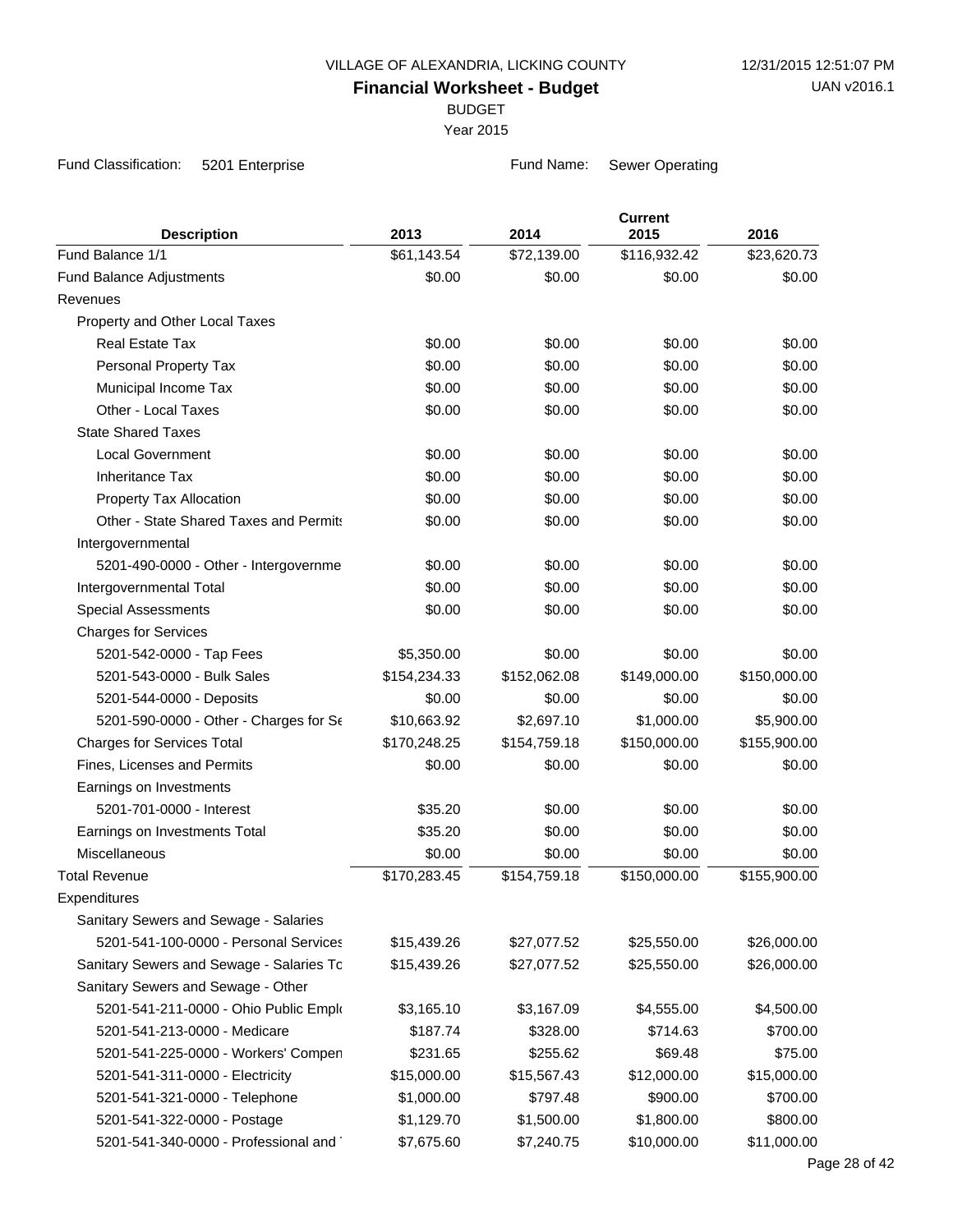VILLAGE OF ALEXANDRIA, LICKING COUNTY

12/31/2015 12:51:07 PM

UAN v2016.1

# Financial Worksheet - Budget

BUDGET

Year 2015

Fund Classification: 5201 Enterprise

Fund Name: Sewer Operating

| Description | 2013 | 2014 | Current 2015 | 2016 |
|---|---|---|---|---|
| Fund Balance 1/1 | $61,143.54 | $72,139.00 | $116,932.42 | $23,620.73 |
| Fund Balance Adjustments | $0.00 | $0.00 | $0.00 | $0.00 |
| Revenues | | | | |
| Property and Other Local Taxes | | | | |
| Real Estate Tax | $0.00 | $0.00 | $0.00 | $0.00 |
| Personal Property Tax | $0.00 | $0.00 | $0.00 | $0.00 |
| Municipal Income Tax | $0.00 | $0.00 | $0.00 | $0.00 |
| Other - Local Taxes | $0.00 | $0.00 | $0.00 | $0.00 |
| State Shared Taxes | | | | |
| Local Government | $0.00 | $0.00 | $0.00 | $0.00 |
| Inheritance Tax | $0.00 | $0.00 | $0.00 | $0.00 |
| Property Tax Allocation | $0.00 | $0.00 | $0.00 | $0.00 |
| Other - State Shared Taxes and Permits | $0.00 | $0.00 | $0.00 | $0.00 |
| Intergovernmental | | | | |
| 5201-490-0000 - Other - Intergovernme | $0.00 | $0.00 | $0.00 | $0.00 |
| Intergovernmental Total | $0.00 | $0.00 | $0.00 | $0.00 |
| Special Assessments | $0.00 | $0.00 | $0.00 | $0.00 |
| Charges for Services | | | | |
| 5201-542-0000 - Tap Fees | $5,350.00 | $0.00 | $0.00 | $0.00 |
| 5201-543-0000 - Bulk Sales | $154,234.33 | $152,062.08 | $149,000.00 | $150,000.00 |
| 5201-544-0000 - Deposits | $0.00 | $0.00 | $0.00 | $0.00 |
| 5201-590-0000 - Other - Charges for Se | $10,663.92 | $2,697.10 | $1,000.00 | $5,900.00 |
| Charges for Services Total | $170,248.25 | $154,759.18 | $150,000.00 | $155,900.00 |
| Fines, Licenses and Permits | $0.00 | $0.00 | $0.00 | $0.00 |
| Earnings on Investments | | | | |
| 5201-701-0000 - Interest | $35.20 | $0.00 | $0.00 | $0.00 |
| Earnings on Investments Total | $35.20 | $0.00 | $0.00 | $0.00 |
| Miscellaneous | $0.00 | $0.00 | $0.00 | $0.00 |
| Total Revenue | $170,283.45 | $154,759.18 | $150,000.00 | $155,900.00 |
| Expenditures | | | | |
| Sanitary Sewers and Sewage - Salaries | | | | |
| 5201-541-100-0000 - Personal Services | $15,439.26 | $27,077.52 | $25,550.00 | $26,000.00 |
| Sanitary Sewers and Sewage - Salaries To | $15,439.26 | $27,077.52 | $25,550.00 | $26,000.00 |
| Sanitary Sewers and Sewage - Other | | | | |
| 5201-541-211-0000 - Ohio Public Empl | $3,165.10 | $3,167.09 | $4,555.00 | $4,500.00 |
| 5201-541-213-0000 - Medicare | $187.74 | $328.00 | $714.63 | $700.00 |
| 5201-541-225-0000 - Workers' Compen | $231.65 | $255.62 | $69.48 | $75.00 |
| 5201-541-311-0000 - Electricity | $15,000.00 | $15,567.43 | $12,000.00 | $15,000.00 |
| 5201-541-321-0000 - Telephone | $1,000.00 | $797.48 | $900.00 | $700.00 |
| 5201-541-322-0000 - Postage | $1,129.70 | $1,500.00 | $1,800.00 | $800.00 |
| 5201-541-340-0000 - Professional and | $7,675.60 | $7,240.75 | $10,000.00 | $11,000.00 |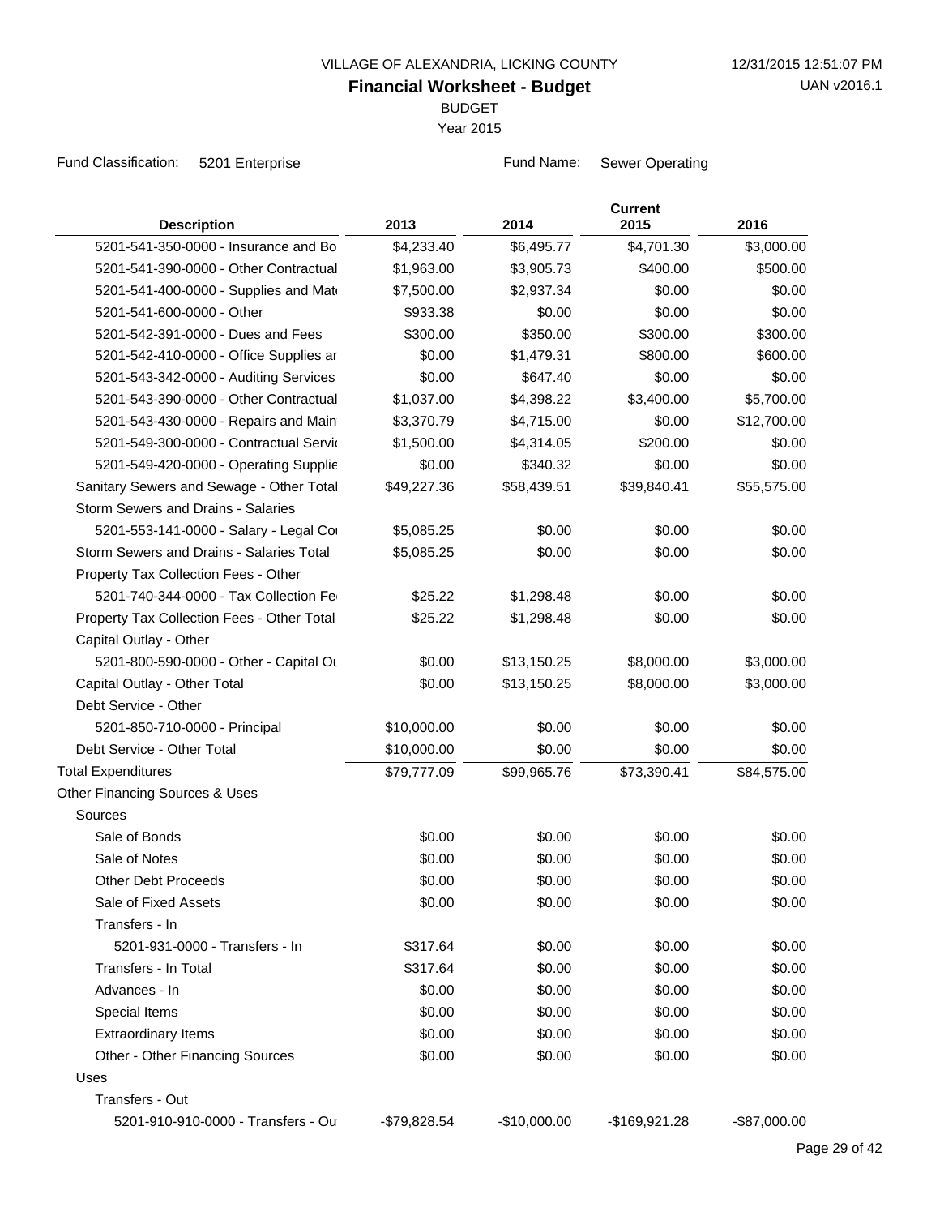VILLAGE OF ALEXANDRIA, LICKING COUNTY

# Financial Worksheet - Budget

BUDGET

Year 2015

Fund Classification: 5201 Enterprise

Fund Name: Sewer Operating

| Description | 2013 | 2014 | Current 2015 | 2016 |
|---|---|---|---|---|
| 5201-541-350-0000 - Insurance and Bo | $4,233.40 | $6,495.77 | $4,701.30 | $3,000.00 |
| 5201-541-390-0000 - Other Contractual | $1,963.00 | $3,905.73 | $400.00 | $500.00 |
| 5201-541-400-0000 - Supplies and Mat | $7,500.00 | $2,937.34 | $0.00 | $0.00 |
| 5201-541-600-0000 - Other | $933.38 | $0.00 | $0.00 | $0.00 |
| 5201-542-391-0000 - Dues and Fees | $300.00 | $350.00 | $300.00 | $300.00 |
| 5201-542-410-0000 - Office Supplies ar | $0.00 | $1,479.31 | $800.00 | $600.00 |
| 5201-543-342-0000 - Auditing Services | $0.00 | $647.40 | $0.00 | $0.00 |
| 5201-543-390-0000 - Other Contractual | $1,037.00 | $4,398.22 | $3,400.00 | $5,700.00 |
| 5201-543-430-0000 - Repairs and Main | $3,370.79 | $4,715.00 | $0.00 | $12,700.00 |
| 5201-549-300-0000 - Contractual Servi | $1,500.00 | $4,314.05 | $200.00 | $0.00 |
| 5201-549-420-0000 - Operating Supplie | $0.00 | $340.32 | $0.00 | $0.00 |
| Sanitary Sewers and Sewage - Other Total | $49,227.36 | $58,439.51 | $39,840.41 | $55,575.00 |
| Storm Sewers and Drains - Salaries | | | | |
| 5201-553-141-0000 - Salary - Legal Co | $5,085.25 | $0.00 | $0.00 | $0.00 |
| Storm Sewers and Drains - Salaries Total | $5,085.25 | $0.00 | $0.00 | $0.00 |
| Property Tax Collection Fees - Other | | | | |
| 5201-740-344-0000 - Tax Collection Fe | $25.22 | $1,298.48 | $0.00 | $0.00 |
| Property Tax Collection Fees - Other Total | $25.22 | $1,298.48 | $0.00 | $0.00 |
| Capital Outlay - Other | | | | |
| 5201-800-590-0000 - Other - Capital Ou | $0.00 | $13,150.25 | $8,000.00 | $3,000.00 |
| Capital Outlay - Other Total | $0.00 | $13,150.25 | $8,000.00 | $3,000.00 |
| Debt Service - Other | | | | |
| 5201-850-710-0000 - Principal | $10,000.00 | $0.00 | $0.00 | $0.00 |
| Debt Service - Other Total | $10,000.00 | $0.00 | $0.00 | $0.00 |
| Total Expenditures | $79,777.09 | $99,965.76 | $73,390.41 | $84,575.00 |
| Other Financing Sources & Uses | | | | |
| Sources | | | | |
| Sale of Bonds | $0.00 | $0.00 | $0.00 | $0.00 |
| Sale of Notes | $0.00 | $0.00 | $0.00 | $0.00 |
| Other Debt Proceeds | $0.00 | $0.00 | $0.00 | $0.00 |
| Sale of Fixed Assets | $0.00 | $0.00 | $0.00 | $0.00 |
| Transfers - In | | | | |
| 5201-931-0000 - Transfers - In | $317.64 | $0.00 | $0.00 | $0.00 |
| Transfers - In Total | $317.64 | $0.00 | $0.00 | $0.00 |
| Advances - In | $0.00 | $0.00 | $0.00 | $0.00 |
| Special Items | $0.00 | $0.00 | $0.00 | $0.00 |
| Extraordinary Items | $0.00 | $0.00 | $0.00 | $0.00 |
| Other - Other Financing Sources | $0.00 | $0.00 | $0.00 | $0.00 |
| Uses | | | | |
| Transfers - Out | | | | |
| 5201-910-910-0000 - Transfers - Ou | -$79,828.54 | -$10,000.00 | -$169,921.28 | -$87,000.00 |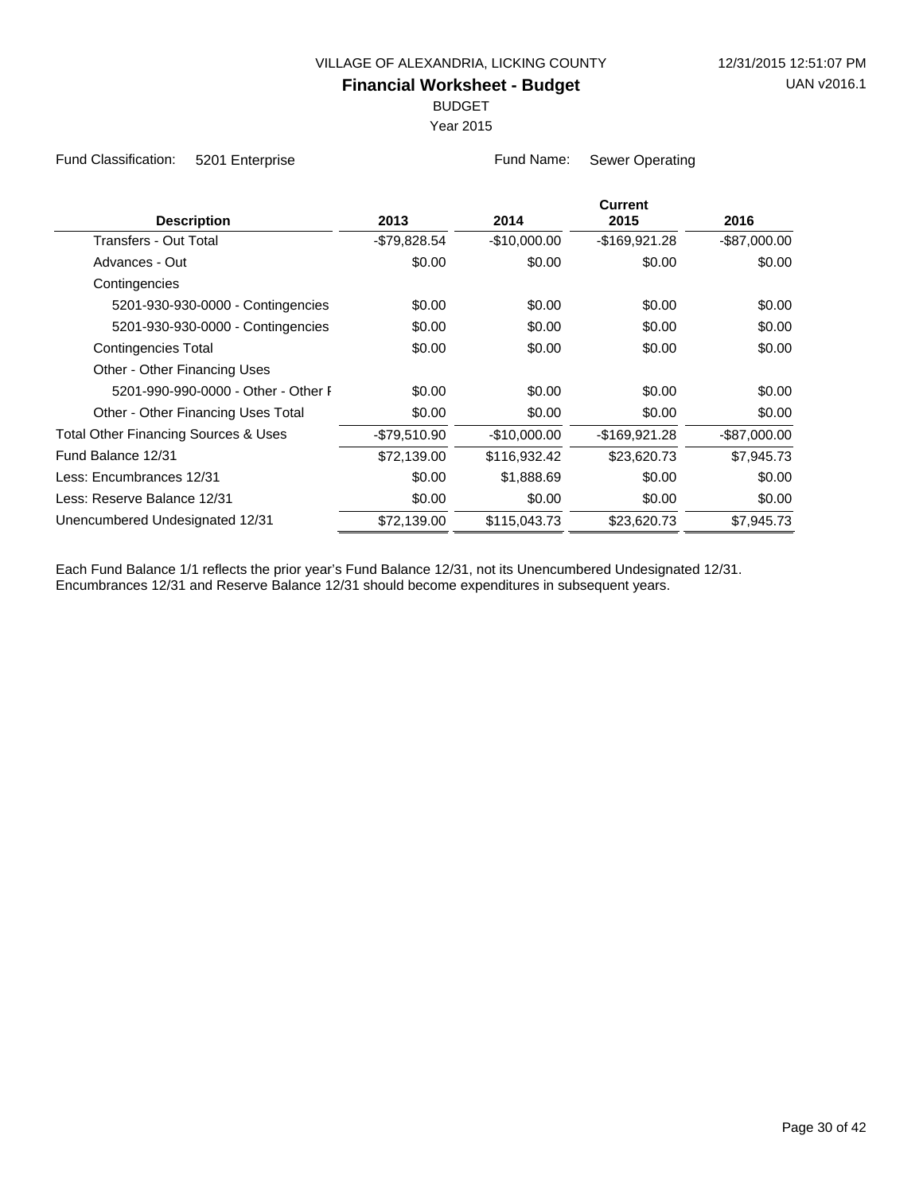VILLAGE OF ALEXANDRIA, LICKING COUNTY

12/31/2015 12:51:07 PM

# Financial Worksheet - Budget

UAN v2016.1

BUDGET

Year 2015

Fund Classification: 5201 Enterprise

Fund Name: Sewer Operating

| Description | 2013 | 2014 | Current 2015 | 2016 |
|---|---|---|---|---|
| Transfers - Out Total | -$79,828.54 | -$10,000.00 | -$169,921.28 | -$87,000.00 |
| Advances - Out | $0.00 | $0.00 | $0.00 | $0.00 |
| Contingencies | | | | |
| 5201-930-930-0000 - Contingencies | $0.00 | $0.00 | $0.00 | $0.00 |
| 5201-930-930-0000 - Contingencies | $0.00 | $0.00 | $0.00 | $0.00 |
| Contingencies Total | $0.00 | $0.00 | $0.00 | $0.00 |
| Other - Other Financing Uses | | | | |
| 5201-990-990-0000 - Other - Other F | $0.00 | $0.00 | $0.00 | $0.00 |
| Other - Other Financing Uses Total | $0.00 | $0.00 | $0.00 | $0.00 |
| Total Other Financing Sources & Uses | -$79,510.90 | -$10,000.00 | -$169,921.28 | -$87,000.00 |
| Fund Balance 12/31 | $72,139.00 | $116,932.42 | $23,620.73 | $7,945.73 |
| Less: Encumbrances 12/31 | $0.00 | $1,888.69 | $0.00 | $0.00 |
| Less: Reserve Balance 12/31 | $0.00 | $0.00 | $0.00 | $0.00 |
| Unencumbered Undesignated 12/31 | $72,139.00 | $115,043.73 | $23,620.73 | $7,945.73 |

Each Fund Balance 1/1 reflects the prior year's Fund Balance 12/31, not its Unencumbered Undesignated 12/31.
Encumbrances 12/31 and Reserve Balance 12/31 should become expenditures in subsequent years.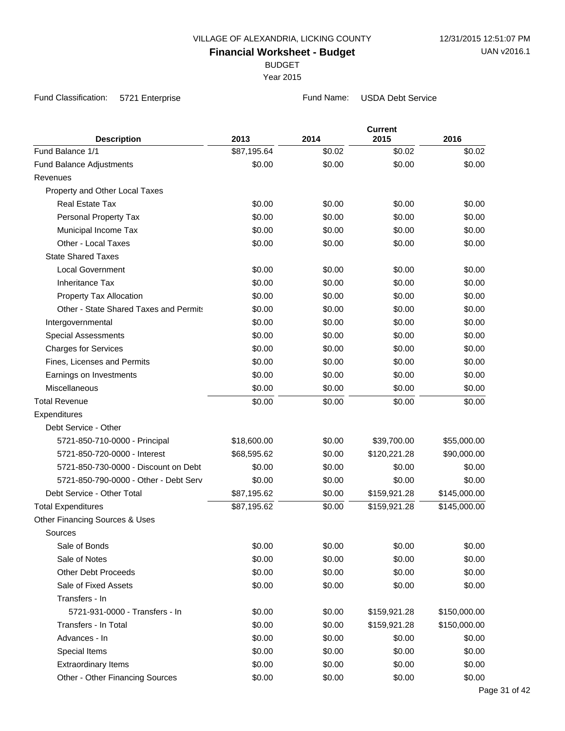VILLAGE OF ALEXANDRIA, LICKING COUNTY

12/31/2015 12:51:07 PM

# Financial Worksheet - Budget

UAN v2016.1

BUDGET

Year 2015

Fund Classification: 5721 Enterprise

Fund Name: USDA Debt Service

| Description | 2013 | 2014 | Current 2015 | 2016 |
|---|---|---|---|---|
| Fund Balance 1/1 | $87,195.64 | $0.02 | $0.02 | $0.02 |
| Fund Balance Adjustments | $0.00 | $0.00 | $0.00 | $0.00 |
| Revenues | | | | |
| Property and Other Local Taxes | | | | |
| Real Estate Tax | $0.00 | $0.00 | $0.00 | $0.00 |
| Personal Property Tax | $0.00 | $0.00 | $0.00 | $0.00 |
| Municipal Income Tax | $0.00 | $0.00 | $0.00 | $0.00 |
| Other - Local Taxes | $0.00 | $0.00 | $0.00 | $0.00 |
| State Shared Taxes | | | | |
| Local Government | $0.00 | $0.00 | $0.00 | $0.00 |
| Inheritance Tax | $0.00 | $0.00 | $0.00 | $0.00 |
| Property Tax Allocation | $0.00 | $0.00 | $0.00 | $0.00 |
| Other - State Shared Taxes and Permits | $0.00 | $0.00 | $0.00 | $0.00 |
| Intergovernmental | $0.00 | $0.00 | $0.00 | $0.00 |
| Special Assessments | $0.00 | $0.00 | $0.00 | $0.00 |
| Charges for Services | $0.00 | $0.00 | $0.00 | $0.00 |
| Fines, Licenses and Permits | $0.00 | $0.00 | $0.00 | $0.00 |
| Earnings on Investments | $0.00 | $0.00 | $0.00 | $0.00 |
| Miscellaneous | $0.00 | $0.00 | $0.00 | $0.00 |
| Total Revenue | $0.00 | $0.00 | $0.00 | $0.00 |
| Expenditures | | | | |
| Debt Service - Other | | | | |
| 5721-850-710-0000 - Principal | $18,600.00 | $0.00 | $39,700.00 | $55,000.00 |
| 5721-850-720-0000 - Interest | $68,595.62 | $0.00 | $120,221.28 | $90,000.00 |
| 5721-850-730-0000 - Discount on Debt | $0.00 | $0.00 | $0.00 | $0.00 |
| 5721-850-790-0000 - Other - Debt Serv | $0.00 | $0.00 | $0.00 | $0.00 |
| Debt Service - Other Total | $87,195.62 | $0.00 | $159,921.28 | $145,000.00 |
| Total Expenditures | $87,195.62 | $0.00 | $159,921.28 | $145,000.00 |
| Other Financing Sources & Uses | | | | |
| Sources | | | | |
| Sale of Bonds | $0.00 | $0.00 | $0.00 | $0.00 |
| Sale of Notes | $0.00 | $0.00 | $0.00 | $0.00 |
| Other Debt Proceeds | $0.00 | $0.00 | $0.00 | $0.00 |
| Sale of Fixed Assets | $0.00 | $0.00 | $0.00 | $0.00 |
| Transfers - In | | | | |
| 5721-931-0000 - Transfers - In | $0.00 | $0.00 | $159,921.28 | $150,000.00 |
| Transfers - In Total | $0.00 | $0.00 | $159,921.28 | $150,000.00 |
| Advances - In | $0.00 | $0.00 | $0.00 | $0.00 |
| Special Items | $0.00 | $0.00 | $0.00 | $0.00 |
| Extraordinary Items | $0.00 | $0.00 | $0.00 | $0.00 |
| Other - Other Financing Sources | $0.00 | $0.00 | $0.00 | $0.00 |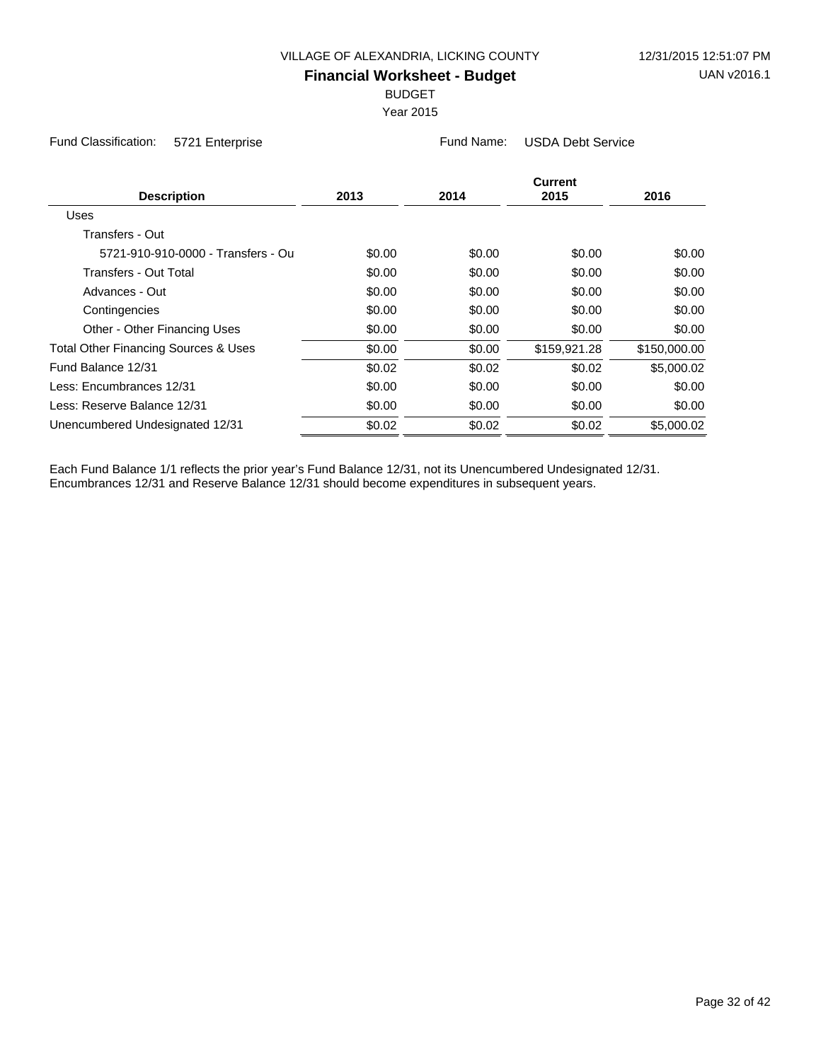VILLAGE OF ALEXANDRIA, LICKING COUNTY

12/31/2015 12:51:07 PM

# Financial Worksheet - Budget

UAN v2016.1

BUDGET

Year 2015

Fund Classification: 5721 Enterprise

Fund Name: USDA Debt Service

| Description | 2013 | 2014 | Current 2015 | 2016 |
|---|---|---|---|---|
| Uses | | | | |
| Transfers - Out | | | | |
| 5721-910-910-0000 - Transfers - Ou | $0.00 | $0.00 | $0.00 | $0.00 |
| Transfers - Out Total | $0.00 | $0.00 | $0.00 | $0.00 |
| Advances - Out | $0.00 | $0.00 | $0.00 | $0.00 |
| Contingencies | $0.00 | $0.00 | $0.00 | $0.00 |
| Other - Other Financing Uses | $0.00 | $0.00 | $0.00 | $0.00 |
| Total Other Financing Sources & Uses | $0.00 | $0.00 | $159,921.28 | $150,000.00 |
| Fund Balance 12/31 | $0.02 | $0.02 | $0.02 | $5,000.02 |
| Less: Encumbrances 12/31 | $0.00 | $0.00 | $0.00 | $0.00 |
| Less: Reserve Balance 12/31 | $0.00 | $0.00 | $0.00 | $0.00 |
| Unencumbered Undesignated 12/31 | $0.02 | $0.02 | $0.02 | $5,000.02 |

Each Fund Balance 1/1 reflects the prior year's Fund Balance 12/31, not its Unencumbered Undesignated 12/31.
Encumbrances 12/31 and Reserve Balance 12/31 should become expenditures in subsequent years.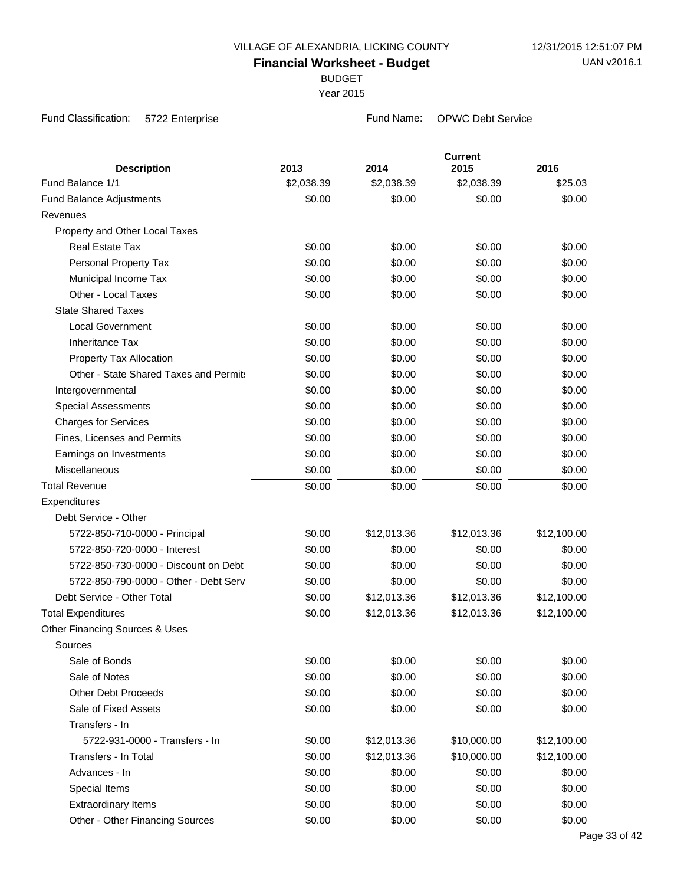VILLAGE OF ALEXANDRIA, LICKING COUNTY

12/31/2015 12:51:07 PM

UAN v2016.1

# Financial Worksheet - Budget

BUDGET

Year 2015

Fund Classification: 5722 Enterprise

Fund Name: OPWC Debt Service

| Description | 2013 | 2014 | Current 2015 | 2016 |
|---|---|---|---|---|
| Fund Balance 1/1 | $2,038.39 | $2,038.39 | $2,038.39 | $25.03 |
| Fund Balance Adjustments | $0.00 | $0.00 | $0.00 | $0.00 |
| Revenues | | | | |
| Property and Other Local Taxes | | | | |
| Real Estate Tax | $0.00 | $0.00 | $0.00 | $0.00 |
| Personal Property Tax | $0.00 | $0.00 | $0.00 | $0.00 |
| Municipal Income Tax | $0.00 | $0.00 | $0.00 | $0.00 |
| Other - Local Taxes | $0.00 | $0.00 | $0.00 | $0.00 |
| State Shared Taxes | | | | |
| Local Government | $0.00 | $0.00 | $0.00 | $0.00 |
| Inheritance Tax | $0.00 | $0.00 | $0.00 | $0.00 |
| Property Tax Allocation | $0.00 | $0.00 | $0.00 | $0.00 |
| Other - State Shared Taxes and Permits | $0.00 | $0.00 | $0.00 | $0.00 |
| Intergovernmental | $0.00 | $0.00 | $0.00 | $0.00 |
| Special Assessments | $0.00 | $0.00 | $0.00 | $0.00 |
| Charges for Services | $0.00 | $0.00 | $0.00 | $0.00 |
| Fines, Licenses and Permits | $0.00 | $0.00 | $0.00 | $0.00 |
| Earnings on Investments | $0.00 | $0.00 | $0.00 | $0.00 |
| Miscellaneous | $0.00 | $0.00 | $0.00 | $0.00 |
| Total Revenue | $0.00 | $0.00 | $0.00 | $0.00 |
| Expenditures | | | | |
| Debt Service - Other | | | | |
| 5722-850-710-0000 - Principal | $0.00 | $12,013.36 | $12,013.36 | $12,100.00 |
| 5722-850-720-0000 - Interest | $0.00 | $0.00 | $0.00 | $0.00 |
| 5722-850-730-0000 - Discount on Debt | $0.00 | $0.00 | $0.00 | $0.00 |
| 5722-850-790-0000 - Other - Debt Serv | $0.00 | $0.00 | $0.00 | $0.00 |
| Debt Service - Other Total | $0.00 | $12,013.36 | $12,013.36 | $12,100.00 |
| Total Expenditures | $0.00 | $12,013.36 | $12,013.36 | $12,100.00 |
| Other Financing Sources & Uses | | | | |
| Sources | | | | |
| Sale of Bonds | $0.00 | $0.00 | $0.00 | $0.00 |
| Sale of Notes | $0.00 | $0.00 | $0.00 | $0.00 |
| Other Debt Proceeds | $0.00 | $0.00 | $0.00 | $0.00 |
| Sale of Fixed Assets | $0.00 | $0.00 | $0.00 | $0.00 |
| Transfers - In | | | | |
| 5722-931-0000 - Transfers - In | $0.00 | $12,013.36 | $10,000.00 | $12,100.00 |
| Transfers - In Total | $0.00 | $12,013.36 | $10,000.00 | $12,100.00 |
| Advances - In | $0.00 | $0.00 | $0.00 | $0.00 |
| Special Items | $0.00 | $0.00 | $0.00 | $0.00 |
| Extraordinary Items | $0.00 | $0.00 | $0.00 | $0.00 |
| Other - Other Financing Sources | $0.00 | $0.00 | $0.00 | $0.00 |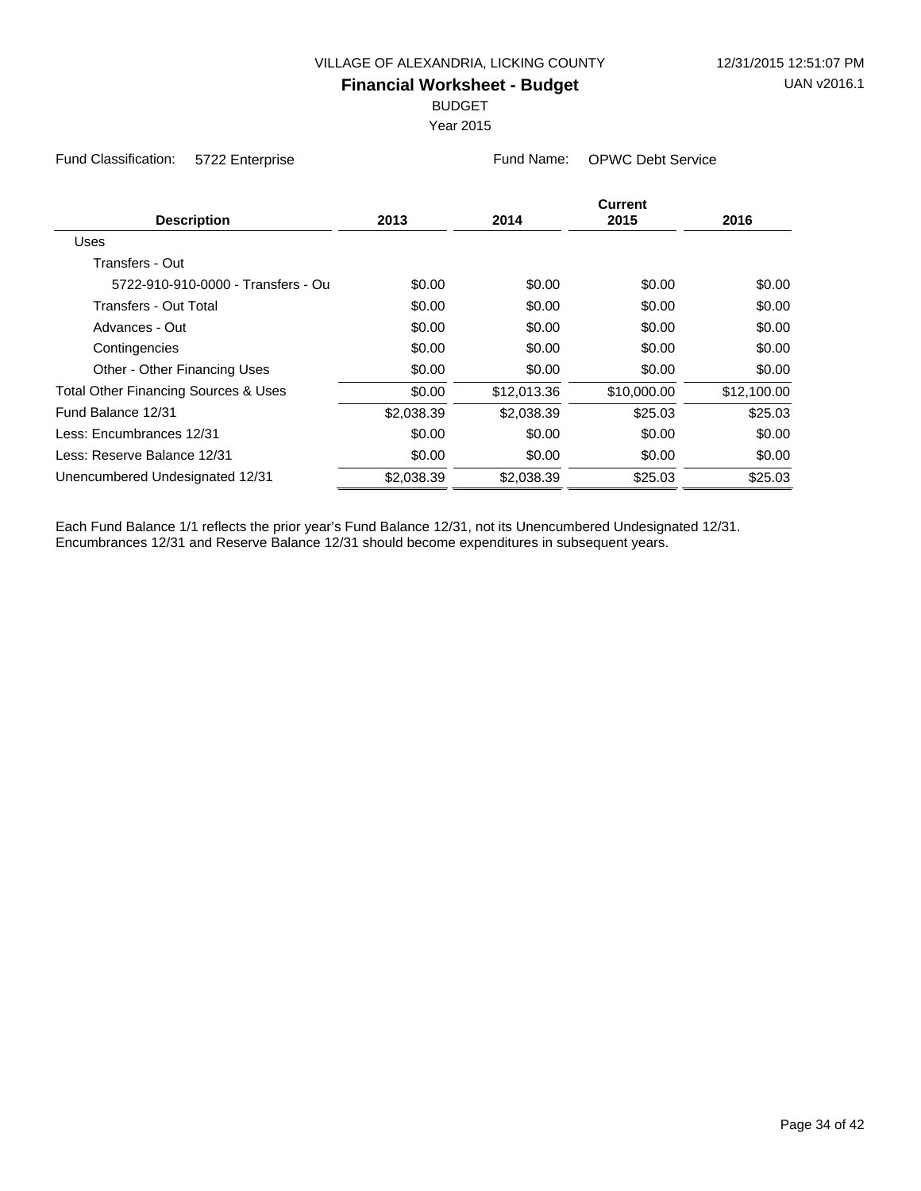VILLAGE OF ALEXANDRIA, LICKING COUNTY

12/31/2015 12:51:07 PM

UAN v2016.1

# Financial Worksheet - Budget

BUDGET

Year 2015

Fund Classification: 5722 Enterprise

Fund Name: OPWC Debt Service

| Description | 2013 | 2014 | Current 2015 | 2016 |
|---|---|---|---|---|
| Uses | | | | |
| Transfers - Out | | | | |
| 5722-910-910-0000 - Transfers - Ou | $0.00 | $0.00 | $0.00 | $0.00 |
| Transfers - Out Total | $0.00 | $0.00 | $0.00 | $0.00 |
| Advances - Out | $0.00 | $0.00 | $0.00 | $0.00 |
| Contingencies | $0.00 | $0.00 | $0.00 | $0.00 |
| Other - Other Financing Uses | $0.00 | $0.00 | $0.00 | $0.00 |
| Total Other Financing Sources & Uses | $0.00 | $12,013.36 | $10,000.00 | $12,100.00 |
| Fund Balance 12/31 | $2,038.39 | $2,038.39 | $25.03 | $25.03 |
| Less: Encumbrances 12/31 | $0.00 | $0.00 | $0.00 | $0.00 |
| Less: Reserve Balance 12/31 | $0.00 | $0.00 | $0.00 | $0.00 |
| Unencumbered Undesignated 12/31 | $2,038.39 | $2,038.39 | $25.03 | $25.03 |

Each Fund Balance 1/1 reflects the prior year's Fund Balance 12/31, not its Unencumbered Undesignated 12/31. Encumbrances 12/31 and Reserve Balance 12/31 should become expenditures in subsequent years.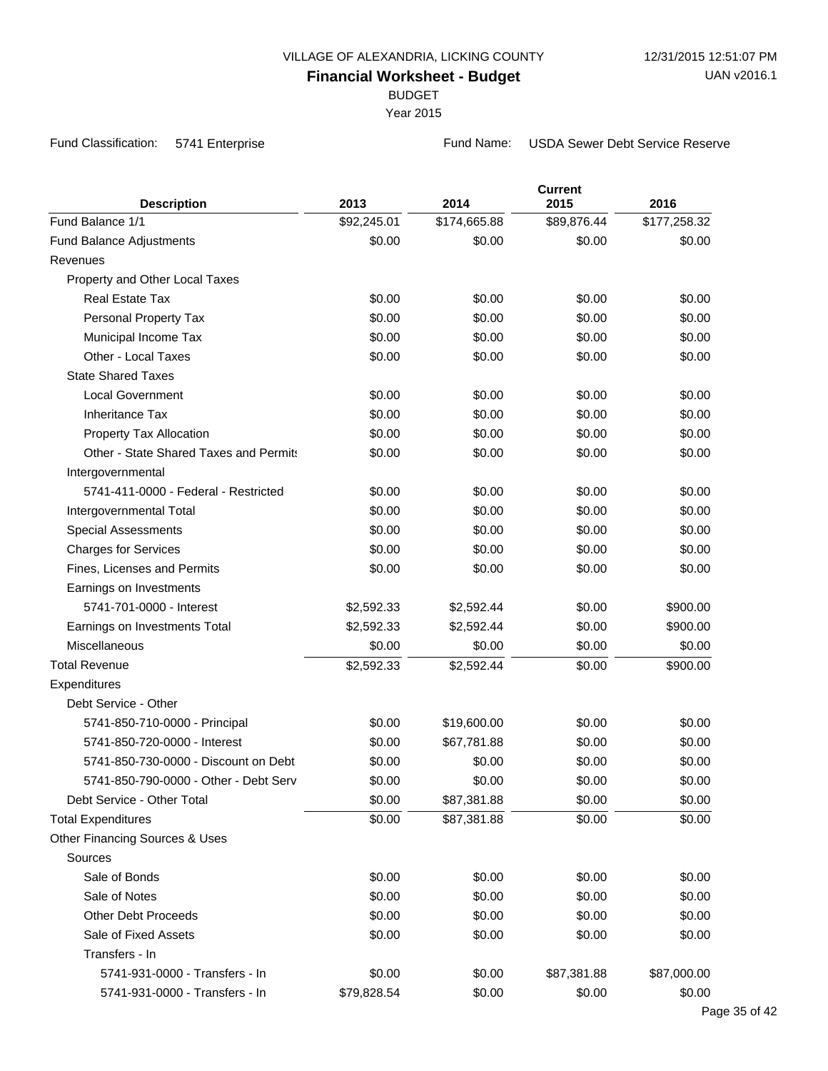VILLAGE OF ALEXANDRIA, LICKING COUNTY

# Financial Worksheet - Budget

BUDGET

Year 2015

12/31/2015 12:51:07 PM

UAN v2016.1

Fund Classification: 5741 Enterprise

Fund Name: USDA Sewer Debt Service Reserve

| Description | 2013 | 2014 | Current 2015 | 2016 |
|---|---|---|---|---|
| Fund Balance 1/1 | $92,245.01 | $174,665.88 | $89,876.44 | $177,258.32 |
| Fund Balance Adjustments | $0.00 | $0.00 | $0.00 | $0.00 |
| Revenues | | | | |
| Property and Other Local Taxes | | | | |
| Real Estate Tax | $0.00 | $0.00 | $0.00 | $0.00 |
| Personal Property Tax | $0.00 | $0.00 | $0.00 | $0.00 |
| Municipal Income Tax | $0.00 | $0.00 | $0.00 | $0.00 |
| Other - Local Taxes | $0.00 | $0.00 | $0.00 | $0.00 |
| State Shared Taxes | | | | |
| Local Government | $0.00 | $0.00 | $0.00 | $0.00 |
| Inheritance Tax | $0.00 | $0.00 | $0.00 | $0.00 |
| Property Tax Allocation | $0.00 | $0.00 | $0.00 | $0.00 |
| Other - State Shared Taxes and Permits | $0.00 | $0.00 | $0.00 | $0.00 |
| Intergovernmental | | | | |
| 5741-411-0000 - Federal - Restricted | $0.00 | $0.00 | $0.00 | $0.00 |
| Intergovernmental Total | $0.00 | $0.00 | $0.00 | $0.00 |
| Special Assessments | $0.00 | $0.00 | $0.00 | $0.00 |
| Charges for Services | $0.00 | $0.00 | $0.00 | $0.00 |
| Fines, Licenses and Permits | $0.00 | $0.00 | $0.00 | $0.00 |
| Earnings on Investments | | | | |
| 5741-701-0000 - Interest | $2,592.33 | $2,592.44 | $0.00 | $900.00 |
| Earnings on Investments Total | $2,592.33 | $2,592.44 | $0.00 | $900.00 |
| Miscellaneous | $0.00 | $0.00 | $0.00 | $0.00 |
| Total Revenue | $2,592.33 | $2,592.44 | $0.00 | $900.00 |
| Expenditures | | | | |
| Debt Service - Other | | | | |
| 5741-850-710-0000 - Principal | $0.00 | $19,600.00 | $0.00 | $0.00 |
| 5741-850-720-0000 - Interest | $0.00 | $67,781.88 | $0.00 | $0.00 |
| 5741-850-730-0000 - Discount on Debt | $0.00 | $0.00 | $0.00 | $0.00 |
| 5741-850-790-0000 - Other - Debt Serv | $0.00 | $0.00 | $0.00 | $0.00 |
| Debt Service - Other Total | $0.00 | $87,381.88 | $0.00 | $0.00 |
| Total Expenditures | $0.00 | $87,381.88 | $0.00 | $0.00 |
| Other Financing Sources & Uses | | | | |
| Sources | | | | |
| Sale of Bonds | $0.00 | $0.00 | $0.00 | $0.00 |
| Sale of Notes | $0.00 | $0.00 | $0.00 | $0.00 |
| Other Debt Proceeds | $0.00 | $0.00 | $0.00 | $0.00 |
| Sale of Fixed Assets | $0.00 | $0.00 | $0.00 | $0.00 |
| Transfers - In | | | | |
| 5741-931-0000 - Transfers - In | $0.00 | $0.00 | $87,381.88 | $87,000.00 |
| 5741-931-0000 - Transfers - In | $79,828.54 | $0.00 | $0.00 | $0.00 |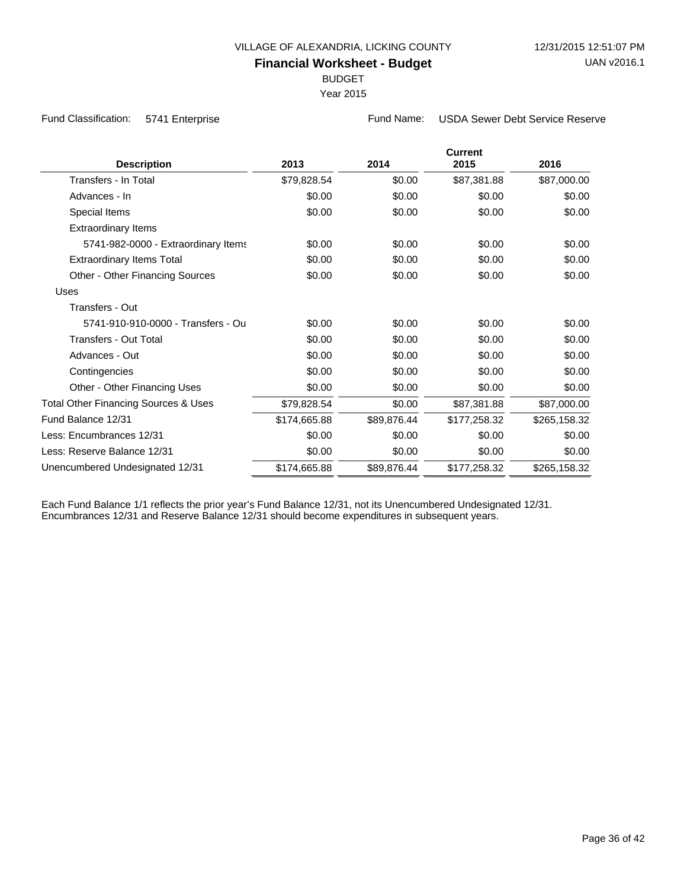VILLAGE OF ALEXANDRIA, LICKING COUNTY

12/31/2015 12:51:07 PM

**Financial Worksheet - Budget**

UAN v2016.1

BUDGET

Year 2015

Fund Classification: 5741 Enterprise

Fund Name: USDA Sewer Debt Service Reserve

| Description | 2013 | 2014 | Current 2015 | 2016 |
|---|---|---|---|---|
| Transfers - In Total | $79,828.54 | $0.00 | $87,381.88 | $87,000.00 |
| Advances - In | $0.00 | $0.00 | $0.00 | $0.00 |
| Special Items | $0.00 | $0.00 | $0.00 | $0.00 |
| Extraordinary Items | | | | |
| 5741-982-0000 - Extraordinary Items | $0.00 | $0.00 | $0.00 | $0.00 |
| Extraordinary Items Total | $0.00 | $0.00 | $0.00 | $0.00 |
| Other - Other Financing Sources | $0.00 | $0.00 | $0.00 | $0.00 |
| Uses | | | | |
| Transfers - Out | | | | |
| 5741-910-910-0000 - Transfers - Ou | $0.00 | $0.00 | $0.00 | $0.00 |
| Transfers - Out Total | $0.00 | $0.00 | $0.00 | $0.00 |
| Advances - Out | $0.00 | $0.00 | $0.00 | $0.00 |
| Contingencies | $0.00 | $0.00 | $0.00 | $0.00 |
| Other - Other Financing Uses | $0.00 | $0.00 | $0.00 | $0.00 |
| Total Other Financing Sources & Uses | $79,828.54 | $0.00 | $87,381.88 | $87,000.00 |
| Fund Balance 12/31 | $174,665.88 | $89,876.44 | $177,258.32 | $265,158.32 |
| Less: Encumbrances 12/31 | $0.00 | $0.00 | $0.00 | $0.00 |
| Less: Reserve Balance 12/31 | $0.00 | $0.00 | $0.00 | $0.00 |
| Unencumbered Undesignated 12/31 | $174,665.88 | $89,876.44 | $177,258.32 | $265,158.32 |

Each Fund Balance 1/1 reflects the prior year's Fund Balance 12/31, not its Unencumbered Undesignated 12/31.
Encumbrances 12/31 and Reserve Balance 12/31 should become expenditures in subsequent years.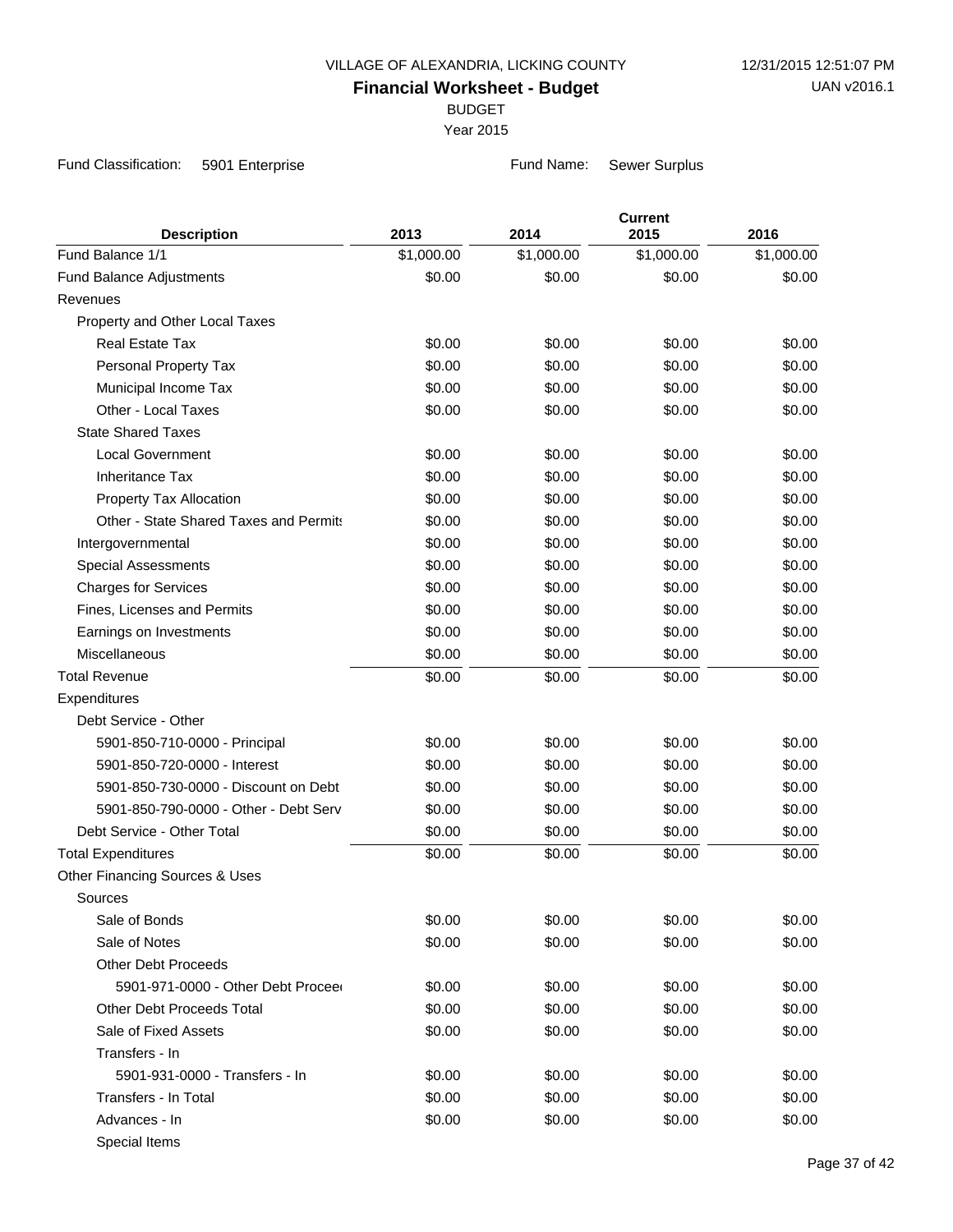VILLAGE OF ALEXANDRIA, LICKING COUNTY

# Financial Worksheet - Budget

BUDGET

Year 2015

12/31/2015 12:51:07 PM
UAN v2016.1

Fund Classification: 5901 Enterprise    Fund Name: Sewer Surplus

| Description | 2013 | 2014 | Current 2015 | 2016 |
|---|---|---|---|---|
| Fund Balance 1/1 | $1,000.00 | $1,000.00 | $1,000.00 | $1,000.00 |
| Fund Balance Adjustments | $0.00 | $0.00 | $0.00 | $0.00 |
| Revenues | | | | |
| Property and Other Local Taxes | | | | |
| Real Estate Tax | $0.00 | $0.00 | $0.00 | $0.00 |
| Personal Property Tax | $0.00 | $0.00 | $0.00 | $0.00 |
| Municipal Income Tax | $0.00 | $0.00 | $0.00 | $0.00 |
| Other - Local Taxes | $0.00 | $0.00 | $0.00 | $0.00 |
| State Shared Taxes | | | | |
| Local Government | $0.00 | $0.00 | $0.00 | $0.00 |
| Inheritance Tax | $0.00 | $0.00 | $0.00 | $0.00 |
| Property Tax Allocation | $0.00 | $0.00 | $0.00 | $0.00 |
| Other - State Shared Taxes and Permits | $0.00 | $0.00 | $0.00 | $0.00 |
| Intergovernmental | $0.00 | $0.00 | $0.00 | $0.00 |
| Special Assessments | $0.00 | $0.00 | $0.00 | $0.00 |
| Charges for Services | $0.00 | $0.00 | $0.00 | $0.00 |
| Fines, Licenses and Permits | $0.00 | $0.00 | $0.00 | $0.00 |
| Earnings on Investments | $0.00 | $0.00 | $0.00 | $0.00 |
| Miscellaneous | $0.00 | $0.00 | $0.00 | $0.00 |
| Total Revenue | $0.00 | $0.00 | $0.00 | $0.00 |
| Expenditures | | | | |
| Debt Service - Other | | | | |
| 5901-850-710-0000 - Principal | $0.00 | $0.00 | $0.00 | $0.00 |
| 5901-850-720-0000 - Interest | $0.00 | $0.00 | $0.00 | $0.00 |
| 5901-850-730-0000 - Discount on Debt | $0.00 | $0.00 | $0.00 | $0.00 |
| 5901-850-790-0000 - Other - Debt Serv | $0.00 | $0.00 | $0.00 | $0.00 |
| Debt Service - Other Total | $0.00 | $0.00 | $0.00 | $0.00 |
| Total Expenditures | $0.00 | $0.00 | $0.00 | $0.00 |
| Other Financing Sources & Uses | | | | |
| Sources | | | | |
| Sale of Bonds | $0.00 | $0.00 | $0.00 | $0.00 |
| Sale of Notes | $0.00 | $0.00 | $0.00 | $0.00 |
| Other Debt Proceeds | | | | |
| 5901-971-0000 - Other Debt Proceeds | $0.00 | $0.00 | $0.00 | $0.00 |
| Other Debt Proceeds Total | $0.00 | $0.00 | $0.00 | $0.00 |
| Sale of Fixed Assets | $0.00 | $0.00 | $0.00 | $0.00 |
| Transfers - In | | | | |
| 5901-931-0000 - Transfers - In | $0.00 | $0.00 | $0.00 | $0.00 |
| Transfers - In Total | $0.00 | $0.00 | $0.00 | $0.00 |
| Advances - In | $0.00 | $0.00 | $0.00 | $0.00 |
| Special Items | | | | |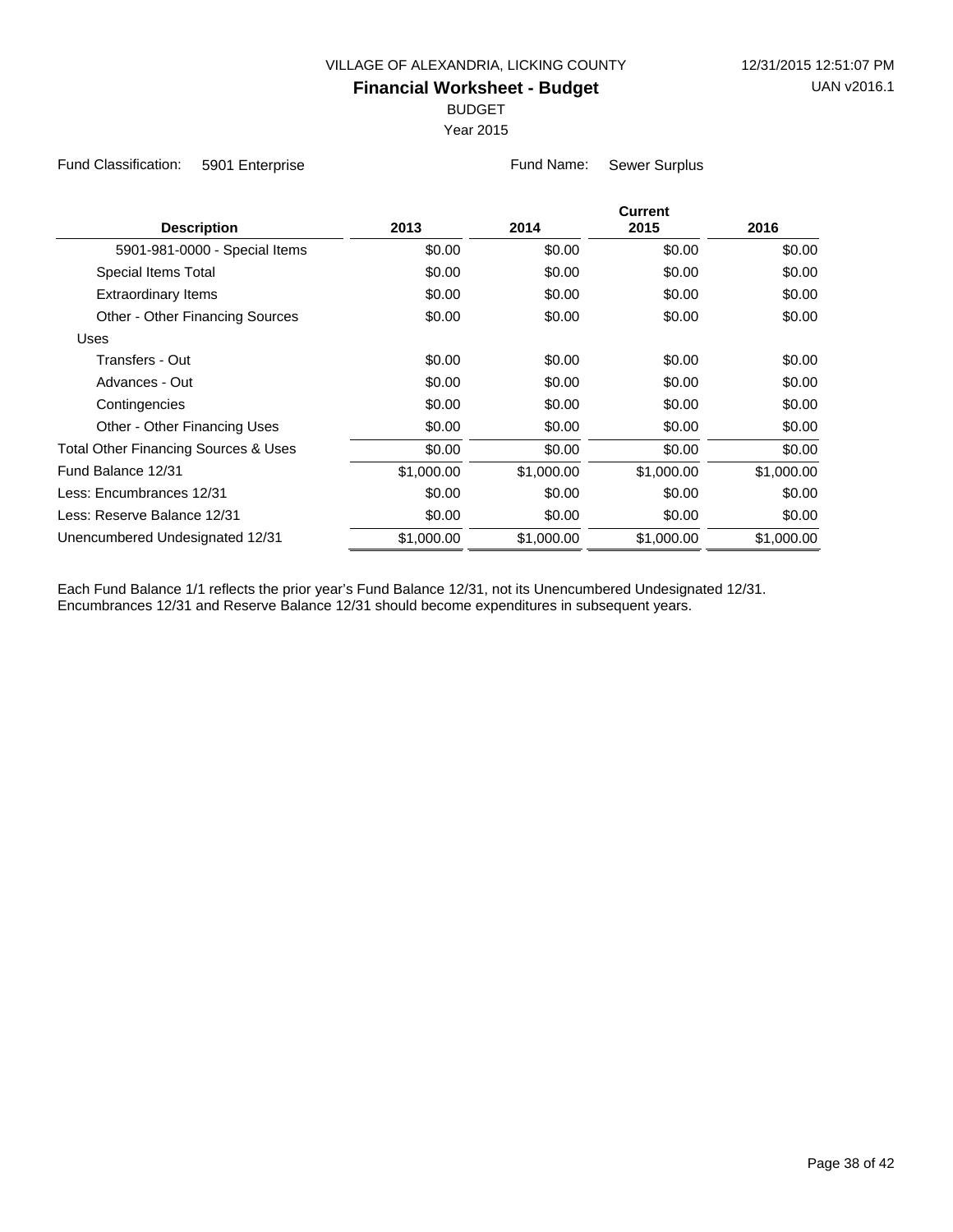VILLAGE OF ALEXANDRIA, LICKING COUNTY

12/31/2015 12:51:07 PM

UAN v2016.1

# Financial Worksheet - Budget

BUDGET

Year 2015

Fund Classification: 5901 Enterprise

Fund Name: Sewer Surplus

| Description | 2013 | 2014 | Current 2015 | 2016 |
|---|---|---|---|---|
| 5901-981-0000 - Special Items | $0.00 | $0.00 | $0.00 | $0.00 |
| Special Items Total | $0.00 | $0.00 | $0.00 | $0.00 |
| Extraordinary Items | $0.00 | $0.00 | $0.00 | $0.00 |
| Other - Other Financing Sources | $0.00 | $0.00 | $0.00 | $0.00 |
| Uses | | | | |
| Transfers - Out | $0.00 | $0.00 | $0.00 | $0.00 |
| Advances - Out | $0.00 | $0.00 | $0.00 | $0.00 |
| Contingencies | $0.00 | $0.00 | $0.00 | $0.00 |
| Other - Other Financing Uses | $0.00 | $0.00 | $0.00 | $0.00 |
| Total Other Financing Sources & Uses | $0.00 | $0.00 | $0.00 | $0.00 |
| Fund Balance 12/31 | $1,000.00 | $1,000.00 | $1,000.00 | $1,000.00 |
| Less: Encumbrances 12/31 | $0.00 | $0.00 | $0.00 | $0.00 |
| Less: Reserve Balance 12/31 | $0.00 | $0.00 | $0.00 | $0.00 |
| Unencumbered Undesignated 12/31 | $1,000.00 | $1,000.00 | $1,000.00 | $1,000.00 |

Each Fund Balance 1/1 reflects the prior year's Fund Balance 12/31, not its Unencumbered Undesignated 12/31.
Encumbrances 12/31 and Reserve Balance 12/31 should become expenditures in subsequent years.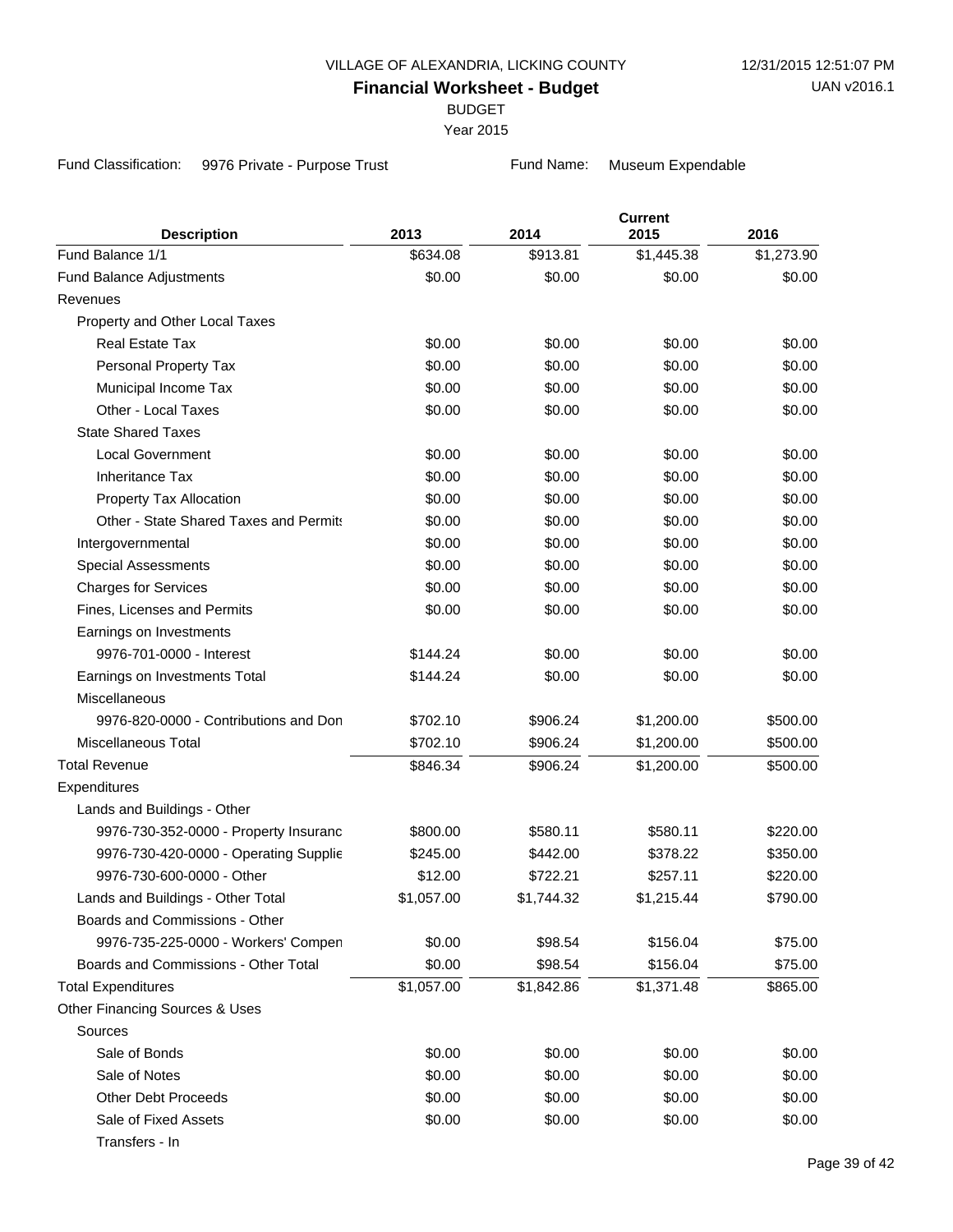VILLAGE OF ALEXANDRIA, LICKING COUNTY

12/31/2015 12:51:07 PM

# Financial Worksheet - Budget

UAN v2016.1

BUDGET

Year 2015

Fund Classification: 9976 Private - Purpose Trust

Fund Name: Museum Expendable

| Description | 2013 | 2014 | Current 2015 | 2016 |
|---|---|---|---|---|
| Fund Balance 1/1 | $634.08 | $913.81 | $1,445.38 | $1,273.90 |
| Fund Balance Adjustments | $0.00 | $0.00 | $0.00 | $0.00 |
| Revenues | | | | |
| Property and Other Local Taxes | | | | |
| Real Estate Tax | $0.00 | $0.00 | $0.00 | $0.00 |
| Personal Property Tax | $0.00 | $0.00 | $0.00 | $0.00 |
| Municipal Income Tax | $0.00 | $0.00 | $0.00 | $0.00 |
| Other - Local Taxes | $0.00 | $0.00 | $0.00 | $0.00 |
| State Shared Taxes | | | | |
| Local Government | $0.00 | $0.00 | $0.00 | $0.00 |
| Inheritance Tax | $0.00 | $0.00 | $0.00 | $0.00 |
| Property Tax Allocation | $0.00 | $0.00 | $0.00 | $0.00 |
| Other - State Shared Taxes and Permits | $0.00 | $0.00 | $0.00 | $0.00 |
| Intergovernmental | $0.00 | $0.00 | $0.00 | $0.00 |
| Special Assessments | $0.00 | $0.00 | $0.00 | $0.00 |
| Charges for Services | $0.00 | $0.00 | $0.00 | $0.00 |
| Fines, Licenses and Permits | $0.00 | $0.00 | $0.00 | $0.00 |
| Earnings on Investments | | | | |
| 9976-701-0000 - Interest | $144.24 | $0.00 | $0.00 | $0.00 |
| Earnings on Investments Total | $144.24 | $0.00 | $0.00 | $0.00 |
| Miscellaneous | | | | |
| 9976-820-0000 - Contributions and Don | $702.10 | $906.24 | $1,200.00 | $500.00 |
| Miscellaneous Total | $702.10 | $906.24 | $1,200.00 | $500.00 |
| Total Revenue | $846.34 | $906.24 | $1,200.00 | $500.00 |
| Expenditures | | | | |
| Lands and Buildings - Other | | | | |
| 9976-730-352-0000 - Property Insuranc | $800.00 | $580.11 | $580.11 | $220.00 |
| 9976-730-420-0000 - Operating Supplie | $245.00 | $442.00 | $378.22 | $350.00 |
| 9976-730-600-0000 - Other | $12.00 | $722.21 | $257.11 | $220.00 |
| Lands and Buildings - Other Total | $1,057.00 | $1,744.32 | $1,215.44 | $790.00 |
| Boards and Commissions - Other | | | | |
| 9976-735-225-0000 - Workers' Compen | $0.00 | $98.54 | $156.04 | $75.00 |
| Boards and Commissions - Other Total | $0.00 | $98.54 | $156.04 | $75.00 |
| Total Expenditures | $1,057.00 | $1,842.86 | $1,371.48 | $865.00 |
| Other Financing Sources & Uses | | | | |
| Sources | | | | |
| Sale of Bonds | $0.00 | $0.00 | $0.00 | $0.00 |
| Sale of Notes | $0.00 | $0.00 | $0.00 | $0.00 |
| Other Debt Proceeds | $0.00 | $0.00 | $0.00 | $0.00 |
| Sale of Fixed Assets | $0.00 | $0.00 | $0.00 | $0.00 |
| Transfers - In | | | | |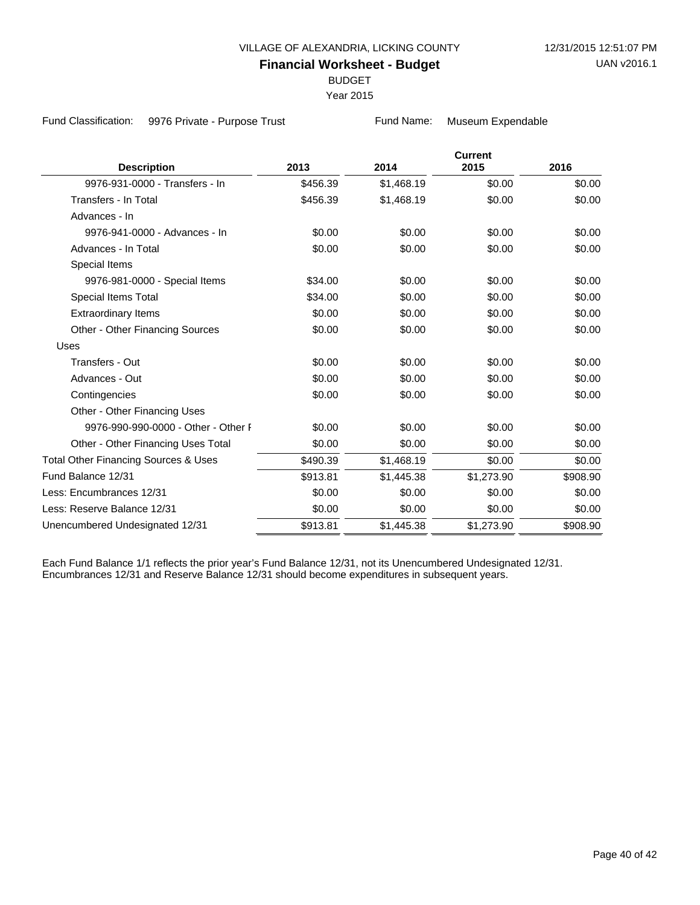VILLAGE OF ALEXANDRIA, LICKING COUNTY

12/31/2015 12:51:07 PM

# Financial Worksheet - Budget

UAN v2016.1

BUDGET

Year 2015

Fund Classification: 9976 Private - Purpose Trust

Fund Name: Museum Expendable

| Description | 2013 | 2014 | Current 2015 | 2016 |
|---|---|---|---|---|
| 9976-931-0000 - Transfers - In | $456.39 | $1,468.19 | $0.00 | $0.00 |
| Transfers - In Total | $456.39 | $1,468.19 | $0.00 | $0.00 |
| Advances - In | | | | |
| 9976-941-0000 - Advances - In | $0.00 | $0.00 | $0.00 | $0.00 |
| Advances - In Total | $0.00 | $0.00 | $0.00 | $0.00 |
| Special Items | | | | |
| 9976-981-0000 - Special Items | $34.00 | $0.00 | $0.00 | $0.00 |
| Special Items Total | $34.00 | $0.00 | $0.00 | $0.00 |
| Extraordinary Items | $0.00 | $0.00 | $0.00 | $0.00 |
| Other - Other Financing Sources | $0.00 | $0.00 | $0.00 | $0.00 |
| Uses | | | | |
| Transfers - Out | $0.00 | $0.00 | $0.00 | $0.00 |
| Advances - Out | $0.00 | $0.00 | $0.00 | $0.00 |
| Contingencies | $0.00 | $0.00 | $0.00 | $0.00 |
| Other - Other Financing Uses | | | | |
| 9976-990-990-0000 - Other - Other F | $0.00 | $0.00 | $0.00 | $0.00 |
| Other - Other Financing Uses Total | $0.00 | $0.00 | $0.00 | $0.00 |
| Total Other Financing Sources & Uses | $490.39 | $1,468.19 | $0.00 | $0.00 |
| Fund Balance 12/31 | $913.81 | $1,445.38 | $1,273.90 | $908.90 |
| Less: Encumbrances 12/31 | $0.00 | $0.00 | $0.00 | $0.00 |
| Less: Reserve Balance 12/31 | $0.00 | $0.00 | $0.00 | $0.00 |
| Unencumbered Undesignated 12/31 | $913.81 | $1,445.38 | $1,273.90 | $908.90 |

Each Fund Balance 1/1 reflects the prior year's Fund Balance 12/31, not its Unencumbered Undesignated 12/31.
Encumbrances 12/31 and Reserve Balance 12/31 should become expenditures in subsequent years.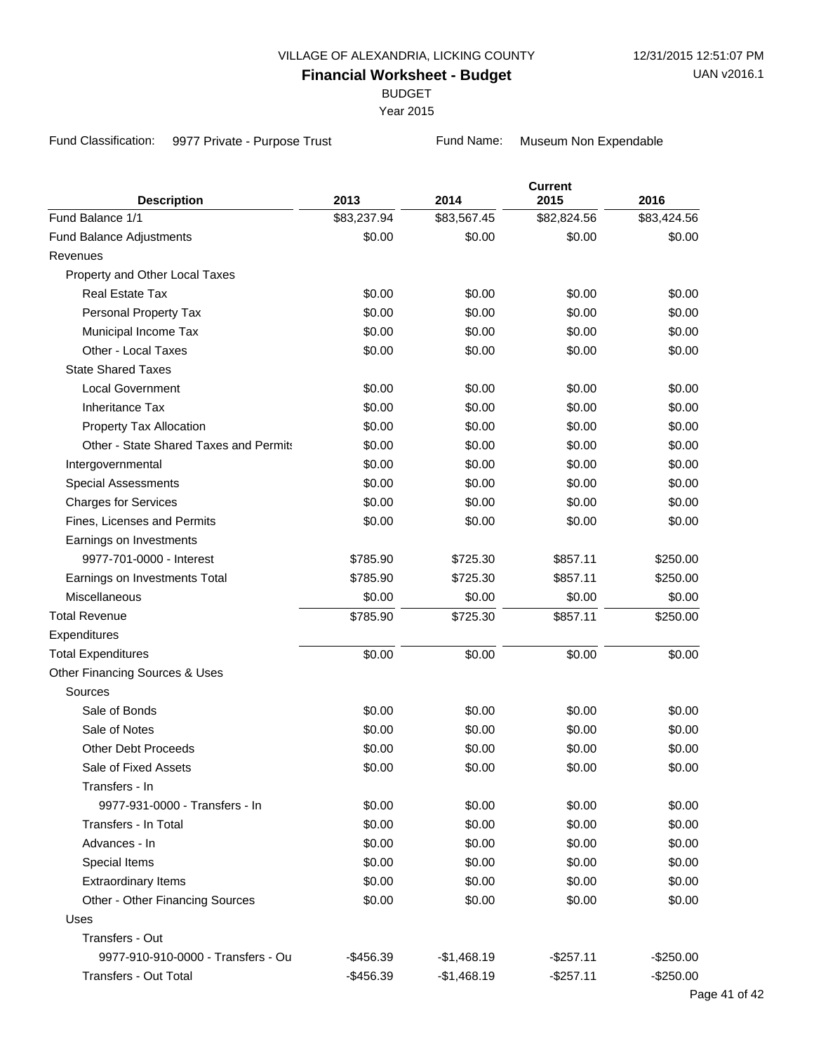VILLAGE OF ALEXANDRIA, LICKING COUNTY

12/31/2015 12:51:07 PM

UAN v2016.1

# Financial Worksheet - Budget

BUDGET

Year 2015

Fund Classification: 9977 Private - Purpose Trust

Fund Name: Museum Non Expendable

| Description | 2013 | 2014 | Current 2015 | 2016 |
|---|---|---|---|---|
| Fund Balance 1/1 | $83,237.94 | $83,567.45 | $82,824.56 | $83,424.56 |
| Fund Balance Adjustments | $0.00 | $0.00 | $0.00 | $0.00 |
| Revenues | | | | |
| Property and Other Local Taxes | | | | |
| Real Estate Tax | $0.00 | $0.00 | $0.00 | $0.00 |
| Personal Property Tax | $0.00 | $0.00 | $0.00 | $0.00 |
| Municipal Income Tax | $0.00 | $0.00 | $0.00 | $0.00 |
| Other - Local Taxes | $0.00 | $0.00 | $0.00 | $0.00 |
| State Shared Taxes | | | | |
| Local Government | $0.00 | $0.00 | $0.00 | $0.00 |
| Inheritance Tax | $0.00 | $0.00 | $0.00 | $0.00 |
| Property Tax Allocation | $0.00 | $0.00 | $0.00 | $0.00 |
| Other - State Shared Taxes and Permits | $0.00 | $0.00 | $0.00 | $0.00 |
| Intergovernmental | $0.00 | $0.00 | $0.00 | $0.00 |
| Special Assessments | $0.00 | $0.00 | $0.00 | $0.00 |
| Charges for Services | $0.00 | $0.00 | $0.00 | $0.00 |
| Fines, Licenses and Permits | $0.00 | $0.00 | $0.00 | $0.00 |
| Earnings on Investments | | | | |
| 9977-701-0000 - Interest | $785.90 | $725.30 | $857.11 | $250.00 |
| Earnings on Investments Total | $785.90 | $725.30 | $857.11 | $250.00 |
| Miscellaneous | $0.00 | $0.00 | $0.00 | $0.00 |
| Total Revenue | $785.90 | $725.30 | $857.11 | $250.00 |
| Expenditures | | | | |
| Total Expenditures | $0.00 | $0.00 | $0.00 | $0.00 |
| Other Financing Sources & Uses | | | | |
| Sources | | | | |
| Sale of Bonds | $0.00 | $0.00 | $0.00 | $0.00 |
| Sale of Notes | $0.00 | $0.00 | $0.00 | $0.00 |
| Other Debt Proceeds | $0.00 | $0.00 | $0.00 | $0.00 |
| Sale of Fixed Assets | $0.00 | $0.00 | $0.00 | $0.00 |
| Transfers - In | | | | |
| 9977-931-0000 - Transfers - In | $0.00 | $0.00 | $0.00 | $0.00 |
| Transfers - In Total | $0.00 | $0.00 | $0.00 | $0.00 |
| Advances - In | $0.00 | $0.00 | $0.00 | $0.00 |
| Special Items | $0.00 | $0.00 | $0.00 | $0.00 |
| Extraordinary Items | $0.00 | $0.00 | $0.00 | $0.00 |
| Other - Other Financing Sources | $0.00 | $0.00 | $0.00 | $0.00 |
| Uses | | | | |
| Transfers - Out | | | | |
| 9977-910-910-0000 - Transfers - Ou | -$456.39 | -$1,468.19 | -$257.11 | -$250.00 |
| Transfers - Out Total | -$456.39 | -$1,468.19 | -$257.11 | -$250.00 |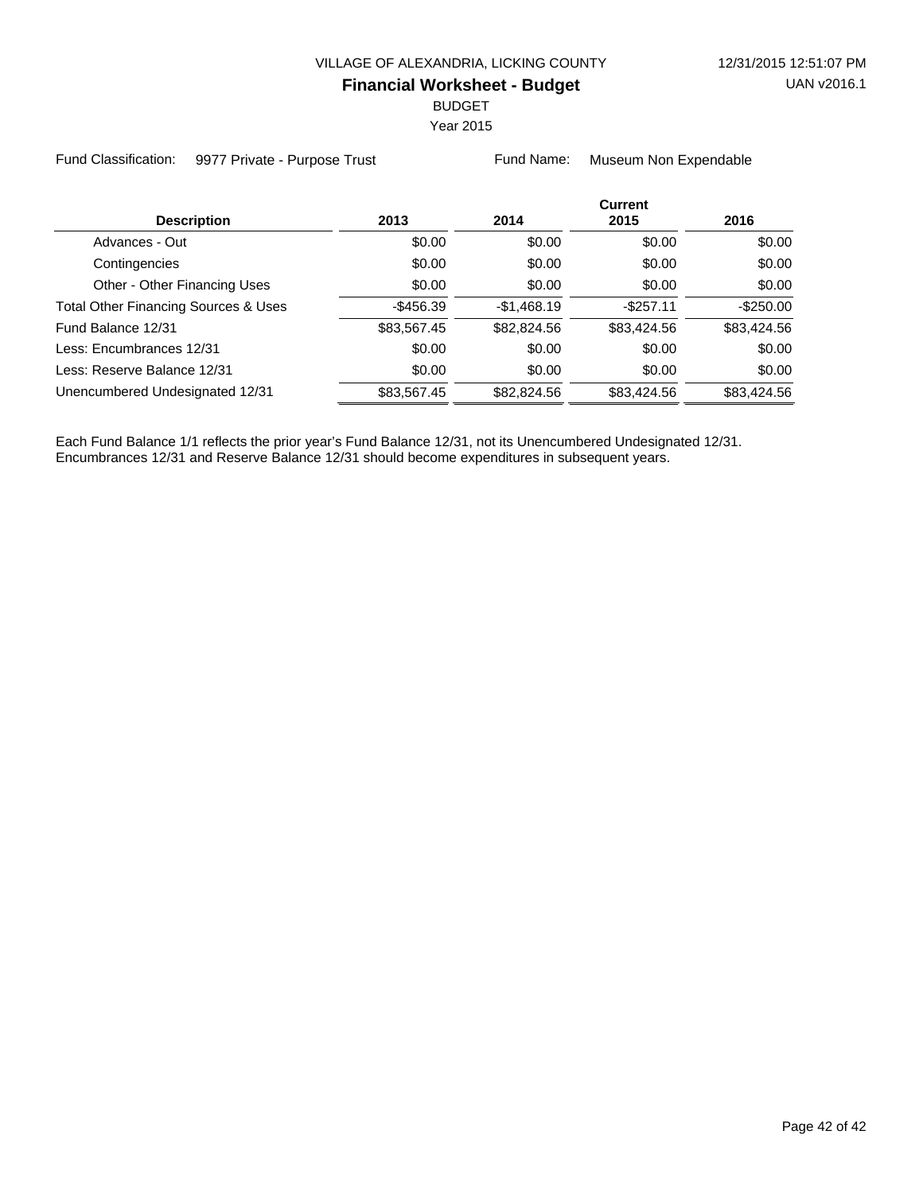VILLAGE OF ALEXANDRIA, LICKING COUNTY

12/31/2015 12:51:07 PM

# Financial Worksheet - Budget

UAN v2016.1

BUDGET

Year 2015

Fund Classification: 9977 Private - Purpose Trust

Fund Name: Museum Non Expendable

| Description | 2013 | 2014 | Current 2015 | 2016 |
|---|---|---|---|---|
| Advances - Out | $0.00 | $0.00 | $0.00 | $0.00 |
| Contingencies | $0.00 | $0.00 | $0.00 | $0.00 |
| Other - Other Financing Uses | $0.00 | $0.00 | $0.00 | $0.00 |
| Total Other Financing Sources & Uses | -$456.39 | -$1,468.19 | -$257.11 | -$250.00 |
| Fund Balance 12/31 | $83,567.45 | $82,824.56 | $83,424.56 | $83,424.56 |
| Less: Encumbrances 12/31 | $0.00 | $0.00 | $0.00 | $0.00 |
| Less: Reserve Balance 12/31 | $0.00 | $0.00 | $0.00 | $0.00 |
| Unencumbered Undesignated 12/31 | $83,567.45 | $82,824.56 | $83,424.56 | $83,424.56 |

Each Fund Balance 1/1 reflects the prior year's Fund Balance 12/31, not its Unencumbered Undesignated 12/31.
Encumbrances 12/31 and Reserve Balance 12/31 should become expenditures in subsequent years.